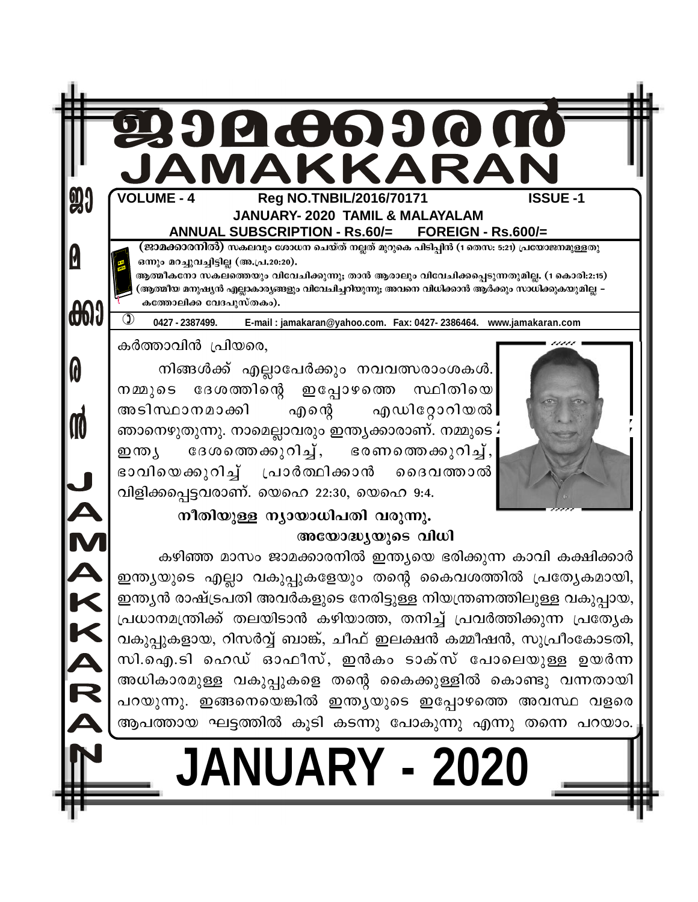# ജാമക്കാരൻ
# JAMAKKARAN

**VOLUME - 4** **Reg NO.TNBIL/2016/70171** **ISSUE -1**

**JANUARY- 2020 TAMIL & MALAYALAM**

**ANNUAL SUBSCRIPTION - Rs.60/= FOREIGN - Rs.600/=**

**(ജാമക്കാരനിൽ)** സകലവും ശോധന ചെയ്ത് നല്ലത് മുറുകെ പിടിപ്പിൻ (1 തെസ: 5:21) പ്രയോജനമുള്ളതു ഒന്നും മറച്ചുവച്ചിട്ടില്ല (അ.പ്ര.20:20).

ആത്മീകനോ സകലത്തെയും വിവേചിക്കുന്നു; താൻ ആരാലും വിവേചിക്കപ്പെടുന്നതുമില്ല. (1 കൊരി:2:15) (ആത്മീയ മനുഷ്യൻ എല്ലാകാര്യങ്ങളും വിവേചിച്ചറിയുന്നു; അവനെ വിധിക്കാൻ ആർക്കും സാധിക്കുകയുമില്ല – കത്തോലിക്ക വേദപുസ്തകം).

0427 - 2387499. E-mail : jamakaran@yahoo.com. Fax: 0427- 2386464. www.jamakaran.com

കർത്താവിൻ പ്രിയരെ,

നിങ്ങൾക്ക് എല്ലാപേർക്കും നവവത്സരാംശകൾ. നമ്മുടെ ദേശത്തിന്റെ ഇപ്പോഴത്തെ സ്ഥിതിയെ അടിസ്ഥാനമാക്കി എന്റെ എഡിറ്റോറിയൽ ഞാനെഴുതുന്നു. നാമെല്ലാവരും ഇന്ത്യക്കാരാണ്. നമ്മുടെ ഇന്ത്യ ദേശത്തെക്കുറിച്ച്, ഭരണത്തെക്കുറിച്ച്, ഭാവിയെക്കുറിച്ച് പ്രാർത്ഥിക്കാൻ ദൈവത്താൽ വിളിക്കപ്പെട്ടവരാണ്. യെഹെ 22:30, യെഹെ 9:4.

**നീതിയുള്ള ന്യായാധിപതി വരുന്നു.**

**അയോദ്ധ്യയുടെ വിധി**

കഴിഞ്ഞ മാസം ജാമക്കാരനിൽ ഇന്ത്യയെ ഭരിക്കുന്ന കാവി കക്ഷിക്കാർ ഇന്ത്യയുടെ എല്ലാ വകുപ്പുകളേയും തന്റെ കൈവശത്തിൽ പ്രത്യേകമായി, ഇന്ത്യൻ രാഷ്ട്രപതി അവർകളുടെ നേരിട്ടുള്ള നിയന്ത്രണത്തിലുള്ള വകുപ്പായ, പ്രധാനമന്ത്രിക്ക് തലയിടാൻ കഴിയാത്ത, തനിച്ച് പ്രവർത്തിക്കുന്ന പ്രത്യേക വകുപ്പുകളായ, റിസർവ്വ് ബാങ്ക്, ചീഫ് ഇലക്ഷൻ കമ്മീഷൻ, സുപ്രീംകോടതി, സി.ഐ.ടി ഹെഡ് ഓഫീസ്, ഇൻകം ടാക്സ് പോലെയുള്ള ഉയർന്ന അധികാരമുള്ള വകുപ്പുകളെ തന്റെ കൈക്കുള്ളിൽ കൊണ്ടു വന്നതായി പറയുന്നു. ഇങ്ങനെയെങ്കിൽ ഇന്ത്യയുടെ ഇപ്പോഴത്തെ അവസ്ഥ വളരെ ആപത്തായ ഘട്ടത്തിൽ കൂടി കടന്നു പോകുന്നു എന്നു തന്നെ പറയാം.

# JANUARY - 2020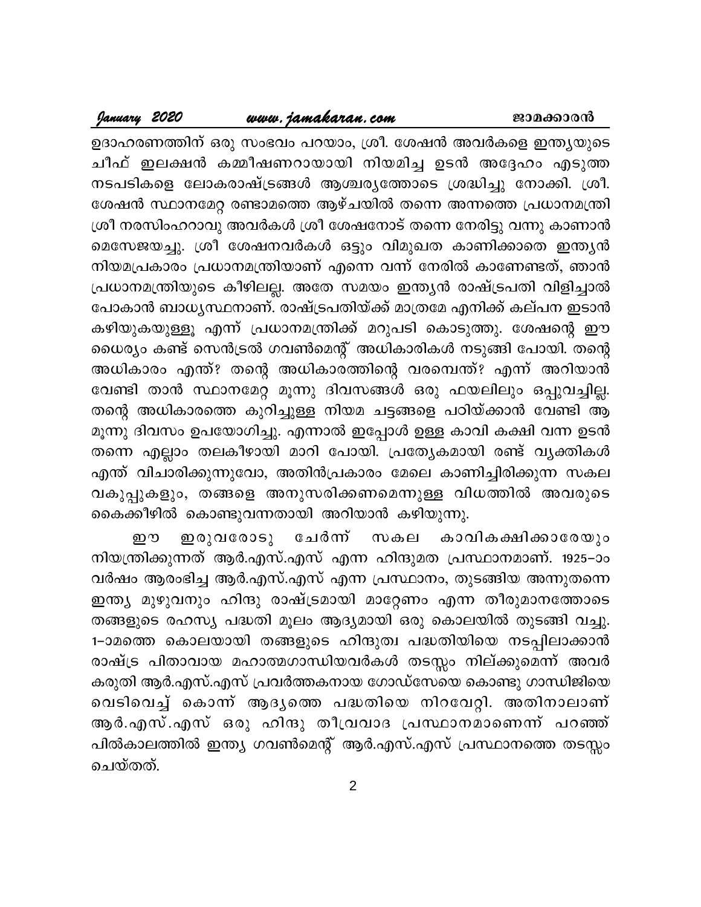ഉദാഹരണത്തിന് ഒരു സംഭവം പറയാം, ശ്രീ. ശേഷൻ അവർകളെ ഇന്ത്യയുടെ ചീഫ് ഇലക്ഷൻ കമ്മീഷണറായായി നിയമിച്ച ഉടൻ അദ്ദേഹം എടുത്ത നടപടികളെ ലോകരാഷ്ട്രങ്ങൾ ആശ്ചര്യത്തോടെ ശ്രദ്ധിച്ചു നോക്കി. ശ്രീ. ശേഷൻ സ്ഥാനമേറ്റ രണ്ടാമത്തെ ആഴ്ചയിൽ തന്നെ അന്നത്തെ പ്രധാനമന്ത്രി ശ്രീ നരസിംഹറാവു അവർകൾ ശ്രീ ശേഷനോട് തന്നെ നേരിട്ടു വന്നു കാണാൻ മെസേജയച്ചു. ശ്രീ ശേഷനവർകൾ ഒട്ടും വിമുഖത കാണിക്കാതെ ഇന്ത്യൻ നിയമപ്രകാരം പ്രധാനമന്ത്രിയാണ് എന്നെ വന്ന് നേരിൽ കാണേണ്ടത്, ഞാൻ പ്രധാനമന്ത്രിയുടെ കീഴിലല്ല. അതേ സമയം ഇന്ത്യൻ രാഷ്ട്രപതി വിളിച്ചാൽ പോകാൻ ബാധ്യസ്ഥനാണ്. രാഷ്ട്രപതിയ്ക്ക് മാത്രമേ എനിക്ക് കല്പന ഇടാൻ കഴിയുകയുള്ളൂ എന്ന് പ്രധാനമന്ത്രിക്ക് മറുപടി കൊടുത്തു. ശേഷന്റെ ഈ ധൈര്യം കണ്ട് സെൻട്രൽ ഗവൺമെന്റ് അധികാരികൾ നടുങ്ങി പോയി. തന്റെ അധികാരം എന്ത്? തന്റെ അധികാരത്തിന്റെ വരമ്പെന്ത്? എന്ന് അറിയാൻ വേണ്ടി താൻ സ്ഥാനമേറ്റ മൂന്നു ദിവസങ്ങൾ ഒരു ഫയലിലും ഒപ്പുവച്ചില്ല. തന്റെ അധികാരത്തെ കുറിച്ചുള്ള നിയമ ചട്ടങ്ങളെ പഠിയ്ക്കാൻ വേണ്ടി ആ മൂന്നു ദിവസം ഉപയോഗിച്ചു. എന്നാൽ ഇപ്പോൾ ഉള്ള കാവി കക്ഷി വന്ന ഉടൻ തന്നെ എല്ലാം തലകീഴായി മാറി പോയി. പ്രത്യേകമായി രണ്ട് വ്യക്തികൾ എന്ത് വിചാരിക്കുന്നുവോ, അതിൻപ്രകാരം മേലെ കാണിച്ചിരിക്കുന്ന സകല വകുപ്പുകളും, തങ്ങളെ അനുസരിക്കണമെന്നുള്ള വിധത്തിൽ അവരുടെ കൈക്കീഴിൽ കൊണ്ടുവന്നതായി അറിയാൻ കഴിയുന്നു.

ഈ ഇരുവരോടു ചേർന്ന് സകല കാവികക്ഷിക്കാരേയും നിയന്ത്രിക്കുന്നത് ആർ.എസ്.എസ് എന്ന ഹിന്ദുമത പ്രസ്ഥാനമാണ്. 1925–ാം വർഷം ആരംഭിച്ച ആർ.എസ്.എസ് എന്ന പ്രസ്ഥാനം, തുടങ്ങിയ അന്നുതന്നെ ഇന്ത്യ മുഴുവനും ഹിന്ദു രാഷ്ട്രമായി മാറ്റേണം എന്ന തീരുമാനത്തോടെ തങ്ങളുടെ രഹസ്യ പദ്ധതി മൂലം ആദ്യമായി ഒരു കൊലയിൽ തുടങ്ങി വച്ചു. 1–ാമത്തെ കൊലയായി തങ്ങളുടെ ഹിന്ദുത്വ പദ്ധതിയിയെ നടപ്പിലാക്കാൻ രാഷ്ട്ര പിതാവായ മഹാത്മഗാന്ധിയവർകൾ തടസ്സം നില്ക്കുമെന്ന് അവർ കരുതി ആർ.എസ്.എസ് പ്രവർത്തകനായ ഗോഡ്സേയെ കൊണ്ടു ഗാന്ധിജിയെ വെടിവെച്ച് കൊന്ന് ആദ്യത്തെ പദ്ധതിയെ നിറവേറ്റി. അതിനാലാണ് ആർ.എസ്.എസ് ഒരു ഹിന്ദു തീവ്രവാദ പ്രസ്ഥാനമാണെന്ന് പറഞ്ഞ് പിൽകാലത്തിൽ ഇന്ത്യ ഗവൺമെന്റ് ആർ.എസ്.എസ് പ്രസ്ഥാനത്തെ തടസ്സം ചെയ്തത്.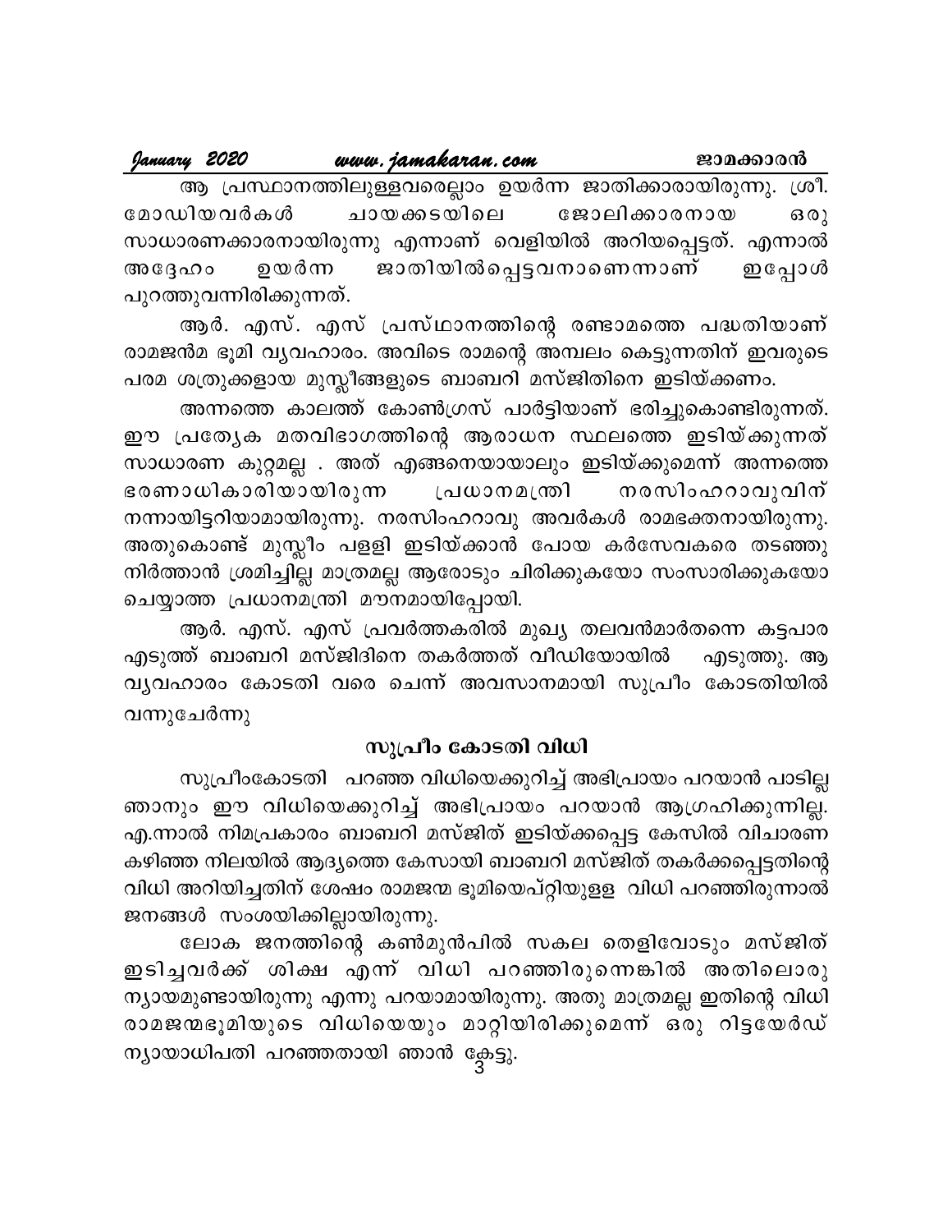ആ പ്രസ്ഥാനത്തിലുള്ളവരെല്ലാം ഉയർന്ന ജാതിക്കാരായിരുന്നു. ശ്രീ. മോഡിയവർകൾ ചായക്കടയിലെ ജോലിക്കാരനായ ഒരു സാധാരണക്കാരനായിരുന്നു എന്നാണ് വെളിയിൽ അറിയപ്പെട്ടത്. എന്നാൽ അദ്ദേഹം ഉയർന്ന ജാതിയിൽപ്പെട്ടവനാണെന്നാണ് ഇപ്പോൾ പുറത്തുവന്നിരിക്കുന്നത്.

ആർ. എസ്. എസ് പ്രസ്ഥാനത്തിന്റെ രണ്ടാമത്തെ പദ്ധതിയാണ് രാമജൻമ ഭൂമി വ്യവഹാരം. അവിടെ രാമന്റെ അമ്പലം കെട്ടുന്നതിന് ഇവരുടെ പരമ ശത്രുക്കളായ മുസ്ലീങ്ങളുടെ ബാബറി മസ്ജിതിനെ ഇടിയ്ക്കണം.

അന്നത്തെ കാലത്ത് കോൺഗ്രസ് പാർട്ടിയാണ് ഭരിച്ചുകൊണ്ടിരുന്നത്. ഈ പ്രത്യേക മതവിഭാഗത്തിന്റെ ആരാധന സ്ഥലത്തെ ഇടിയ്ക്കുന്നത് സാധാരണ കുറ്റമല്ല . അത് എങ്ങനെയായാലും ഇടിയ്ക്കുമെന്ന് അന്നത്തെ ഭരണാധികാരിയായിരുന്ന പ്രധാനമന്ത്രി നരസിംഹറാവുവിന് നന്നായിട്ടറിയാമായിരുന്നു. നരസിംഹറാവു അവർകൾ രാമഭക്തനായിരുന്നു. അതുകൊണ്ട് മുസ്ലീം പള്ളി ഇടിയ്ക്കാൻ പോയ കർസേവകരെ തടഞ്ഞു നിർത്താൻ ശ്രമിച്ചില്ല മാത്രമല്ല ആരോടും ചിരിക്കുകയോ സംസാരിക്കുകയോ ചെയ്യാത്ത പ്രധാനമന്ത്രി മൗനമായിപ്പോയി.

ആർ. എസ്. എസ് പ്രവർത്തകരിൽ മുഖ്യ തലവൻമാർതന്നെ കട്ടപാര എടുത്ത് ബാബറി മസ്ജിദിനെ തകർത്തത് വീഡിയോയിൽ എടുത്തു. ആ വ്യവഹാരം കോടതി വരെ ചെന്ന് അവസാനമായി സുപ്രീം കോടതിയിൽ വന്നുചേർന്നു

**സുപ്രീം കോടതി വിധി**

സുപ്രീംകോടതി പറഞ്ഞ വിധിയെക്കുറിച്ച് അഭിപ്രായം പറയാൻ പാടില്ല ഞാനും ഈ വിധിയെക്കുറിച്ച് അഭിപ്രായം പറയാൻ ആഗ്രഹിക്കുന്നില്ല. എ.ന്നാൽ നിമപ്രകാരം ബാബറി മസ്ജിത് ഇടിയ്ക്കപ്പെട്ട കേസിൽ വിചാരണ കഴിഞ്ഞ നിലയിൽ ആദ്യത്തെ കേസായി ബാബറി മസ്ജിത് തകർക്കപ്പെട്ടതിന്റെ വിധി അറിയിച്ചതിന് ശേഷം രാമജന്മ ഭൂമിയെപ്പറ്റിയുള്ള വിധി പറഞ്ഞിരുന്നാൽ ജനങ്ങൾ സംശയിക്കില്ലായിരുന്നു.

ലോക ജനത്തിന്റെ കൺമുൻപിൽ സകല തെളിവോടും മസ്ജിത് ഇടിച്ചവർക്ക് ശിക്ഷ എന്ന് വിധി പറഞ്ഞിരുന്നെങ്കിൽ അതിലൊരു ന്യായമുണ്ടായിരുന്നു എന്നു പറയാമായിരുന്നു. അതു മാത്രമല്ല ഇതിന്റെ വിധി രാമജന്മഭൂമിയുടെ വിധിയെയും മാറ്റിയിരിക്കുമെന്ന് ഒരു റിട്ടയേർഡ് ന്യായാധിപതി പറഞ്ഞതായി ഞാൻ കേട്ടു.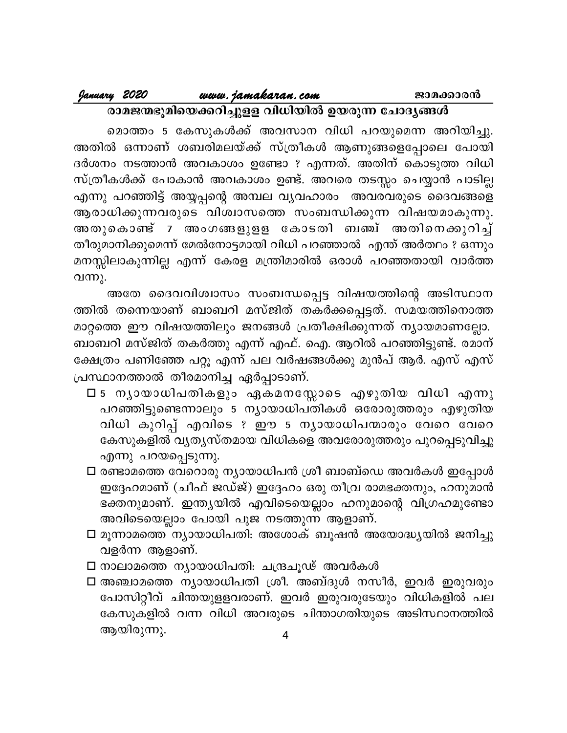## രാമജന്മഭൂമിയെക്കറിച്ചുള്ള വിധിയിൽ ഉയരുന്ന ചോദ്യങ്ങൾ

മൊത്തം 5 കേസുകൾക്ക് അവസാന വിധി പറയുമെന്ന അറിയിച്ചു. അതിൽ ഒന്നാണ് ശബരിമലയ്ക്ക് സ്ത്രീകൾ ആണുങ്ങളെപ്പോലെ പോയി ദർശനം നടത്താൻ അവകാശം ഉണ്ടോ ? എന്നത്. അതിന് കൊടുത്ത വിധി സ്ത്രീകൾക്ക് പോകാൻ അവകാശം ഉണ്ട്. അവരെ തടസ്സം ചെയ്യാൻ പാടില്ല എന്നു പറഞ്ഞിട്ട് അയ്യപ്പന്റെ അമ്പല വ്യവഹാരം അവരവരുടെ ദൈവങ്ങളെ ആരാധിക്കുന്നവരുടെ വിശ്വാസത്തെ സംബന്ധിക്കുന്ന വിഷയമാകുന്നു. അതുകൊണ്ട് 7 അംഗങ്ങളുള്ള കോടതി ബഞ്ച് അതിനെക്കുറിച്ച് തീരുമാനിക്കുമെന്ന് മേൽനോട്ടമായി വിധി പറഞ്ഞാൽ എന്ത് അർത്ഥം ? ഒന്നും മനസ്സിലാകുന്നില്ല എന്ന് കേരള മന്ത്രിമാരിൽ ഒരാൾ പറഞ്ഞതായി വാർത്ത വന്നു.

അതേ ദൈവവിശ്വാസം സംബന്ധപ്പെട്ട വിഷയത്തിന്റെ അടിസ്ഥാനത്തിൽ തന്നെയാണ് ബാബറി മസ്ജിത് തകർക്കപ്പെട്ടത്. സമയത്തിനൊത്ത മാറ്റത്തെ ഈ വിഷയത്തിലും ജനങ്ങൾ പ്രതീക്ഷിക്കുന്നത് ന്യായമാണല്ലോ. ബാബറി മസ്ജിത് തകർത്തു എന്ന് എഫ്. ഐ. ആറിൽ പറഞ്ഞിട്ടുണ്ട്. രമാന് ക്ഷേത്രം പണിഞ്ഞേ പറ്റൂ എന്ന് പല വർഷങ്ങൾക്കു മുൻപ് ആർ. എസ് എസ് പ്രസ്ഥാനത്താൽ തീരമാനിച്ച ഏർപ്പാടാണ്.

- 5 ന്യായാധിപതികളും ഏകമനസ്സോടെ എഴുതിയ വിധി എന്നു പറഞ്ഞിട്ടുണ്ടെന്നാലും 5 ന്യായാധിപതികൾ ഒരോരുത്തരും എഴുതിയ വിധി കുറിപ്പ് എവിടെ ? ഈ 5 ന്യായാധിപന്മാരും വേറെ വേറെ കേസുകളിൽ വ്യത്യസ്തമായ വിധികളെ അവരോരുത്തരും പുറപ്പെടുവിച്ചു എന്നു പറയപ്പെടുന്നു.
- രണ്ടാമത്തെ വേറൊരു ന്യായാധിപൻ ശ്രീ ബാബ്ഡെ അവർകൾ ഇപ്പോൾ ഇദ്ദേഹമാണ് (ചീഫ് ജഡ്ജ്) ഇദ്ദേഹം ഒരു തീവ്ര രാമഭക്തനും, ഹനുമാൻ ഭക്തനുമാണ്. ഇന്ത്യയിൽ എവിടെയെല്ലാം ഹനുമാന്റെ വിഗ്രഹമുണ്ടോ അവിടെയെല്ലാം പോയി പൂജ നടത്തുന്ന ആളാണ്.
- മൂന്നാമത്തെ ന്യായാധിപതി: അശോക് ബൂഷൻ അയോദ്ധ്യയിൽ ജനിച്ചു വളർന്ന ആളാണ്.
- നാലാമത്തെ ന്യായാധിപതി: ചന്ദ്രചൂഢ് അവർകൾ
- അഞ്ചാമത്തെ ന്യായാധിപതി ശ്രീ. അബ്ദുൾ നസീർ, ഇവർ ഇരുവരും പോസിറ്റീവ് ചിന്തയുള്ളവരാണ്. ഇവർ ഇരുവരുടേയും വിധികളിൽ പല കേസുകളിൽ വന്ന വിധി അവരുടെ ചിന്താഗതിയുടെ അടിസ്ഥാനത്തിൽ ആയിരുന്നു.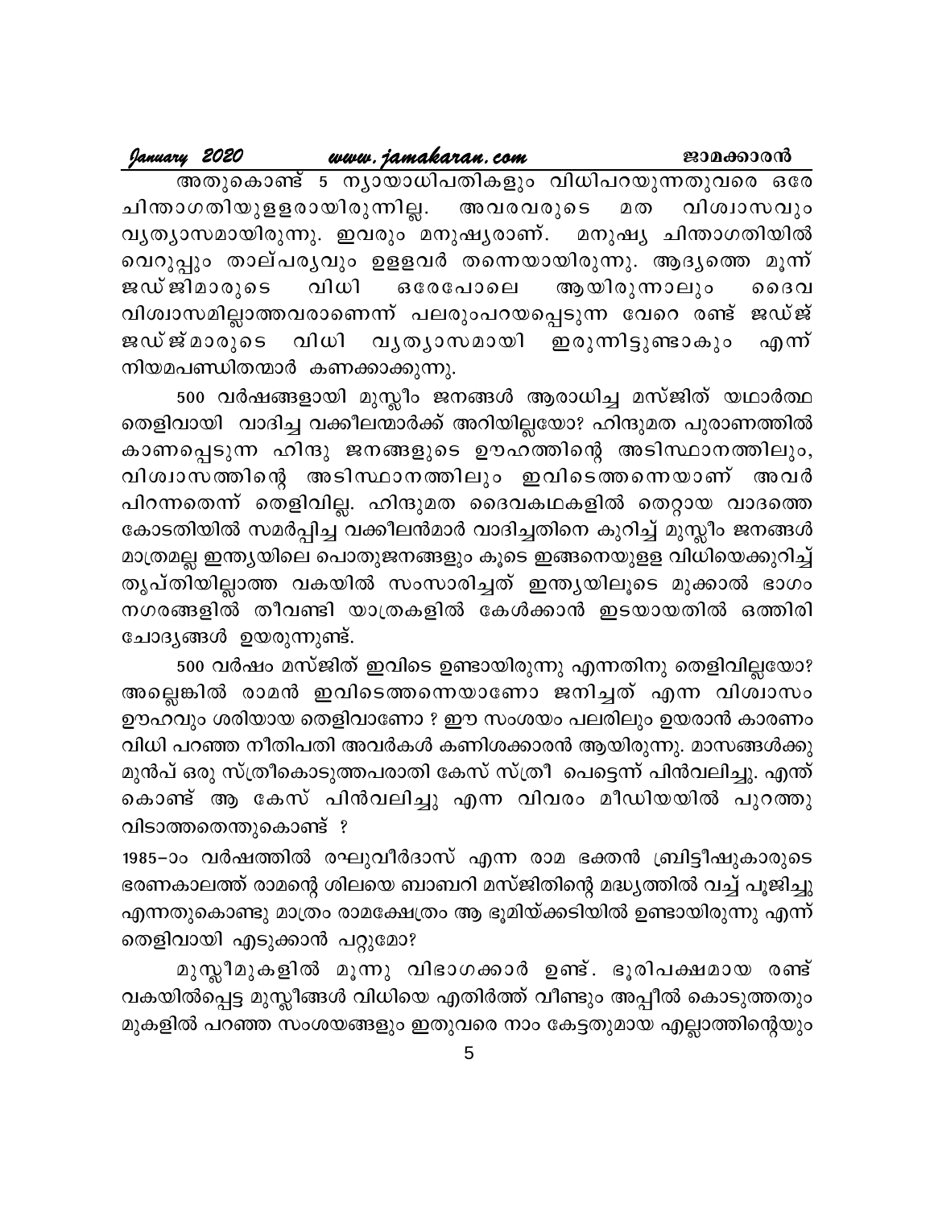അതുകൊണ്ട് 5 ന്യായാധിപതികളും വിധിപറയുന്നതുവരെ ഒരേ ചിന്താഗതിയുളളരായിരുന്നില്ല. അവരവരുടെ മത വിശ്വാസവും വ്യത്യാസമായിരുന്നു. ഇവരും മനുഷ്യരാണ്. മനുഷ്യ ചിന്താഗതിയിൽ വെറുപ്പും താല്പര്യവും ഉളളവർ തന്നെയായിരുന്നു. ആദ്യത്തെ മൂന്ന് ജഡ്ജിമാരുടെ വിധി ഒരേപോലെ ആയിരുന്നാലും ദൈവ വിശ്വാസമില്ലാത്തവരാണെന്ന് പലരുംപറയപ്പെടുന്ന വേറെ രണ്ട് ജഡ്ജ് ജഡ്ജ്മാരുടെ വിധി വ്യത്യാസമായി ഇരുന്നിട്ടുണ്ടാകും എന്ന് നിയമപണ്ഡിതന്മാർ കണക്കാക്കുന്നു.

500 വർഷങ്ങളായി മുസ്ലീം ജനങ്ങൾ ആരാധിച്ച മസ്ജിത് യഥാർത്ഥ തെളിവായി വാദിച്ച വക്കീലന്മാർക്ക് അറിയില്ലയോ? ഹിന്ദുമത പുരാണത്തിൽ കാണപ്പെടുന്ന ഹിന്ദു ജനങ്ങളുടെ ഊഹത്തിന്റെ അടിസ്ഥാനത്തിലും, വിശ്വാസത്തിന്റെ അടിസ്ഥാനത്തിലും ഇവിടെത്തന്നെയാണ് അവർ പിറന്നതെന്ന് തെളിവില്ല. ഹിന്ദുമത ദൈവകഥകളിൽ തെറ്റായ വാദത്തെ കോടതിയിൽ സമർപ്പിച്ച വക്കീലൻമാർ വാദിച്ചതിനെ കുറിച്ച് മുസ്ലീം ജനങ്ങൾ മാത്രമല്ല ഇന്ത്യയിലെ പൊതുജനങ്ങളും കൂടെ ഇങ്ങനെയുളള വിധിയെക്കുറിച്ച് തൃപ്തിയില്ലാത്ത വകയിൽ സംസാരിച്ചത് ഇന്ത്യയിലൂടെ മുക്കാൽ ഭാഗം നഗരങ്ങളിൽ തീവണ്ടി യാത്രകളിൽ കേൾക്കാൻ ഇടയായതിൽ ഒത്തിരി ചോദ്യങ്ങൾ ഉയരുന്നുണ്ട്.

500 വർഷം മസ്ജിത് ഇവിടെ ഉണ്ടായിരുന്നു എന്നതിനു തെളിവില്ലയോ? അല്ലെങ്കിൽ രാമൻ ഇവിടെത്തന്നെയാണോ ജനിച്ചത് എന്ന വിശ്വാസം ഊഹവും ശരിയായ തെളിവാണോ ? ഈ സംശയം പലരിലും ഉയരാൻ കാരണം വിധി പറഞ്ഞ നീതിപതി അവർകൾ കണിശക്കാരൻ ആയിരുന്നു. മാസങ്ങൾക്കു മുൻപ് ഒരു സ്ത്രീകൊടുത്തപരാതി കേസ് സ്ത്രീ പെട്ടെന്ന് പിൻവലിച്ചു. എന്ത് കൊണ്ട് ആ കേസ് പിൻവലിച്ചു എന്ന വിവരം മീഡിയയിൽ പുറത്തു വിടാത്തതെന്തുകൊണ്ട് ?

1985-ാം വർഷത്തിൽ രഘുവീർദാസ് എന്ന രാമ ഭക്തൻ ബ്രിട്ടീഷുകാരുടെ ഭരണകാലത്ത് രാമന്റെ ശിലയെ ബാബറി മസ്ജിതിന്റെ മദ്ധ്യത്തിൽ വച്ച് പൂജിച്ചു എന്നതുകൊണ്ടു മാത്രം രാമക്ഷേത്രം ആ ഭൂമിയ്ക്കടിയിൽ ഉണ്ടായിരുന്നു എന്ന് തെളിവായി എടുക്കാൻ പറ്റുമോ?

മുസ്ലീമുകളിൽ മൂന്നു വിഭാഗക്കാർ ഉണ്ട്. ഭൂരിപക്ഷമായ രണ്ട് വകയിൽപ്പെട്ട മുസ്ലീങ്ങൾ വിധിയെ എതിർത്ത് വീണ്ടും അപ്പീൽ കൊടുത്തതും മുകളിൽ പറഞ്ഞ സംശയങ്ങളും ഇതുവരെ നാം കേട്ടതുമായ എല്ലാത്തിന്റെയും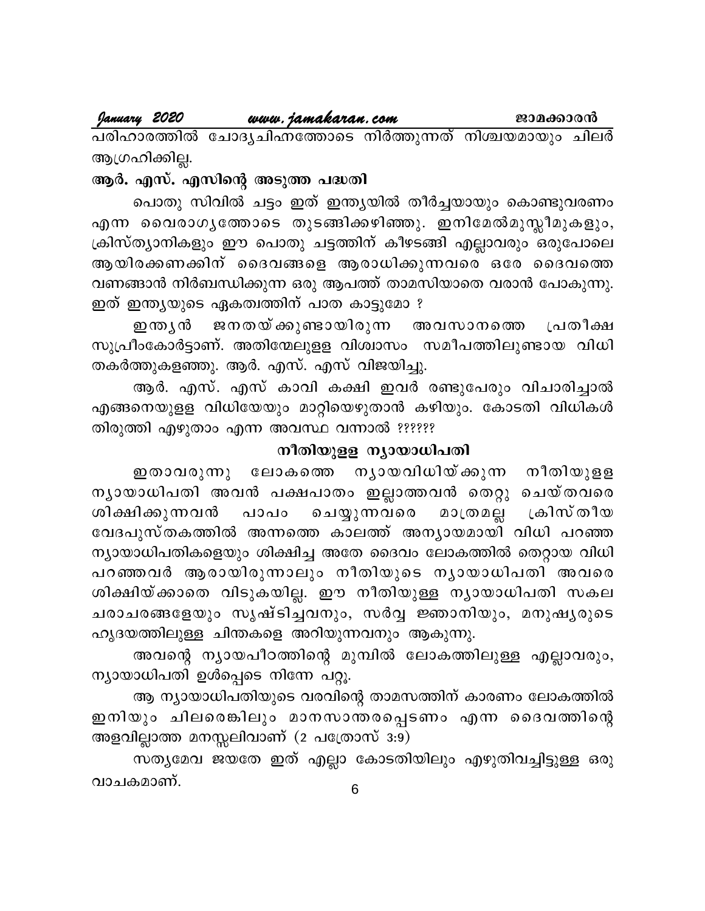പരിഹാരത്തിൽ ചോദ്യചിഹ്നത്തോടെ നിർത്തുന്നത് നിശ്ചയമായും ചിലർ ആഗ്രഹിക്കില്ല.

**ആർ. എസ്. എസിന്റെ അടുത്ത പദ്ധതി**

പൊതു സിവിൽ ചട്ടം ഇത് ഇന്ത്യയിൽ തീർച്ചയായും കൊണ്ടുവരണം എന്ന വൈരാഗ്യത്തോടെ തുടങ്ങിക്കഴിഞ്ഞു. ഇനിമേൽമുസ്ലീമുകളും, ക്രിസ്ത്യാനികളും ഈ പൊതു ചട്ടത്തിന് കീഴടങ്ങി എല്ലാവരും ഒരുപോലെ ആയിരക്കണക്കിന് ദൈവങ്ങളെ ആരാധിക്കുന്നവരെ ഒരേ ദൈവത്തെ വണങ്ങാൻ നിർബന്ധിക്കുന്ന ഒരു ആപത്ത് താമസിയാതെ വരാൻ പോകുന്നു. ഇത് ഇന്ത്യയുടെ ഏകത്വത്തിന് പാത കാട്ടുമോ ?

ഇന്ത്യൻ ജനതയ്ക്കുണ്ടായിരുന്ന അവസാനത്തെ പ്രതീക്ഷ സുപ്രീംകോർട്ടാണ്. അതിന്മേലുള്ള വിശ്വാസം സമീപത്തിലുണ്ടായ വിധി തകർത്തുകളഞ്ഞു. ആർ. എസ്. എസ് വിജയിച്ചു.

ആർ. എസ്. എസ് കാവി കക്ഷി ഇവർ രണ്ടുപേരും വിചാരിച്ചാൽ എങ്ങനെയുള്ള വിധിയേയും മാറ്റിയെഴുതാൻ കഴിയും. കോടതി വിധികൾ തിരുത്തി എഴുതാം എന്ന അവസ്ഥ വന്നാൽ ??????

**നീതിയുള്ള ന്യായാധിപതി**

ഇതാവരുന്നു ലോകത്തെ ന്യായവിധിയ്ക്കുന്ന നീതിയുള്ള ന്യായാധിപതി അവൻ പക്ഷപാതം ഇല്ലാത്തവൻ തെറ്റു ചെയ്തവരെ ശിക്ഷിക്കുന്നവൻ പാപം ചെയ്യുന്നവരെ മാത്രമല്ല ക്രിസ്തീയ വേദപുസ്തകത്തിൽ അന്നത്തെ കാലത്ത് അന്യായമായി വിധി പറഞ്ഞ ന്യായാധിപതികളെയും ശിക്ഷിച്ച അതേ ദൈവം ലോകത്തിൽ തെറ്റായ വിധി പറഞ്ഞവർ ആരായിരുന്നാലും നീതിയുടെ ന്യായാധിപതി അവരെ ശിക്ഷിയ്ക്കാതെ വിടുകയില്ല. ഈ നീതിയുള്ള ന്യായാധിപതി സകല ചരാചരങ്ങളേയും സൃഷ്ടിച്ചവനും, സർവ്വ ജ്ഞാനിയും, മനുഷ്യരുടെ ഹൃദയത്തിലുള്ള ചിന്തകളെ അറിയുന്നവനും ആകുന്നു.

അവന്റെ ന്യായപീഠത്തിന്റെ മുമ്പിൽ ലോകത്തിലുള്ള എല്ലാവരും, ന്യായാധിപതി ഉൾപ്പെടെ നിന്നേ പറ്റൂ.

ആ ന്യായാധിപതിയുടെ വരവിന്റെ താമസത്തിന് കാരണം ലോകത്തിൽ ഇനിയും ചിലരെങ്കിലും മാനസാന്തരപ്പെടണം എന്ന ദൈവത്തിന്റെ അളവില്ലാത്ത മനസ്സലിവാണ് (2 പത്രോസ് 3:9)

സത്യമേവ ജയതേ ഇത് എല്ലാ കോടതിയിലും എഴുതിവച്ചിട്ടുള്ള ഒരു വാചകമാണ്.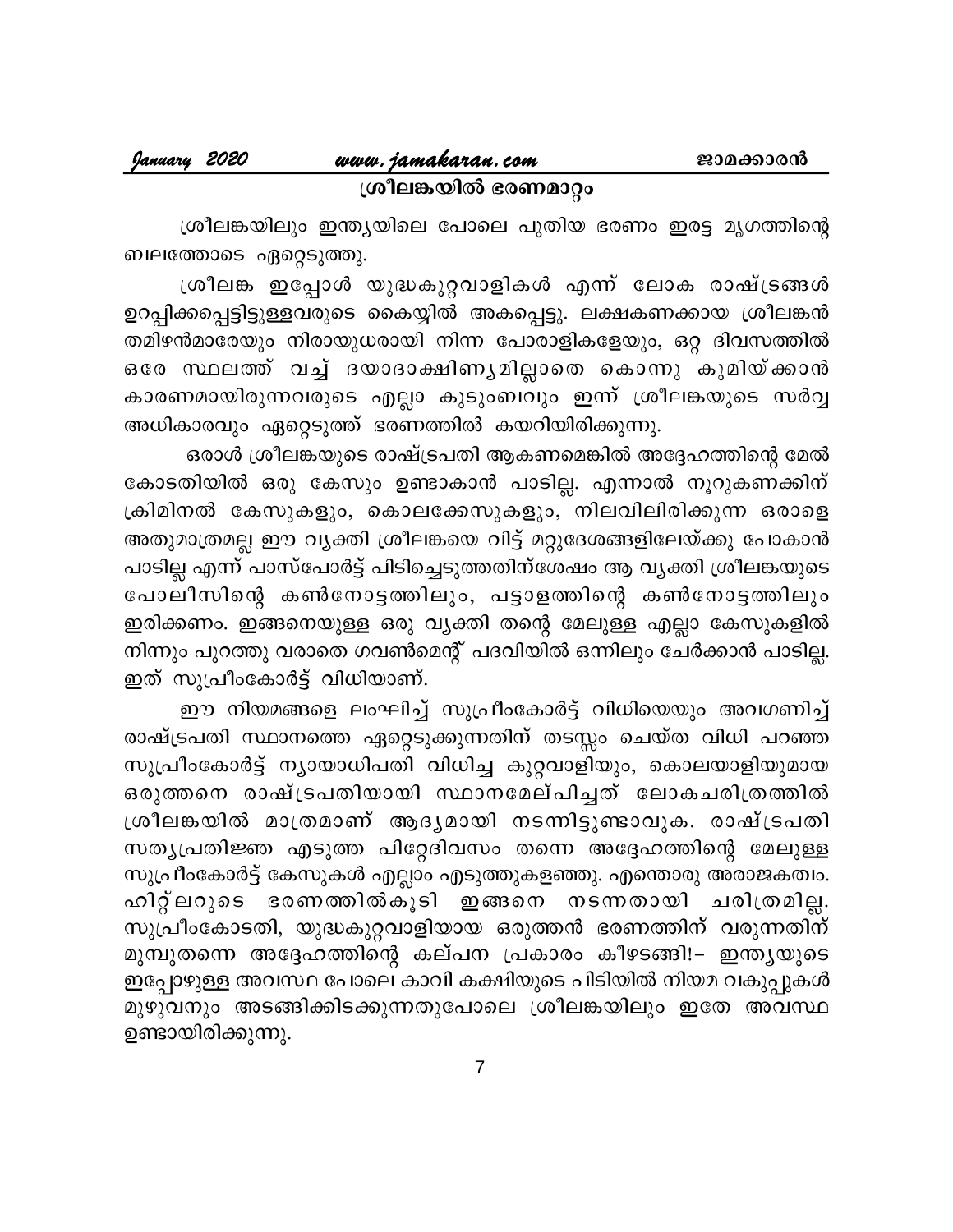## ശ്രീലങ്കയിൽ ഭരണമാറ്റം

ശ്രീലങ്കയിലും ഇന്ത്യയിലെ പോലെ പുതിയ ഭരണം ഇരട്ട മൃഗത്തിന്റെ ബലത്തോടെ ഏറ്റെടുത്തു.

ശ്രീലങ്ക ഇപ്പോൾ യുദ്ധകുറ്റവാളികൾ എന്ന് ലോക രാഷ്ട്രങ്ങൾ ഉറപ്പിക്കപ്പെട്ടിട്ടുള്ളവരുടെ കൈയ്യിൽ അകപ്പെട്ടു. ലക്ഷകണക്കായ ശ്രീലങ്കൻ തമിഴൻമാരേയും നിരായുധരായി നിന്ന പോരാളികളേയും, ഒറ്റ ദിവസത്തിൽ ഒരേ സ്ഥലത്ത് വച്ച് ദയാദാക്ഷിണ്യമില്ലാതെ കൊന്നു കുമിയ്ക്കാൻ കാരണമായിരുന്നവരുടെ എല്ലാ കുടുംബവും ഇന്ന് ശ്രീലങ്കയുടെ സർവ്വ അധികാരവും ഏറ്റെടുത്ത് ഭരണത്തിൽ കയറിയിരിക്കുന്നു.

ഒരാൾ ശ്രീലങ്കയുടെ രാഷ്ട്രപതി ആകണമെങ്കിൽ അദ്ദേഹത്തിന്റെ മേൽ കോടതിയിൽ ഒരു കേസും ഉണ്ടാകാൻ പാടില്ല. എന്നാൽ നൂറുകണക്കിന് ക്രിമിനൽ കേസുകളും, കൊലക്കേസുകളും, നിലവിലിരിക്കുന്ന ഒരാളെ അതുമാത്രമല്ല ഈ വ്യക്തി ശ്രീലങ്കയെ വിട്ട് മറ്റുദേശങ്ങളിലേയ്ക്കു പോകാൻ പാടില്ല എന്ന് പാസ്പോർട്ട് പിടിച്ചെടുത്തതിന്ശേഷം ആ വ്യക്തി ശ്രീലങ്കയുടെ പോലീസിന്റെ കൺനോട്ടത്തിലും, പട്ടാളത്തിന്റെ കൺനോട്ടത്തിലും ഇരിക്കണം. ഇങ്ങനെയുള്ള ഒരു വ്യക്തി തന്റെ മേലുള്ള എല്ലാ കേസുകളിൽ നിന്നും പുറത്തു വരാതെ ഗവൺമെന്റ് പദവിയിൽ ഒന്നിലും ചേർക്കാൻ പാടില്ല. ഇത് സുപ്രീംകോർട്ട് വിധിയാണ്.

ഈ നിയമങ്ങളെ ലംഘിച്ച് സുപ്രീംകോർട്ട് വിധിയെയും അവഗണിച്ച് രാഷ്ട്രപതി സ്ഥാനത്തെ ഏറ്റെടുക്കുന്നതിന് തടസ്സം ചെയ്ത വിധി പറഞ്ഞ സുപ്രീംകോർട്ട് ന്യായാധിപതി വിധിച്ച കുറ്റവാളിയും, കൊലയാളിയുമായ ഒരുത്തനെ രാഷ്ട്രപതിയായി സ്ഥാനമേല്പിച്ചത് ലോകചരിത്രത്തിൽ ശ്രീലങ്കയിൽ മാത്രമാണ് ആദ്യമായി നടന്നിട്ടുണ്ടാവുക. രാഷ്ട്രപതി സത്യപ്രതിജ്ഞ എടുത്ത പിറ്റേദിവസം തന്നെ അദ്ദേഹത്തിന്റെ മേലുള്ള സുപ്രീംകോർട്ട് കേസുകൾ എല്ലാം എടുത്തുകളഞ്ഞു. എന്തൊരു അരാജകത്വം. ഹിറ്റ്ലറുടെ ഭരണത്തിൽകൂടി ഇങ്ങനെ നടന്നതായി ചരിത്രമില്ല. സുപ്രീംകോടതി, യുദ്ധകുറ്റവാളിയായ ഒരുത്തൻ ഭരണത്തിന് വരുന്നതിന് മുമ്പുതന്നെ അദ്ദേഹത്തിന്റെ കല്പന പ്രകാരം കീഴടങ്ങി!– ഇന്ത്യയുടെ ഇപ്പോഴുള്ള അവസ്ഥ പോലെ കാവി കക്ഷിയുടെ പിടിയിൽ നിയമ വകുപ്പുകൾ മുഴുവനും അടങ്ങിക്കിടക്കുന്നതുപോലെ ശ്രീലങ്കയിലും ഇതേ അവസ്ഥ ഉണ്ടായിരിക്കുന്നു.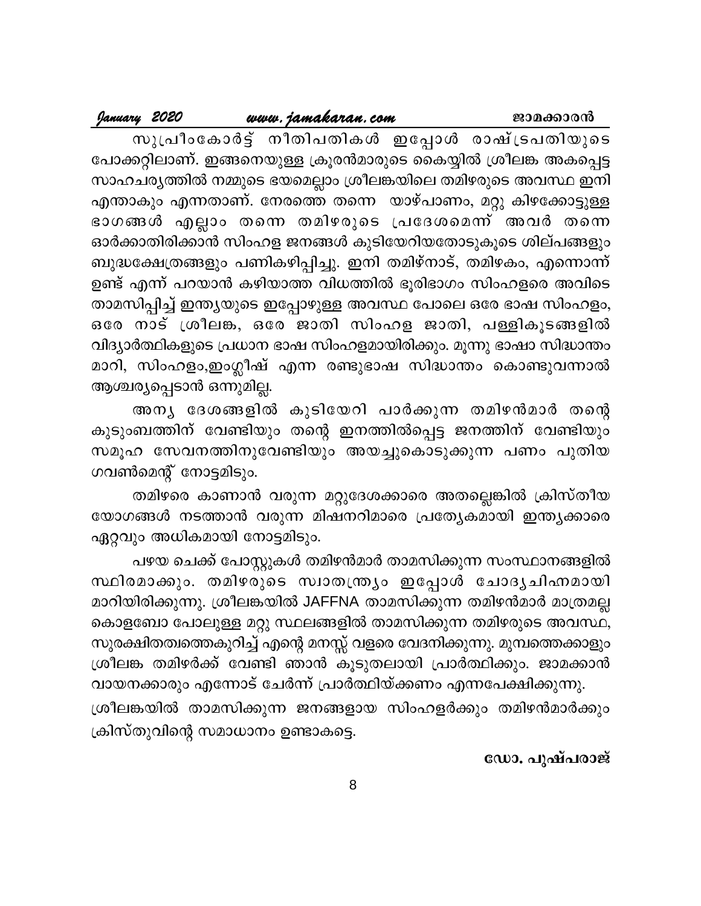സുപ്രീംകോർട്ട് നീതിപതികൾ ഇപ്പോൾ രാഷ്ട്രപതിയുടെ പോക്കറ്റിലാണ്. ഇങ്ങനെയുള്ള ക്രൂരൻമാരുടെ കൈയ്യിൽ ശ്രീലങ്ക അകപ്പെട്ട സാഹചര്യത്തിൽ നമ്മുടെ ഭയമെല്ലാം ശ്രീലങ്കയിലെ തമിഴരുടെ അവസ്ഥ ഇനി എന്താകും എന്നതാണ്. നേരത്തെ തന്നെ യാഴ്പാണം, മറ്റു കിഴക്കോട്ടുള്ള ഭാഗങ്ങൾ എല്ലാം തന്നെ തമിഴരുടെ പ്രദേശമെന്ന് അവർ തന്നെ ഓർക്കാതിരിക്കാൻ സിംഹള ജനങ്ങൾ കുടിയേറിയതോടുകൂടെ ശില്പങ്ങളും ബുദ്ധക്ഷേത്രങ്ങളും പണികഴിപ്പിച്ചു. ഇനി തമിഴ്നാട്, തമിഴകം, എന്നൊന്ന് ഉണ്ട് എന്ന് പറയാൻ കഴിയാത്ത വിധത്തിൽ ഭൂരിഭാഗം സിംഹളരെ അവിടെ താമസിപ്പിച്ച് ഇന്ത്യയുടെ ഇപ്പോഴുള്ള അവസ്ഥ പോലെ ഒരേ ഭാഷ സിംഹളം, ഒരേ നാട് ശ്രീലങ്ക, ഒരേ ജാതി സിംഹള ജാതി, പള്ളികൂടങ്ങളിൽ വിദ്യാർത്ഥികളുടെ പ്രധാന ഭാഷ സിംഹളമായിരിക്കും. മൂന്നു ഭാഷാ സിദ്ധാന്തം മാറി, സിംഹളം,ഇംഗ്ലീഷ് എന്ന രണ്ടുഭാഷ സിദ്ധാന്തം കൊണ്ടുവന്നാൽ ആശ്ചര്യപ്പെടാൻ ഒന്നുമില്ല.

അന്യ ദേശങ്ങളിൽ കുടിയേറി പാർക്കുന്ന തമിഴൻമാർ തന്റെ കുടുംബത്തിന് വേണ്ടിയും തന്റെ ഇനത്തിൽപ്പെട്ട ജനത്തിന് വേണ്ടിയും സമൂഹ സേവനത്തിനുവേണ്ടിയും അയച്ചുകൊടുക്കുന്ന പണം പുതിയ ഗവൺമെന്റ് നോട്ടമിടും.

തമിഴരെ കാണാൻ വരുന്ന മറ്റുദേശക്കാരെ അതല്ലെങ്കിൽ ക്രിസ്തീയ യോഗങ്ങൾ നടത്താൻ വരുന്ന മിഷനറിമാരെ പ്രത്യേകമായി ഇന്ത്യക്കാരെ ഏറ്റവും അധികമായി നോട്ടമിടും.

പഴയ ചെക്ക് പോസ്റ്റുകൾ തമിഴൻമാർ താമസിക്കുന്ന സംസ്ഥാനങ്ങളിൽ സ്ഥിരമാക്കും. തമിഴരുടെ സ്വാതന്ത്ര്യം ഇപ്പോൾ ചോദ്യചിഹ്നമായി മാറിയിരിക്കുന്നു. ശ്രീലങ്കയിൽ JAFFNA താമസിക്കുന്ന തമിഴൻമാർ മാത്രമല്ല കൊളമ്പോ പോലുള്ള മറ്റു സ്ഥലങ്ങളിൽ താമസിക്കുന്ന തമിഴരുടെ അവസ്ഥ, സുരക്ഷിതത്വത്തെകുറിച്ച് എന്റെ മനസ്സ് വളരെ വേദനിക്കുന്നു. മുമ്പത്തെക്കാളും ശ്രീലങ്ക തമിഴർക്ക് വേണ്ടി ഞാൻ കൂടുതലായി പ്രാർത്ഥിക്കും. ജാമക്കാൻ വായനക്കാരും എന്നോട് ചേർന്ന് പ്രാർത്ഥിയ്ക്കണം എന്നപേക്ഷിക്കുന്നു.

ശ്രീലങ്കയിൽ താമസിക്കുന്ന ജനങ്ങളായ സിംഹളർക്കും തമിഴൻമാർക്കും ക്രിസ്തുവിന്റെ സമാധാനം ഉണ്ടാകട്ടെ.

**ഡോ. പുഷ്പരാജ്**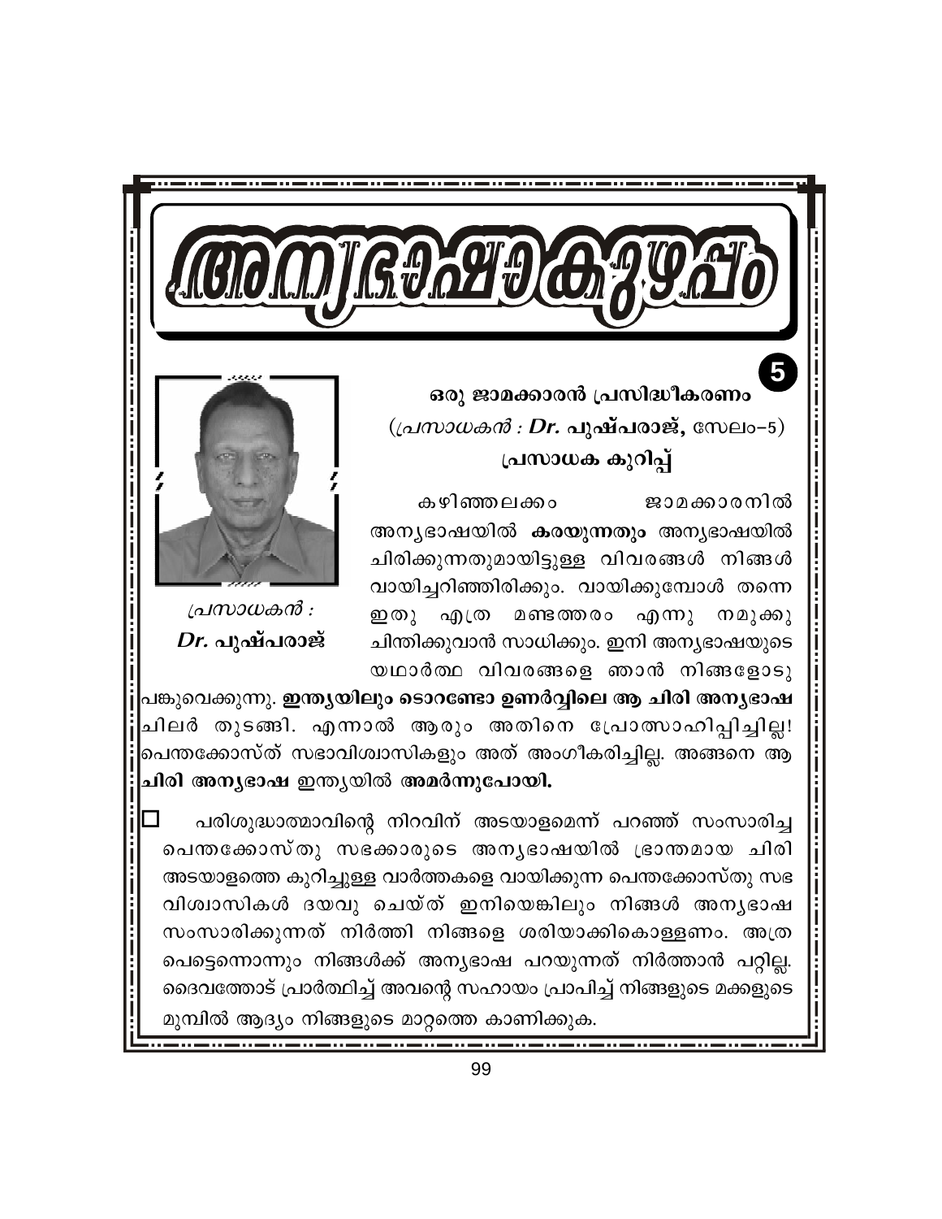# അന്യഭാഷാകുഴപ്പം

5

## ഒരു ജാമക്കാരൻ പ്രസിദ്ധീകരണം

(*പ്രസാധകൻ : Dr.* **പുഷ്പരാജ്,** സേലം–5)

### പ്രസാധക കുറിപ്പ്

*പ്രസാധകൻ :*
***Dr. പുഷ്പരാജ്***

കഴിഞ്ഞലക്കം ജാമക്കാരനിൽ അന്യഭാഷയിൽ **കരയുന്നതും** അന്യഭാഷയിൽ ചിരിക്കുന്നതുമായിട്ടുള്ള വിവരങ്ങൾ നിങ്ങൾ വായിച്ചറിഞ്ഞിരിക്കും. വായിക്കുമ്പോൾ തന്നെ ഇതു എത്ര മണ്ടത്തരം എന്നു നമുക്കു ചിന്തിക്കുവാൻ സാധിക്കും. ഇനി അന്യഭാഷയുടെ യഥാർത്ഥ വിവരങ്ങളെ ഞാൻ നിങ്ങളോടു പങ്കുവെക്കുന്നു. **ഇന്ത്യയിലും ടൊറണ്ടോ ഉണർവ്വിലെ ആ ചിരി അന്യഭാഷ** ചിലർ തുടങ്ങി. എന്നാൽ ആരും അതിനെ പ്രോത്സാഹിപ്പിച്ചില്ല! പെന്തക്കോസ്ത് സഭാവിശ്വാസികളും അത് അംഗീകരിച്ചില്ല. അങ്ങനെ ആ **ചിരി അന്യഭാഷ** ഇന്ത്യയിൽ **അമർന്നുപോയി.**

☐ പരിശുദ്ധാത്മാവിന്റെ നിറവിന് അടയാളമെന്ന് പറഞ്ഞ് സംസാരിച്ച പെന്തക്കോസ്തു സഭക്കാരുടെ അന്യഭാഷയിൽ ഭ്രാന്തമായ ചിരി അടയാളത്തെ കുറിച്ചുള്ള വാർത്തകളെ വായിക്കുന്ന പെന്തക്കോസ്തു സഭ വിശ്വാസികൾ ദയവു ചെയ്ത് ഇനിയെങ്കിലും നിങ്ങൾ അന്യഭാഷ സംസാരിക്കുന്നത് നിർത്തി നിങ്ങളെ ശരിയാക്കികൊള്ളണം. അത്ര പെട്ടെന്നൊന്നും നിങ്ങൾക്ക് അന്യഭാഷ പറയുന്നത് നിർത്താൻ പറ്റില്ല. ദൈവത്തോട് പ്രാർത്ഥിച്ച് അവന്റെ സഹായം പ്രാപിച്ച് നിങ്ങളുടെ മക്കളുടെ മുമ്പിൽ ആദ്യം നിങ്ങളുടെ മാറ്റത്തെ കാണിക്കുക.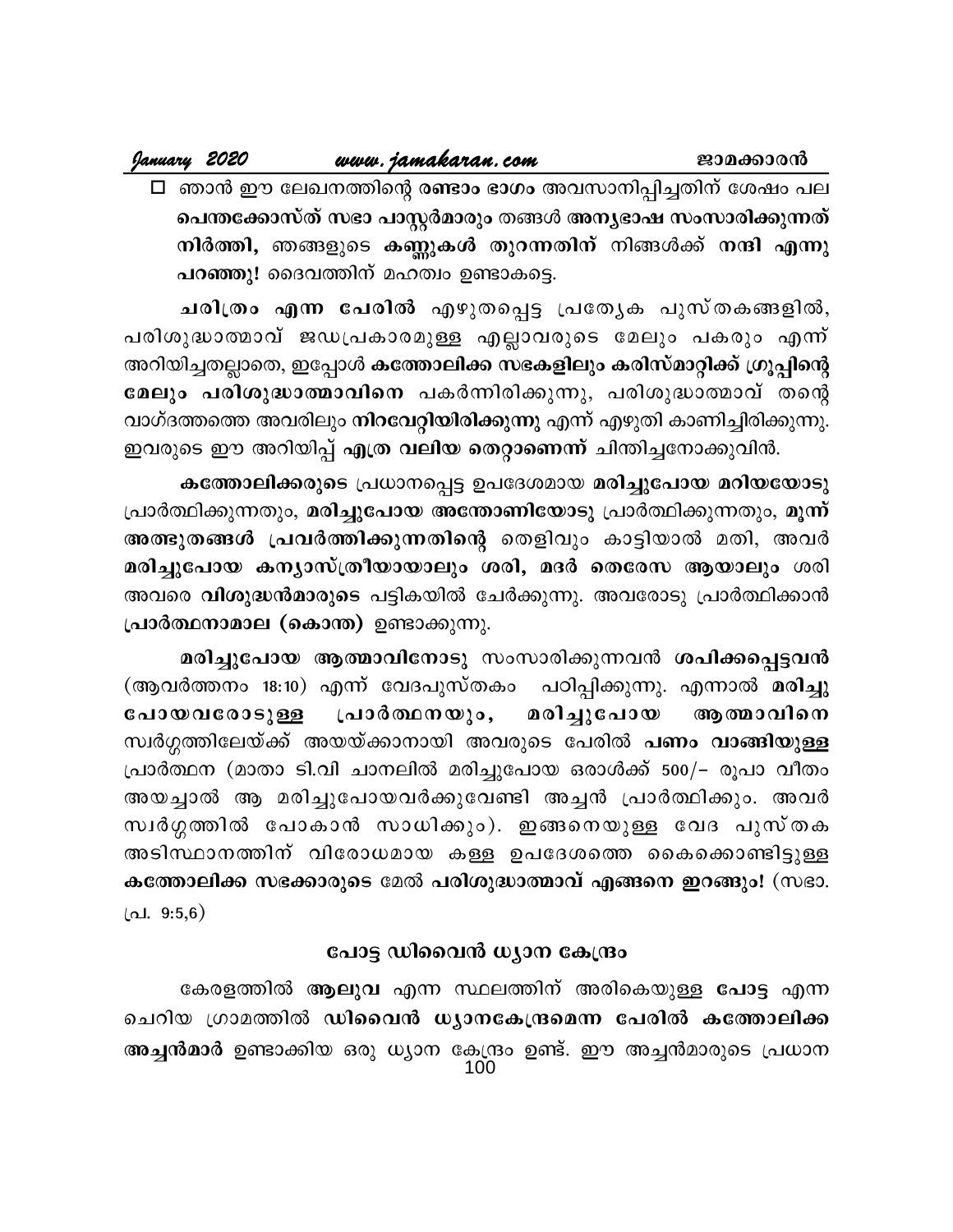☐ ഞാൻ ഈ ലേഖനത്തിന്റെ **രണ്ടാം ഭാഗം** അവസാനിപ്പിച്ചതിന് ശേഷം പല **പെന്തക്കോസ്ത് സഭാ പാസ്റ്റർമാരും** തങ്ങൾ **അന്യഭാഷ സംസാരിക്കുന്നത് നിർത്തി,** ഞങ്ങളുടെ **കണ്ണുകൾ തുറന്നതിന്** നിങ്ങൾക്ക് **നന്ദി എന്നു പറഞ്ഞു!** ദൈവത്തിന് മഹത്വം ഉണ്ടാകട്ടെ.

**ചരിത്രം എന്ന പേരിൽ** എഴുതപ്പെട്ട പ്രത്യേക പുസ്തകങ്ങളിൽ, പരിശുദ്ധാത്മാവ് ജഡപ്രകാരമുള്ള എല്ലാവരുടെ മേലും പകരും എന്ന് അറിയിച്ചതല്ലാതെ, ഇപ്പോൾ **കത്തോലിക്ക സഭകളിലും കരിസ്മാറ്റിക്ക് ഗ്രൂപ്പിന്റെ മേലും പരിശുദ്ധാത്മാവിനെ** പകർന്നിരിക്കുന്നു, പരിശുദ്ധാത്മാവ് തന്റെ വാഗ്ദത്തത്തെ അവരിലും **നിറവേറ്റിയിരിക്കുന്നു** എന്ന് എഴുതി കാണിച്ചിരിക്കുന്നു. ഇവരുടെ ഈ അറിയിപ്പ് **എത്ര വലിയ തെറ്റാണെന്ന്** ചിന്തിച്ചനോക്കുവിൻ.

**കത്തോലിക്കരുടെ** പ്രധാനപ്പെട്ട ഉപദേശമായ **മരിച്ചുപോയ മറിയയോടു** പ്രാർത്ഥിക്കുന്നതും, **മരിച്ചുപോയ അന്തോണിയോടു** പ്രാർത്ഥിക്കുന്നതും, **മൂന്ന് അത്ഭുതങ്ങൾ പ്രവർത്തിക്കുന്നതിന്റെ** തെളിവും കാട്ടിയാൽ മതി, അവർ **മരിച്ചുപോയ കന്യാസ്ത്രീയായാലും ശരി, മദർ തെരേസ ആയാലും** ശരി അവരെ **വിശുദ്ധൻമാരുടെ** പട്ടികയിൽ ചേർക്കുന്നു. അവരോടു പ്രാർത്ഥിക്കാൻ **പ്രാർത്ഥനാമാല (കൊന്ത)** ഉണ്ടാക്കുന്നു.

**മരിച്ചുപോയ ആത്മാവിനോടു** സംസാരിക്കുന്നവൻ **ശപിക്കപ്പെട്ടവൻ** (ആവർത്തനം 18:10) എന്ന് വേദപുസ്തകം പഠിപ്പിക്കുന്നു. എന്നാൽ **മരിച്ചുപോയവരോടുള്ള പ്രാർത്ഥനയും, മരിച്ചുപോയ ആത്മാവിനെ** സ്വർഗ്ഗത്തിലേയ്ക്ക് അയയ്ക്കാനായി അവരുടെ പേരിൽ **പണം വാങ്ങിയുള്ള** പ്രാർത്ഥന (മാതാ ടി.വി ചാനലിൽ മരിച്ചുപോയ ഒരാൾക്ക് 500/- രൂപാ വീതം അയച്ചാൽ ആ മരിച്ചുപോയവർക്കുവേണ്ടി അച്ചൻ പ്രാർത്ഥിക്കും. അവർ സ്വർഗ്ഗത്തിൽ പോകാൻ സാധിക്കും). ഇങ്ങനെയുള്ള വേദ പുസ്തക അടിസ്ഥാനത്തിന് വിരോധമായ കള്ള ഉപദേശത്തെ കൈക്കൊണ്ടിട്ടുള്ള **കത്തോലിക്ക സഭക്കാരുടെ** മേൽ **പരിശുദ്ധാത്മാവ് എങ്ങനെ ഇറങ്ങും!** (സഭാ. പ്ര. 9:5,6)

## പോട്ട ഡിവൈൻ ധ്യാന കേന്ദ്രം

കേരളത്തിൽ **ആലുവ** എന്ന സ്ഥലത്തിന് അരികെയുള്ള **പോട്ട** എന്ന ചെറിയ ഗ്രാമത്തിൽ **ഡിവൈൻ ധ്യാനകേന്ദ്രമെന്ന പേരിൽ കത്തോലിക്ക അച്ചൻമാർ** ഉണ്ടാക്കിയ ഒരു ധ്യാന കേന്ദ്രം ഉണ്ട്. ഈ അച്ചൻമാരുടെ പ്രധാന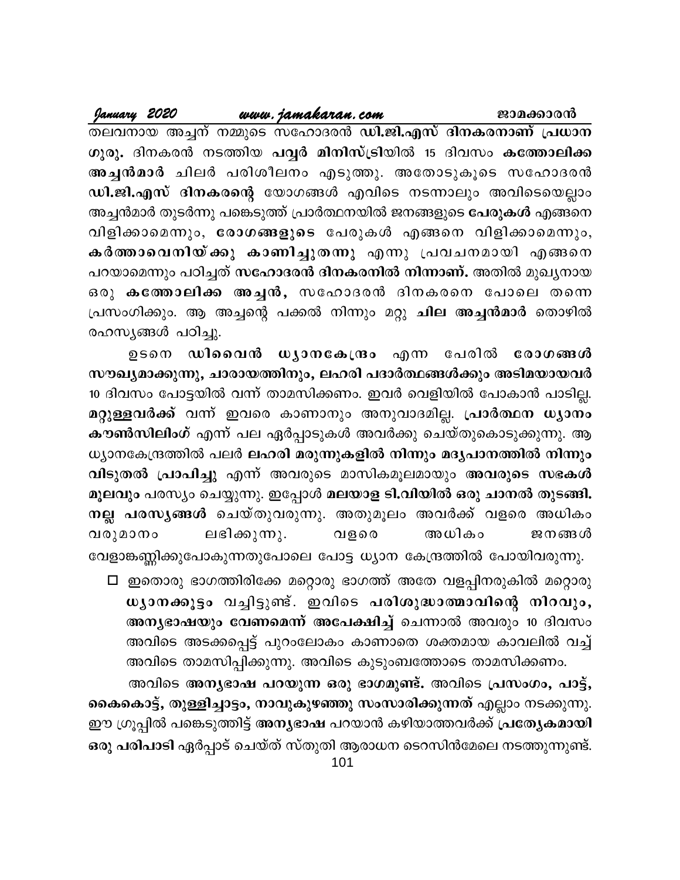തലവനായ അച്ചന് നമ്മുടെ സഹോദരൻ **ഡി.ജി.എസ് ദിനകരനാണ് പ്രധാന ഗുരു.** ദിനകരൻ നടത്തിയ **പവ്വർ മിനിസ്ട്രിയിൽ** 15 ദിവസം **കത്തോലിക്ക അച്ചൻമാർ** ചിലർ പരിശീലനം എടുത്തു. അതോടുകൂടെ സഹോദരൻ **ഡി.ജി.എസ് ദിനകരന്റെ** യോഗങ്ങൾ എവിടെ നടന്നാലും അവിടെയെല്ലാം അച്ചൻമാർ തുടർന്നു പങ്കെടുത്ത് പ്രാർത്ഥനയിൽ ജനങ്ങളുടെ **പേരുകൾ** എങ്ങനെ വിളിക്കാമെന്നും, **രോഗങ്ങളുടെ** പേരുകൾ എങ്ങനെ വിളിക്കാമെന്നും, **കർത്താവെനിയ്ക്കു കാണിച്ചുതന്നു** എന്നു പ്രവചനമായി എങ്ങനെ പറയാമെന്നും പഠിച്ചത് **സഹോദരൻ ദിനകരനിൽ നിന്നാണ്.** അതിൽ മുഖ്യനായ ഒരു **കത്തോലിക്ക അച്ചൻ,** സഹോദരൻ ദിനകരനെ പോലെ തന്നെ പ്രസംഗിക്കും. ആ അച്ചന്റെ പക്കൽ നിന്നും മറ്റു **ചില അച്ചൻമാർ** തൊഴിൽ രഹസ്യങ്ങൾ പഠിച്ചു.

ഉടനെ **ഡിവൈൻ ധ്യാനകേന്ദ്രം** എന്ന പേരിൽ **രോഗങ്ങൾ സൗഖ്യമാക്കുന്നു, ചാരായത്തിനും, ലഹരി പദാർത്ഥങ്ങൾക്കും അടിമയായവർ** 10 ദിവസം പോട്ടയിൽ വന്ന് താമസിക്കണം. ഇവർ വെളിയിൽ പോകാൻ പാടില്ല. **മറ്റുള്ളവർക്ക്** വന്ന് ഇവരെ കാണാനും അനുവാദമില്ല. **പ്രാർത്ഥന ധ്യാനം കൗൺസിലിംഗ്** എന്ന് പല ഏർപ്പാടുകൾ അവർക്കു ചെയ്തുകൊടുക്കുന്നു. ആ ധ്യാനകേന്ദ്രത്തിൽ പലർ **ലഹരി മരുന്നുകളിൽ നിന്നും മദ്യപാനത്തിൽ നിന്നും വിടുതൽ പ്രാപിച്ചു** എന്ന് അവരുടെ മാസികമൂലമായും **അവരുടെ സഭകൾ മൂലവും** പരസ്യം ചെയ്യുന്നു. ഇപ്പോൾ **മലയാള ടി.വിയിൽ ഒരു ചാനൽ തുടങ്ങി. നല്ല പരസ്യങ്ങൾ** ചെയ്തുവരുന്നു. അതുമൂലം അവർക്ക് വളരെ അധികം വരുമാനം ലഭിക്കുന്നു. വളരെ അധികം ജനങ്ങൾ വേളാങ്കണ്ണിക്കുപോകുന്നതുപോലെ പോട്ട ധ്യാന കേന്ദ്രത്തിൽ പോയിവരുന്നു.

- ഇതൊരു ഭാഗത്തിരിക്കേ മറ്റൊരു ഭാഗത്ത് അതേ വളപ്പിനരുകിൽ മറ്റൊരു **ധ്യാനക്കൂട്ടം** വച്ചിട്ടുണ്ട്. ഇവിടെ **പരിശുദ്ധാത്മാവിന്റെ നിറവും, അന്യഭാഷയും വേണമെന്ന് അപേക്ഷിച്ച്** ചെന്നാൽ അവരും 10 ദിവസം അവിടെ അടക്കപ്പെട്ട് പുറംലോകം കാണാതെ ശക്തമായ കാവലിൽ വച്ച് അവിടെ താമസിപ്പിക്കുന്നു. അവിടെ കുടുംബത്തോടെ താമസിക്കണം.

അവിടെ **അന്യഭാഷ പറയുന്ന ഒരു ഭാഗമുണ്ട്.** അവിടെ **പ്രസംഗം, പാട്ട്, കൈകൊട്ട്, തുള്ളിച്ചാട്ടം, നാവുകുഴഞ്ഞു സംസാരിക്കുന്നത്** എല്ലാം നടക്കുന്നു. ഈ ഗ്രൂപ്പിൽ പങ്കെടുത്തിട്ട് **അന്യഭാഷ** പറയാൻ കഴിയാത്തവർക്ക് **പ്രത്യേകമായി ഒരു പരിപാടി** ഏർപ്പാട് ചെയ്ത് സ്തുതി ആരാധന ടെറസിൻമേലെ നടത്തുന്നുണ്ട്.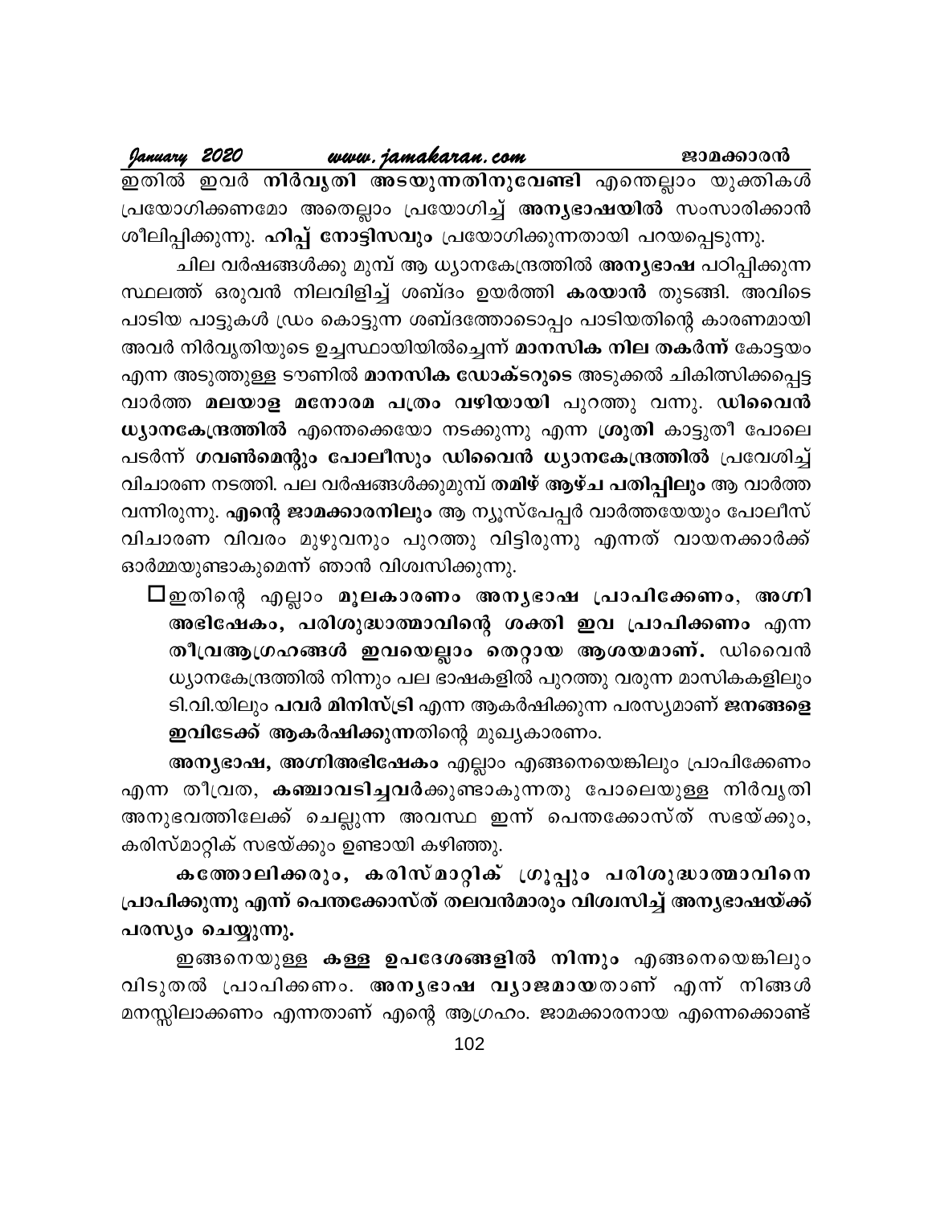ഇതിൽ ഇവർ **നിർവൃതി അടയുന്നതിനുവേണ്ടി** എന്തെല്ലാം യുക്തികൾ പ്രയോഗിക്കണമോ അതെല്ലാം പ്രയോഗിച്ച് **അന്യഭാഷയിൽ** സംസാരിക്കാൻ ശീലിപ്പിക്കുന്നു. **ഹിപ്പ് നോട്ടിസവും** പ്രയോഗിക്കുന്നതായി പറയപ്പെടുന്നു.

ചില വർഷങ്ങൾക്കു മുമ്പ് ആ ധ്യാനകേന്ദ്രത്തിൽ **അന്യഭാഷ** പഠിപ്പിക്കുന്ന സ്ഥലത്ത് ഒരുവൻ നിലവിളിച്ച് ശബ്ദം ഉയർത്തി **കരയാൻ** തുടങ്ങി. അവിടെ പാടിയ പാട്ടുകൾ ഡ്രം കൊട്ടുന്ന ശബ്ദത്തോടൊപ്പം പാടിയതിന്റെ കാരണമായി അവർ നിർവൃതിയുടെ ഉച്ചസ്ഥായിയിൽച്ചെന്ന് **മാനസിക നില തകർന്ന്** കോട്ടയം എന്ന അടുത്തുള്ള ടൗണിൽ **മാനസിക ഡോക്ടറുടെ** അടുക്കൽ ചികിത്സിക്കപ്പെട്ട വാർത്ത **മലയാള മനോരമ പത്രം വഴിയായി** പുറത്തു വന്നു. **ഡിവൈൻ ധ്യാനകേന്ദ്രത്തിൽ** എന്തൊക്കെയോ നടക്കുന്നു എന്ന **ശ്രുതി** കാട്ടുതീ പോലെ പടർന്ന് **ഗവൺമെന്റും പോലീസും ഡിവൈൻ ധ്യാനകേന്ദ്രത്തിൽ** പ്രവേശിച്ച് വിചാരണ നടത്തി. പല വർഷങ്ങൾക്കുമുമ്പ് **തമിഴ് ആഴ്ച പതിപ്പിലും** ആ വാർത്ത വന്നിരുന്നു. **എന്റെ ജാമക്കാരനിലും** ആ ന്യൂസ്പേപ്പർ വാർത്തയേയും പോലീസ് വിചാരണ വിവരം മുഴുവനും പുറത്തു വിട്ടിരുന്നു എന്നത് വായനക്കാർക്ക് ഓർമ്മയുണ്ടാകുമെന്ന് ഞാൻ വിശ്വസിക്കുന്നു.

- ☐ ഇതിന്റെ എല്ലാം **മൂലകാരണം അന്യഭാഷ പ്രാപിക്കേണം**, **അഗ്നി അഭിഷേകം, പരിശുദ്ധാത്മാവിന്റെ ശക്തി ഇവ പ്രാപിക്കണം** എന്ന **തീവ്രആഗ്രഹങ്ങൾ ഇവയെല്ലാം തെറ്റായ ആശയമാണ്.** ഡിവൈൻ ധ്യാനകേന്ദ്രത്തിൽ നിന്നും പല ഭാഷകളിൽ പുറത്തു വരുന്ന മാസികകളിലും ടി.വി.യിലും **പവർ മിനിസ്ട്രി** എന്ന ആകർഷിക്കുന്ന പരസ്യമാണ് **ജനങ്ങളെ ഇവിടേക്ക് ആകർഷിക്കുന്ന**തിന്റെ മുഖ്യകാരണം.

**അന്യഭാഷ, അഗ്നിഅഭിഷേകം** എല്ലാം എങ്ങനെയെങ്കിലും പ്രാപിക്കേണം എന്ന തീവ്രത, **കഞ്ചാവടിച്ചവർ**ക്കുണ്ടാകുന്നതു പോലെയുള്ള നിർവൃതി അനുഭവത്തിലേക്ക് ചെല്ലുന്ന അവസ്ഥ ഇന്ന് പെന്തക്കോസ്ത് സഭയ്ക്കും, കരിസ്മാറ്റിക് സഭയ്ക്കും ഉണ്ടായി കഴിഞ്ഞു.

**കത്തോലിക്കരും, കരിസ്മാറ്റിക് ഗ്രൂപ്പും പരിശുദ്ധാത്മാവിനെ പ്രാപിക്കുന്നു എന്ന് പെന്തക്കോസ്ത് തലവൻമാരും വിശ്വസിച്ച് അന്യഭാഷയ്ക്ക് പരസ്യം ചെയ്യുന്നു.**

ഇങ്ങനെയുള്ള **കള്ള ഉപദേശങ്ങളിൽ നിന്നും** എങ്ങനെയെങ്കിലും വിടുതൽ പ്രാപിക്കണം. **അന്യഭാഷ വ്യാജമായ**താണ് എന്ന് നിങ്ങൾ മനസ്സിലാക്കണം എന്നതാണ് എന്റെ ആഗ്രഹം. ജാമക്കാരനായ എന്നെക്കൊണ്ട്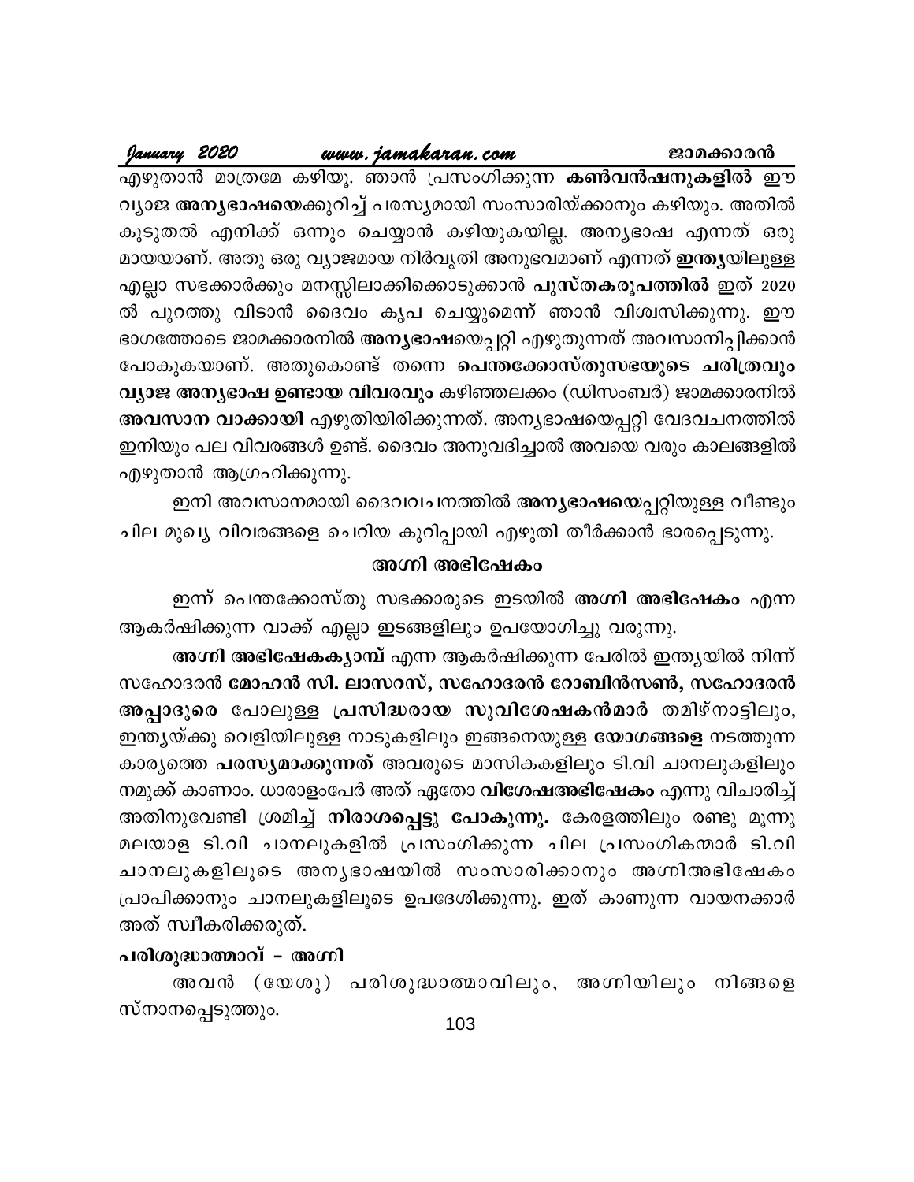എഴുതാൻ മാത്രമേ കഴിയൂ. ഞാൻ പ്രസംഗിക്കുന്ന **കൺവൻഷനുകളിൽ** ഈ വ്യാജ **അന്യഭാഷയെ**ക്കുറിച്ച് പരസ്യമായി സംസാരിയ്ക്കാനും കഴിയും. അതിൽ കൂടുതൽ എനിക്ക് ഒന്നും ചെയ്യാൻ കഴിയുകയില്ല. അന്യഭാഷ എന്നത് ഒരു മായയാണ്. അതു ഒരു വ്യാജമായ നിർവൃതി അനുഭവമാണ് എന്നത് **ഇന്ത്യ**യിലുള്ള എല്ലാ സഭക്കാർക്കും മനസ്സിലാക്കിക്കൊടുക്കാൻ **പുസ്തകരൂപത്തിൽ** ഇത് 2020 ൽ പുറത്തു വിടാൻ ദൈവം കൃപ ചെയ്യുമെന്ന് ഞാൻ വിശ്വസിക്കുന്നു. ഈ ഭാഗത്തോടെ ജാമക്കാരനിൽ **അന്യഭാഷ**യെപ്പറ്റി എഴുതുന്നത് അവസാനിപ്പിക്കാൻ പോകുകയാണ്. അതുകൊണ്ട് തന്നെ **പെന്തക്കോസ്തുസഭയുടെ ചരിത്രവും വ്യാജ അന്യഭാഷ ഉണ്ടായ വിവരവും** കഴിഞ്ഞലക്കം (ഡിസംബർ) ജാമക്കാരനിൽ **അവസാന വാക്കായി** എഴുതിയിരിക്കുന്നത്. അന്യഭാഷയെപ്പറ്റി വേദവചനത്തിൽ ഇനിയും പല വിവരങ്ങൾ ഉണ്ട്. ദൈവം അനുവദിച്ചാൽ അവയെ വരും കാലങ്ങളിൽ എഴുതാൻ ആഗ്രഹിക്കുന്നു.

ഇനി അവസാനമായി ദൈവവചനത്തിൽ **അന്യഭാഷയെ**പ്പറ്റിയുള്ള വീണ്ടും ചില മുഖ്യ വിവരങ്ങളെ ചെറിയ കുറിപ്പായി എഴുതി തീർക്കാൻ ഭാരപ്പെടുന്നു.

### അഗ്നി അഭിഷേകം

ഇന്ന് പെന്തക്കോസ്തു സഭക്കാരുടെ ഇടയിൽ **അഗ്നി അഭിഷേകം** എന്ന ആകർഷിക്കുന്ന വാക്ക് എല്ലാ ഇടങ്ങളിലും ഉപയോഗിച്ചു വരുന്നു.

**അഗ്നി അഭിഷേകക്യാമ്പ്** എന്ന ആകർഷിക്കുന്ന പേരിൽ ഇന്ത്യയിൽ നിന്ന് സഹോദരൻ **മോഹൻ സി. ലാസറസ്, സഹോദരൻ റോബിൻസൺ, സഹോദരൻ അപ്പാദുരെ** പോലുള്ള **പ്രസിദ്ധരായ സുവിശേഷകൻമാർ** തമിഴ്നാട്ടിലും, ഇന്ത്യയ്ക്കു വെളിയിലുള്ള നാടുകളിലും ഇങ്ങനെയുള്ള **യോഗങ്ങളെ** നടത്തുന്ന കാര്യത്തെ **പരസ്യമാക്കുന്നത്** അവരുടെ മാസികകളിലും ടി.വി ചാനലുകളിലും നമുക്ക് കാണാം. ധാരാളംപേർ അത് ഏതോ **വിശേഷഅഭിഷേകം** എന്നു വിചാരിച്ച് അതിനുവേണ്ടി ശ്രമിച്ച് **നിരാശപ്പെട്ടു പോകുന്നു.** കേരളത്തിലും രണ്ടു മൂന്നു മലയാള ടി.വി ചാനലുകളിൽ പ്രസംഗിക്കുന്ന ചില പ്രസംഗികന്മാർ ടി.വി ചാനലുകളിലൂടെ അന്യഭാഷയിൽ സംസാരിക്കാനും അഗ്നിഅഭിഷേകം പ്രാപിക്കാനും ചാനലുകളിലൂടെ ഉപദേശിക്കുന്നു. ഇത് കാണുന്ന വായനക്കാർ അത് സ്വീകരിക്കരുത്.

**പരിശുദ്ധാത്മാവ് – അഗ്നി**

അവൻ (യേശു) പരിശുദ്ധാത്മാവിലും, അഗ്നിയിലും നിങ്ങളെ സ്നാനപ്പെടുത്തും.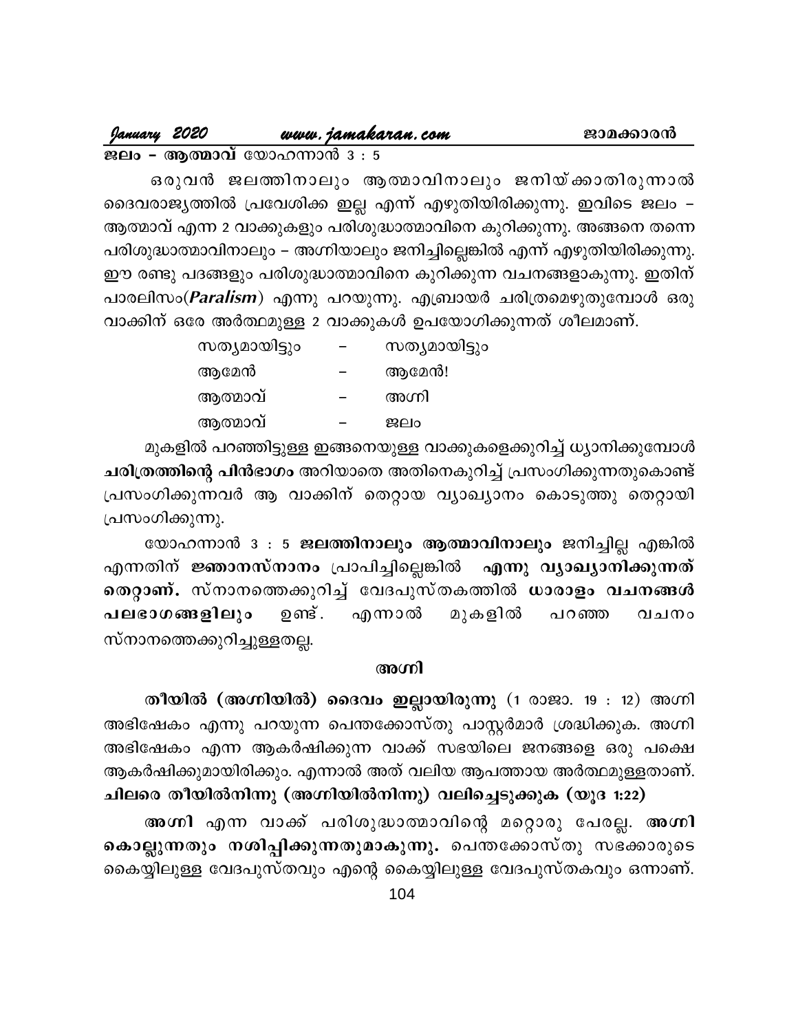**ജലം – ആത്മാവ്** യോഹന്നാൻ 3 : 5

ഒരുവൻ ജലത്തിനാലും ആത്മാവിനാലും ജനിയ്ക്കാതിരുന്നാൽ ദൈവരാജ്യത്തിൽ പ്രവേശിക്ക ഇല്ല എന്ന് എഴുതിയിരിക്കുന്നു. ഇവിടെ ജലം – ആത്മാവ് എന്ന 2 വാക്കുകളും പരിശുദ്ധാത്മാവിനെ കുറിക്കുന്നു. അങ്ങനെ തന്നെ പരിശുദ്ധാത്മാവിനാലും – അഗ്നിയാലും ജനിച്ചില്ലെങ്കിൽ എന്ന് എഴുതിയിരിക്കുന്നു. ഈ രണ്ടു പദങ്ങളും പരിശുദ്ധാത്മാവിനെ കുറിക്കുന്ന വചനങ്ങളാകുന്നു. ഇതിന് പാരലിസം(***Paralism***) എന്നു പറയുന്നു. എബ്രായർ ചരിത്രമെഴുതുമ്പോൾ ഒരു വാക്കിന് ഒരേ അർത്ഥമുള്ള 2 വാക്കുകൾ ഉപയോഗിക്കുന്നത് ശീലമാണ്.

| | | |
|---|---|---|
| സത്യമായിട്ടും | – | സത്യമായിട്ടും |
| ആമേൻ | – | ആമേൻ! |
| ആത്മാവ് | – | അഗ്നി |
| ആത്മാവ് | – | ജലം |

മുകളിൽ പറഞ്ഞിട്ടുള്ള ഇങ്ങനെയുള്ള വാക്കുകളെക്കുറിച്ച് ധ്യാനിക്കുമ്പോൾ **ചരിത്രത്തിന്റെ പിൻഭാഗം** അറിയാതെ അതിനെകുറിച്ച് പ്രസംഗിക്കുന്നതുകൊണ്ട് പ്രസംഗിക്കുന്നവർ ആ വാക്കിന് തെറ്റായ വ്യാഖ്യാനം കൊടുത്തു തെറ്റായി പ്രസംഗിക്കുന്നു.

യോഹന്നാൻ 3 : 5 **ജലത്തിനാലും ആത്മാവിനാലും** ജനിച്ചില്ല എങ്കിൽ എന്നതിന് **ജ്ഞാനസ്നാനം** പ്രാപിച്ചില്ലെങ്കിൽ **എന്നു വ്യാഖ്യാനിക്കുന്നത് തെറ്റാണ്.** സ്നാനത്തെക്കുറിച്ച് വേദപുസ്തകത്തിൽ **ധാരാളം വചനങ്ങൾ പലഭാഗങ്ങളിലും** ഉണ്ട്. എന്നാൽ മുകളിൽ പറഞ്ഞ വചനം സ്നാനത്തെക്കുറിച്ചുള്ളതല്ല.

## അഗ്നി

**തീയിൽ (അഗ്നിയിൽ) ദൈവം ഇല്ലായിരുന്നു** (1 രാജാ. 19 : 12) അഗ്നി അഭിഷേകം എന്നു പറയുന്ന പെന്തക്കോസ്തു പാസ്റ്റർമാർ ശ്രദ്ധിക്കുക. അഗ്നി അഭിഷേകം എന്ന ആകർഷിക്കുന്ന വാക്ക് സഭയിലെ ജനങ്ങളെ ഒരു പക്ഷെ ആകർഷിക്കുമായിരിക്കും. എന്നാൽ അത് വലിയ ആപത്തായ അർത്ഥമുള്ളതാണ്. **ചിലരെ തീയിൽനിന്നു (അഗ്നിയിൽനിന്നു) വലിച്ചെടുക്കുക (യൂദ 1:22)**

**അഗ്നി** എന്ന വാക്ക് പരിശുദ്ധാത്മാവിന്റെ മറ്റൊരു പേരല്ല. **അഗ്നി കൊല്ലുന്നതും നശിപ്പിക്കുന്നതുമാകുന്നു.** പെന്തക്കോസ്തു സഭക്കാരുടെ കൈയ്യിലുള്ള വേദപുസ്തവും എന്റെ കൈയ്യിലുള്ള വേദപുസ്തകവും ഒന്നാണ്.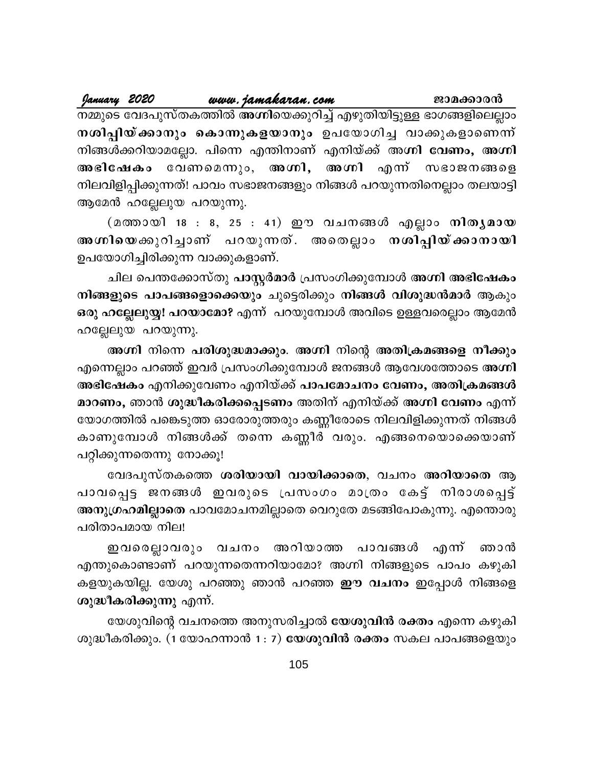നമ്മുടെ വേദപുസ്തകത്തിൽ **അഗ്നി**യെക്കുറിച്ച് എഴുതിയിട്ടുള്ള ഭാഗങ്ങളിലെല്ലാം **നശിപ്പിയ്ക്കാനും കൊന്നുകളയാനും** ഉപയോഗിച്ച വാക്കുകളാണെന്ന് നിങ്ങൾക്കറിയാമല്ലോ. പിന്നെ എന്തിനാണ് എനിയ്ക്ക് **അഗ്നി വേണം, അഗ്നി അഭിഷേകം** വേണമെന്നും, **അഗ്നി, അഗ്നി** എന്ന് സഭാജനങ്ങളെ നിലവിളിപ്പിക്കുന്നത്! പാവം സഭാജനങ്ങളും നിങ്ങൾ പറയുന്നതിനെല്ലാം തലയാട്ടി ആമേൻ ഹല്ലേലുയ പറയുന്നു.

(മത്തായി 18 : 8, 25 : 41) ഈ വചനങ്ങൾ എല്ലാം **നിത്യമായ അഗ്നിയെ**ക്കുറിച്ചാണ് പറയുന്നത്. അതെല്ലാം **നശിപ്പിയ്ക്കാനായി** ഉപയോഗിച്ചിരിക്കുന്ന വാക്കുകളാണ്.

ചില പെന്തക്കോസ്തു **പാസ്റ്റർമാർ** പ്രസംഗിക്കുമ്പോൾ **അഗ്നി അഭിഷേകം നിങ്ങളുടെ പാപങ്ങളൊക്കെയും** ചുട്ടെരിക്കും **നിങ്ങൾ വിശുദ്ധൻമാർ** ആകും **ഒരു ഹല്ലേലുയ്യ! പറയാമോ?** എന്ന് പറയുമ്പോൾ അവിടെ ഉള്ളവരെല്ലാം ആമേൻ ഹല്ലേലുയ പറയുന്നു.

**അഗ്നി** നിന്നെ **പരിശുദ്ധമാക്കും**. **അഗ്നി** നിന്റെ **അതിക്രമങ്ങളെ നീക്കും** എന്നെല്ലാം പറഞ്ഞ് ഇവർ പ്രസംഗിക്കുമ്പോൾ ജനങ്ങൾ ആവേശത്തോടെ **അഗ്നി അഭിഷേകം** എനിക്കുവേണം എനിയ്ക്ക് **പാപമോചനം വേണം, അതിക്രമങ്ങൾ മാറണം,** ഞാൻ **ശുദ്ധീകരിക്കപ്പെടണം** അതിന് എനിയ്ക്ക് **അഗ്നി വേണം** എന്ന് യോഗത്തിൽ പങ്കെടുത്ത ഓരോരുത്തരും കണ്ണീരോടെ നിലവിളിക്കുന്നത് നിങ്ങൾ കാണുമ്പോൾ നിങ്ങൾക്ക് തന്നെ കണ്ണീർ വരും. എങ്ങനെയൊക്കെയാണ് പറ്റിക്കുന്നതെന്നു നോക്കൂ!

വേദപുസ്തകത്തെ **ശരിയായി വായിക്കാതെ**, വചനം **അറിയാതെ** ആ പാവപ്പെട്ട ജനങ്ങൾ ഇവരുടെ പ്രസംഗം മാത്രം കേട്ട് നിരാശപ്പെട്ട് **അനുഗ്രഹമില്ലാതെ** പാവമോചനമില്ലാതെ വെറുതേ മടങ്ങിപോകുന്നു. എന്തൊരു പരിതാപമായ നില!

ഇവരെല്ലാവരും വചനം അറിയാത്ത പാവങ്ങൾ എന്ന് ഞാൻ എന്തുകൊണ്ടാണ് പറയുന്നതെന്നറിയാമോ? അഗ്നി നിങ്ങളുടെ പാപം കഴുകി കളയുകയില്ല. യേശു പറഞ്ഞു ഞാൻ പറഞ്ഞ **ഈ വചനം** ഇപ്പോൾ നിങ്ങളെ **ശുദ്ധീകരിക്കുന്നു** എന്ന്.

യേശുവിന്റെ വചനത്തെ അനുസരിച്ചാൽ **യേശുവിൻ രക്തം** എന്നെ കഴുകി ശുദ്ധീകരിക്കും. (1 യോഹന്നാൻ 1 : 7) **യേശുവിൻ രക്തം** സകല പാപങ്ങളെയും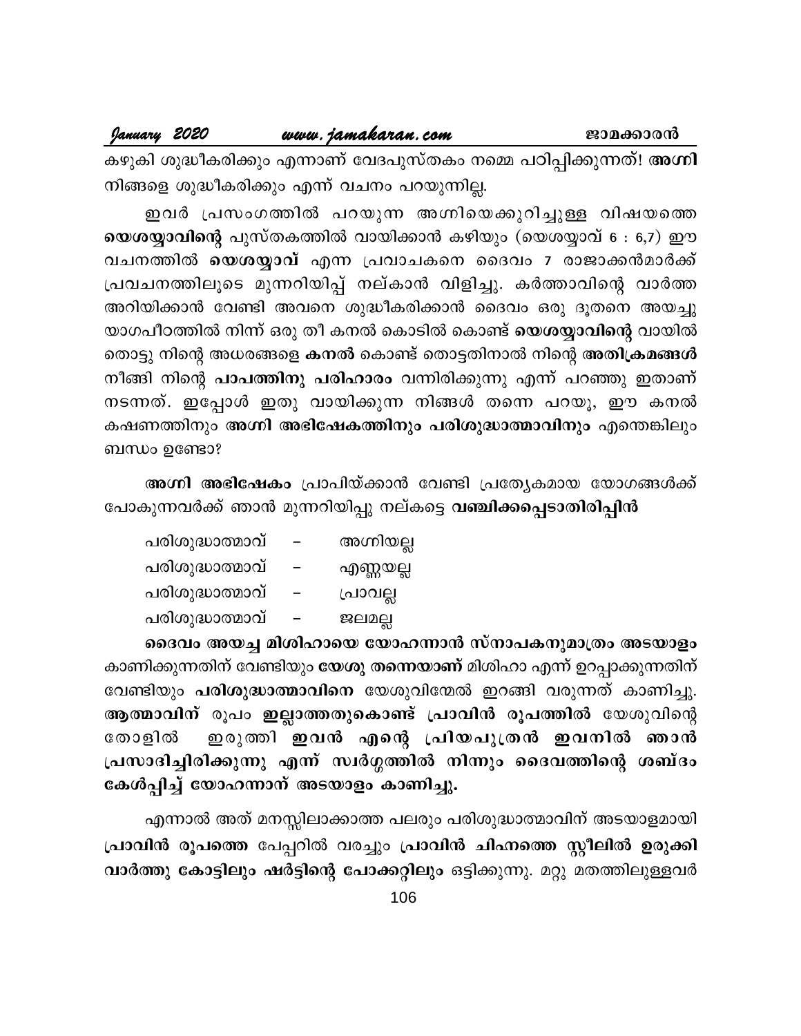കഴുകി ശുദ്ധീകരിക്കും എന്നാണ് വേദപുസ്തകം നമ്മെ പഠിപ്പിക്കുന്നത്! **അഗ്നി** നിങ്ങളെ ശുദ്ധീകരിക്കും എന്ന് വചനം പറയുന്നില്ല.

ഇവർ പ്രസംഗത്തിൽ പറയുന്ന അഗ്നിയെക്കുറിച്ചുള്ള വിഷയത്തെ **യെശയ്യാവിന്റെ** പുസ്തകത്തിൽ വായിക്കാൻ കഴിയും (യെശയ്യാവ് 6 : 6,7) ഈ വചനത്തിൽ **യെശയ്യാവ്** എന്ന പ്രവാചകനെ ദൈവം 7 രാജാക്കൻമാർക്ക് പ്രവചനത്തിലൂടെ മുന്നറിയിപ്പ് നല്കാൻ വിളിച്ചു. കർത്താവിന്റെ വാർത്ത അറിയിക്കാൻ വേണ്ടി അവനെ ശുദ്ധീകരിക്കാൻ ദൈവം ഒരു ദൂതനെ അയച്ചു യാഗപീഠത്തിൽ നിന്ന് ഒരു തീ കനൽ കൊടിൽ കൊണ്ട് **യെശയ്യാവിന്റെ** വായിൽ തൊട്ടു നിന്റെ അധരങ്ങളെ **കനൽ** കൊണ്ട് തൊട്ടതിനാൽ നിന്റെ **അതിക്രമങ്ങൾ** നീങ്ങി നിന്റെ **പാപത്തിനു പരിഹാരം** വന്നിരിക്കുന്നു എന്ന് പറഞ്ഞു ഇതാണ് നടന്നത്. ഇപ്പോൾ ഇതു വായിക്കുന്ന നിങ്ങൾ തന്നെ പറയൂ, ഈ കനൽ കഷണത്തിനും **അഗ്നി അഭിഷേകത്തിനും പരിശുദ്ധാത്മാവിനും** എന്തെങ്കിലും ബന്ധം ഉണ്ടോ?

**അഗ്നി അഭിഷേകം** പ്രാപിയ്ക്കാൻ വേണ്ടി പ്രത്യേകമായ യോഗങ്ങൾക്ക് പോകുന്നവർക്ക് ഞാൻ മുന്നറിയിപ്പു നല്കട്ടെ **വഞ്ചിക്കപ്പെടാതിരിപ്പിൻ**

പരിശുദ്ധാത്മാവ് – അഗ്നിയല്ല
പരിശുദ്ധാത്മാവ് – എണ്ണയല്ല
പരിശുദ്ധാത്മാവ് – പ്രാവല്ല
പരിശുദ്ധാത്മാവ് – ജലമല്ല

**ദൈവം അയച്ച മിശിഹായെ യോഹന്നാൻ സ്നാപകനുമാത്രം അടയാളം** കാണിക്കുന്നതിന് വേണ്ടിയും **യേശു തന്നെയാണ്** മിശിഹാ എന്ന് ഉറപ്പാക്കുന്നതിന് വേണ്ടിയും **പരിശുദ്ധാത്മാവിനെ** യേശുവിന്മേൽ ഇറങ്ങി വരുന്നത് കാണിച്ചു. **ആത്മാവിന്** രൂപം **ഇല്ലാത്തതുകൊണ്ട് പ്രാവിൻ രൂപത്തിൽ** യേശുവിന്റെ തോളിൽ ഇരുത്തി **ഇവൻ എന്റെ പ്രിയപുത്രൻ ഇവനിൽ ഞാൻ പ്രസാദിച്ചിരിക്കുന്നു എന്ന് സ്വർഗ്ഗത്തിൽ നിന്നും ദൈവത്തിന്റെ ശബ്ദം കേൾപ്പിച്ച് യോഹന്നാന് അടയാളം കാണിച്ചു.**

എന്നാൽ അത് മനസ്സിലാക്കാത്ത പലരും പരിശുദ്ധാത്മാവിന് അടയാളമായി **പ്രാവിൻ രൂപത്തെ** പേപ്പറിൽ വരച്ചും **പ്രാവിൻ ചിഹ്നത്തെ സ്റ്റീലിൽ ഉരുക്കി വാർത്തു കോട്ടിലും ഷർട്ടിന്റെ പോക്കറ്റിലും** ഒട്ടിക്കുന്നു. മറ്റു മതത്തിലുള്ളവർ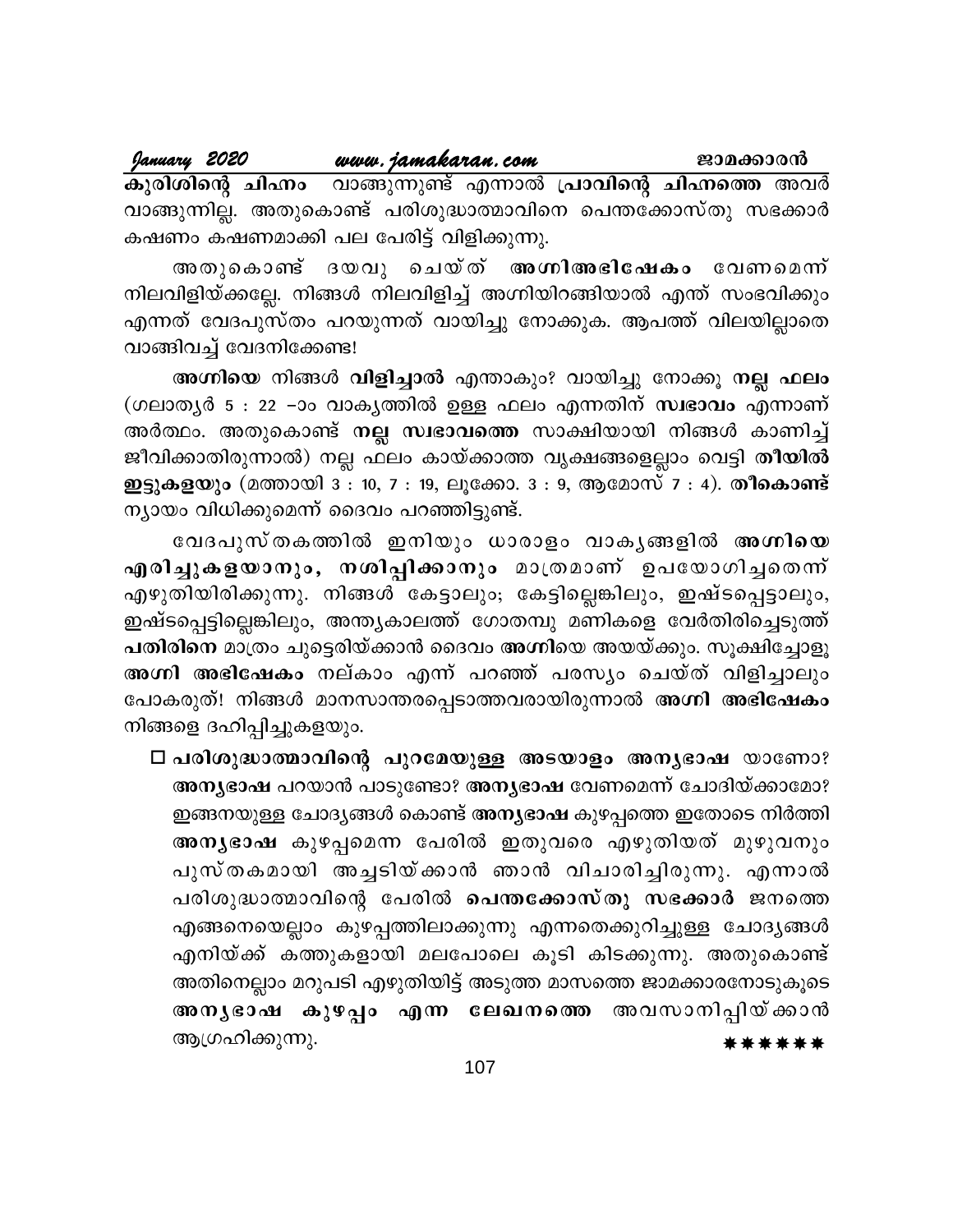**കുരിശിന്റെ ചിഹ്നം** വാങ്ങുന്നുണ്ട് എന്നാൽ **പ്രാവിന്റെ ചിഹ്നത്തെ** അവർ വാങ്ങുന്നില്ല. അതുകൊണ്ട് പരിശുദ്ധാത്മാവിനെ പെന്തക്കോസ്തു സഭക്കാർ കഷണം കഷണമാക്കി പല പേരിട്ട് വിളിക്കുന്നു.

അതുകൊണ്ട് ദയവു ചെയ്ത് **അഗ്നിഅഭിഷേകം** വേണമെന്ന് നിലവിളിയ്ക്കല്ലേ. നിങ്ങൾ നിലവിളിച്ച് അഗ്നിയിറങ്ങിയാൽ എന്ത് സംഭവിക്കും എന്നത് വേദപുസ്തം പറയുന്നത് വായിച്ചു നോക്കുക. ആപത്ത് വിലയില്ലാതെ വാങ്ങിവച്ച് വേദനിക്കേണ്ട!

**അഗ്നിയെ** നിങ്ങൾ **വിളിച്ചാൽ** എന്താകും? വായിച്ചു നോക്കൂ **നല്ല ഫലം** (ഗലാത്യർ 5 : 22 –ാം വാക്യത്തിൽ ഉള്ള ഫലം എന്നതിന് **സ്വഭാവം** എന്നാണ് അർത്ഥം. അതുകൊണ്ട് **നല്ല സ്വഭാവത്തെ** സാക്ഷിയായി നിങ്ങൾ കാണിച്ച് ജീവിക്കാതിരുന്നാൽ) നല്ല ഫലം കായ്ക്കാത്ത വൃക്ഷങ്ങളെല്ലാം വെട്ടി **തീയിൽ ഇട്ടുകളയും** (മത്തായി 3 : 10, 7 : 19, ലൂക്കോ. 3 : 9, ആമോസ് 7 : 4). **തീകൊണ്ട്** ന്യായം വിധിക്കുമെന്ന് ദൈവം പറഞ്ഞിട്ടുണ്ട്.

വേദപുസ്തകത്തിൽ ഇനിയും ധാരാളം വാക്യങ്ങളിൽ **അഗ്നിയെ എരിച്ചുകളയാനും, നശിപ്പിക്കാനും** മാത്രമാണ് ഉപയോഗിച്ചതെന്ന് എഴുതിയിരിക്കുന്നു. നിങ്ങൾ കേട്ടാലും; കേട്ടില്ലെങ്കിലും, ഇഷ്ടപ്പെട്ടാലും, ഇഷ്ടപ്പെട്ടില്ലെങ്കിലും, അന്ത്യകാലത്ത് ഗോതമ്പു മണികളെ വേർതിരിച്ചെടുത്ത് **പതിരിനെ** മാത്രം ചുട്ടെരിയ്ക്കാൻ ദൈവം **അഗ്നി**യെ അയയ്ക്കും. സൂക്ഷിച്ചോളൂ **അഗ്നി അഭിഷേകം** നല്കാം എന്ന് പറഞ്ഞ് പരസ്യം ചെയ്ത് വിളിച്ചാലും പോകരുത്! നിങ്ങൾ മാനസാന്തരപ്പെടാത്തവരായിരുന്നാൽ **അഗ്നി അഭിഷേകം** നിങ്ങളെ ദഹിപ്പിച്ചുകളയും.

- ☐ **പരിശുദ്ധാത്മാവിന്റെ പുറമേയുള്ള അടയാളം അന്യഭാഷ** യാണോ? **അന്യഭാഷ** പറയാൻ പാടുണ്ടോ? **അന്യഭാഷ** വേണമെന്ന് ചോദിയ്ക്കാമോ? ഇങ്ങനയുള്ള ചോദ്യങ്ങൾ കൊണ്ട് **അന്യഭാഷ** കുഴപ്പത്തെ ഇതോടെ നിർത്തി **അന്യഭാഷ** കുഴപ്പമെന്ന പേരിൽ ഇതുവരെ എഴുതിയത് മുഴുവനും പുസ്തകമായി അച്ചടിയ്ക്കാൻ ഞാൻ വിചാരിച്ചിരുന്നു. എന്നാൽ പരിശുദ്ധാത്മാവിന്റെ പേരിൽ **പെന്തക്കോസ്തു സഭക്കാർ** ജനത്തെ എങ്ങനെയെല്ലാം കുഴപ്പത്തിലാക്കുന്നു എന്നതെക്കുറിച്ചുള്ള ചോദ്യങ്ങൾ എനിയ്ക്ക് കത്തുകളായി മലപോലെ കൂടി കിടക്കുന്നു. അതുകൊണ്ട് അതിനെല്ലാം മറുപടി എഴുതിയിട്ട് അടുത്ത മാസത്തെ ജാമക്കാരനോടുകൂടെ **അന്യഭാഷ കുഴപ്പം എന്ന ലേഖനത്തെ** അവസാനിപ്പിയ്ക്കാൻ ആഗ്രഹിക്കുന്നു.

\*\*\*\*\*\*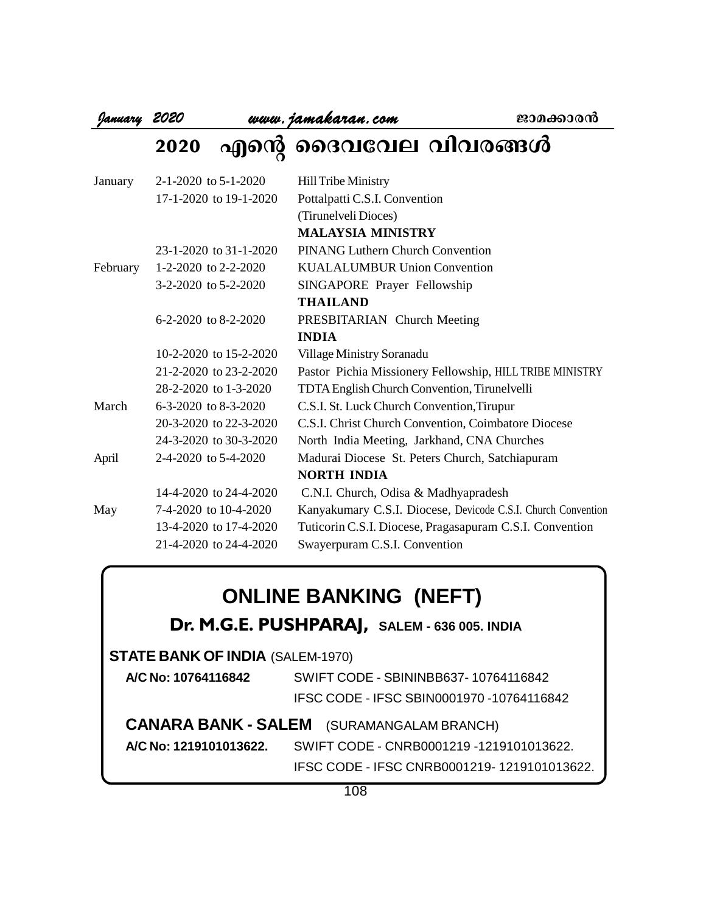## 2020 എന്റെ ദൈവവേല വിവരങ്ങൾ

| | | |
|---|---|---|
| January | 2-1-2020 to 5-1-2020 | Hill Tribe Ministry |
| | 17-1-2020 to 19-1-2020 | Pottalpatti C.S.I. Convention |
| | | (Tirunelveli Dioces) |
| | | **MALAYSIA MINISTRY** |
| | 23-1-2020 to 31-1-2020 | PINANG Luthern Church Convention |
| February | 1-2-2020 to 2-2-2020 | KUALALUMBUR Union Convention |
| | 3-2-2020 to 5-2-2020 | SINGAPORE Prayer Fellowship |
| | | **THAILAND** |
| | 6-2-2020 to 8-2-2020 | PRESBITARIAN Church Meeting |
| | | **INDIA** |
| | 10-2-2020 to 15-2-2020 | Village Ministry Soranadu |
| | 21-2-2020 to 23-2-2020 | Pastor Pichia Missionery Fellowship, HILL TRIBE MINISTRY |
| | 28-2-2020 to 1-3-2020 | TDTA English Church Convention, Tirunelvelli |
| March | 6-3-2020 to 8-3-2020 | C.S.I. St. Luck Church Convention,Tirupur |
| | 20-3-2020 to 22-3-2020 | C.S.I. Christ Church Convention, Coimbatore Diocese |
| | 24-3-2020 to 30-3-2020 | North India Meeting, Jarkhand, CNA Churches |
| April | 2-4-2020 to 5-4-2020 | Madurai Diocese St. Peters Church, Satchiapuram |
| | | **NORTH INDIA** |
| | 14-4-2020 to 24-4-2020 | C.N.I. Church, Odisa & Madhyapradesh |
| May | 7-4-2020 to 10-4-2020 | Kanyakumary C.S.I. Diocese, Devicode C.S.I. Church Convention |
| | 13-4-2020 to 17-4-2020 | Tuticorin C.S.I. Diocese, Pragasapuram C.S.I. Convention |
| | 21-4-2020 to 24-4-2020 | Swayerpuram C.S.I. Convention |

## ONLINE BANKING (NEFT)

### Dr. M.G.E. PUSHPARAJ, SALEM - 636 005. INDIA

**STATE BANK OF INDIA** (SALEM-1970)

**A/C No: 10764116842** SWIFT CODE - SBININBB637- 10764116842
IFSC CODE - IFSC SBIN0001970 -10764116842

**CANARA BANK - SALEM** (SURAMANGALAM BRANCH)

**A/C No: 1219101013622.** SWIFT CODE - CNRB0001219 -1219101013622.
IFSC CODE - IFSC CNRB0001219- 1219101013622.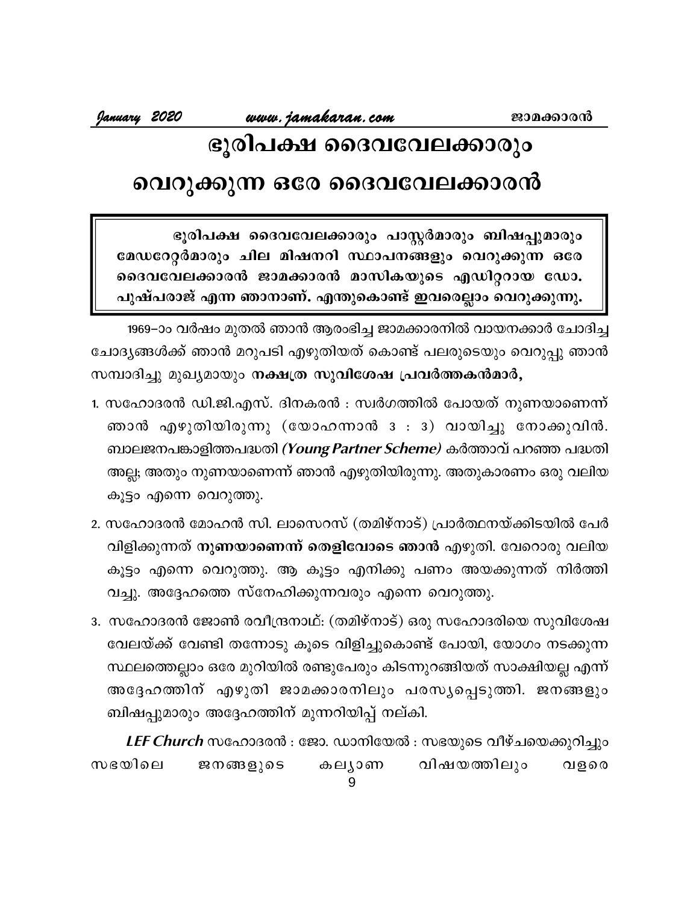# ഭൂരിപക്ഷ ദൈവവേലക്കാരും വെറുക്കുന്ന ഒരേ ദൈവവേലക്കാരൻ

> **ഭൂരിപക്ഷ ദൈവവേലക്കാരും പാസ്റ്റർമാരും ബിഷപ്പുമാരും മേഡറേറ്റർമാരും ചില മിഷനറി സ്ഥാപനങ്ങളും വെറുക്കുന്ന ഒരേ ദൈവവേലക്കാരൻ ജാമക്കാരൻ മാസികയുടെ എഡിറ്ററായ ഡോ. പുഷ്പരാജ് എന്ന ഞാനാണ്. എന്തുകൊണ്ട് ഇവരെല്ലാം വെറുക്കുന്നു.**

1969–ാം വർഷം മുതൽ ഞാൻ ആരംഭിച്ച ജാമക്കാരനിൽ വായനക്കാർ ചോദിച്ച ചോദ്യങ്ങൾക്ക് ഞാൻ മറുപടി എഴുതിയത് കൊണ്ട് പലരുടെയും വെറുപ്പു ഞാൻ സമ്പാദിച്ചു മുഖ്യമായും **നക്ഷത്ര സുവിശേഷ പ്രവർത്തകൻമാർ,**

1. സഹോദരൻ ഡി.ജി.എസ്. ദിനകരൻ : സ്വർഗത്തിൽ പോയത് നുണയാണെന്ന് ഞാൻ എഴുതിയിരുന്നു (യോഹന്നാൻ 3 : 3) വായിച്ചു നോക്കുവിൻ. ബാലജനപങ്കാളിത്തപദ്ധതി ***(Young Partner Scheme)*** കർത്താവ് പറഞ്ഞ പദ്ധതി അല്ല; അതും നുണയാണെന്ന് ഞാൻ എഴുതിയിരുന്നു. അതുകാരണം ഒരു വലിയ കൂട്ടം എന്നെ വെറുത്തു.
2. സഹോദരൻ മോഹൻ സി. ലാസെറസ് (തമിഴ്നാട്) പ്രാർത്ഥനയ്ക്കിടയിൽ പേർ വിളിക്കുന്നത് **നുണയാണെന്ന് തെളിവോടെ ഞാൻ** എഴുതി. വേറൊരു വലിയ കൂട്ടം എന്നെ വെറുത്തു. ആ കൂട്ടം എനിക്കു പണം അയക്കുന്നത് നിർത്തി വച്ചു. അദ്ദേഹത്തെ സ്നേഹിക്കുന്നവരും എന്നെ വെറുത്തു.
3. സഹോദരൻ ജോൺ രവീന്ദ്രനാഥ്: (തമിഴ്നാട്) ഒരു സഹോദരിയെ സുവിശേഷ വേലയ്ക്ക് വേണ്ടി തന്നോടു കൂടെ വിളിച്ചുകൊണ്ട് പോയി, യോഗം നടക്കുന്ന സ്ഥലത്തെല്ലാം ഒരേ മുറിയിൽ രണ്ടുപേരും കിടന്നുറങ്ങിയത് സാക്ഷിയല്ല എന്ന് അദ്ദേഹത്തിന് എഴുതി ജാമക്കാരനിലും പരസ്യപ്പെടുത്തി. ജനങ്ങളും ബിഷപ്പുമാരും അദ്ദേഹത്തിന് മുന്നറിയിപ്പ് നല്കി.

***LEF Church*** സഹോദരൻ : ജോ. ഡാനിയേൽ : സഭയുടെ വീഴ്ചയെക്കുറിച്ചും സഭയിലെ ജനങ്ങളുടെ കല്യാണ വിഷയത്തിലും വളരെ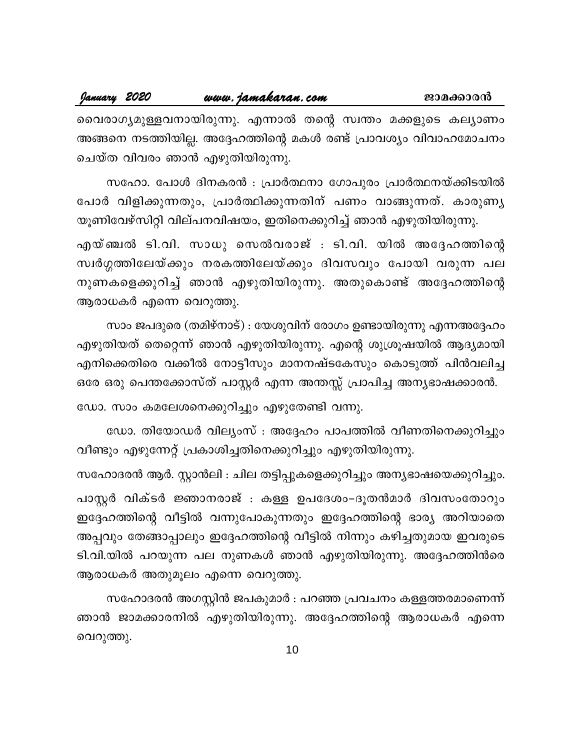വൈരാഗ്യമുള്ളവനായിരുന്നു. എന്നാൽ തന്റെ സ്വന്തം മക്കളുടെ കല്യാണം അങ്ങനെ നടത്തിയില്ല. അദ്ദേഹത്തിന്റെ മകൾ രണ്ട് പ്രാവശ്യം വിവാഹമോചനം ചെയ്ത വിവരം ഞാൻ എഴുതിയിരുന്നു.

സഹോ. പോൾ ദിനകരൻ : പ്രാർത്ഥനാ ഗോപുരം പ്രാർത്ഥനയ്ക്കിടയിൽ പോർ വിളിക്കുന്നതും, പ്രാർത്ഥിക്കുന്നതിന് പണം വാങ്ങുന്നത്. കാരുണ്യ യൂണിവേഴ്സിറ്റി വില്പനവിഷയം, ഇതിനെക്കുറിച്ച് ഞാൻ എഴുതിയിരുന്നു.

എയ്ഞ്ചൽ ടി.വി. സാധു സെൽവരാജ് : ടി.വി. യിൽ അദ്ദേഹത്തിന്റെ സ്വർഗ്ഗത്തിലേയ്ക്കും നരകത്തിലേയ്ക്കും ദിവസവും പോയി വരുന്ന പല നുണകളെക്കുറിച്ച് ഞാൻ എഴുതിയിരുന്നു. അതുകൊണ്ട് അദ്ദേഹത്തിന്റെ ആരാധകർ എന്നെ വെറുത്തു.

സാം ജപദുരെ (തമിഴ്നാട്) : യേശുവിന് രോഗം ഉണ്ടായിരുന്നു എന്നഅദ്ദേഹം എഴുതിയത് തെറ്റെന്ന് ഞാൻ എഴുതിയിരുന്നു. എന്റെ ശുശ്രൂഷയിൽ ആദ്യമായി എനിക്കെതിരെ വക്കീൽ നോട്ടീസും മാനനഷ്ടകേസും കൊടുത്ത് പിൻവലിച്ച ഒരേ ഒരു പെന്തക്കോസ്ത് പാസ്റ്റർ എന്ന അന്തസ്സ് പ്രാപിച്ച അന്യഭാഷക്കാരൻ.

ഡോ. സാം കമലേശനെക്കുറിച്ചും എഴുതേണ്ടി വന്നു.

ഡോ. തിയോഡർ വില്യംസ് : അദ്ദേഹം പാപത്തിൽ വീണതിനെക്കുറിച്ചും വീണ്ടും എഴുന്നേറ്റ് പ്രകാശിച്ചതിനെക്കുറിച്ചും എഴുതിയിരുന്നു.

സഹോദരൻ ആർ. സ്റ്റാൻലി : ചില തട്ടിപ്പുകളെക്കുറിച്ചും അന്യഭാഷയെക്കുറിച്ചും.

പാസ്റ്റർ വിക്ടർ ജ്ഞാനരാജ് : കള്ള ഉപദേശം-ദൂതൻമാർ ദിവസംതോറും ഇദ്ദേഹത്തിന്റെ വീട്ടിൽ വന്നുപോകുന്നതും ഇദ്ദേഹത്തിന്റെ ഭാര്യ അറിയാതെ അപ്പവും തേങ്ങാപ്പാലും ഇദ്ദേഹത്തിന്റെ വീട്ടിൽ നിന്നും കഴിച്ചതുമായ ഇവരുടെ ടി.വി.യിൽ പറയുന്ന പല നുണകൾ ഞാൻ എഴുതിയിരുന്നു. അദ്ദേഹത്തിൻരെ ആരാധകർ അതുമൂലം എന്നെ വെറുത്തു.

സഹോദരൻ അഗസ്റ്റിൻ ജപകുമാർ : പറഞ്ഞ പ്രവചനം കള്ളത്തരമാണെന്ന് ഞാൻ ജാമക്കാരനിൽ എഴുതിയിരുന്നു. അദ്ദേഹത്തിന്റെ ആരാധകർ എന്നെ വെറുത്തു.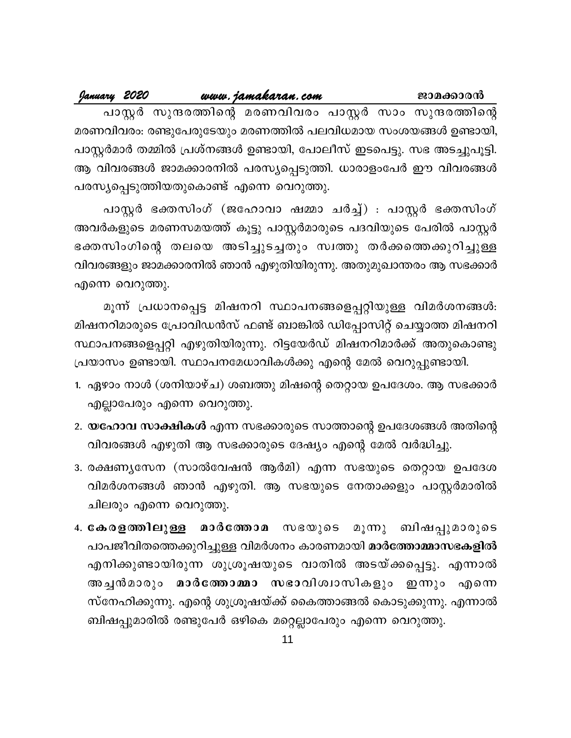പാസ്റ്റർ സുന്ദരത്തിന്റെ മരണവിവരം പാസ്റ്റർ സാം സുന്ദരത്തിന്റെ മരണവിവരം: രണ്ടുപേരുടേയും മരണത്തിൽ പലവിധമായ സംശയങ്ങൾ ഉണ്ടായി, പാസ്റ്റർമാർ തമ്മിൽ പ്രശ്നങ്ങൾ ഉണ്ടായി, പോലീസ് ഇടപെട്ടു. സഭ അടച്ചുപൂട്ടി. ആ വിവരങ്ങൾ ജാമക്കാരനിൽ പരസ്യപ്പെടുത്തി. ധാരാളംപേർ ഈ വിവരങ്ങൾ പരസ്യപ്പെടുത്തിയതുകൊണ്ട് എന്നെ വെറുത്തു.

പാസ്റ്റർ ഭക്തസിംഗ് (ജഹോവാ ഷമ്മാ ചർച്ച്) : പാസ്റ്റർ ഭക്തസിംഗ് അവർകളുടെ മരണസമയത്ത് കൂട്ടു പാസ്റ്റർമാരുടെ പദവിയുടെ പേരിൽ പാസ്റ്റർ ഭക്തസിംഗിന്റെ തലയെ അടിച്ചുടച്ചതും സ്വത്തു തർക്കത്തെക്കുറിച്ചുള്ള വിവരങ്ങളും ജാമക്കാരനിൽ ഞാൻ എഴുതിയിരുന്നു. അതുമുഖാന്തരം ആ സഭക്കാർ എന്നെ വെറുത്തു.

മൂന്ന് പ്രധാനപ്പെട്ട മിഷനറി സ്ഥാപനങ്ങളെപ്പറ്റിയുള്ള വിമർശനങ്ങൾ: മിഷനറിമാരുടെ പ്രോവിഡൻസ് ഫണ്ട് ബാങ്കിൽ ഡിപ്പോസിറ്റ് ചെയ്യാത്ത മിഷനറി സ്ഥാപനങ്ങളെപ്പറ്റി എഴുതിയിരുന്നു. റിട്ടയേർഡ് മിഷനറിമാർക്ക് അതുകൊണ്ടു പ്രയാസം ഉണ്ടായി. സ്ഥാപനമേധാവികൾക്കു എന്റെ മേൽ വെറുപ്പുണ്ടായി.

1. ഏഴാം നാൾ (ശനിയാഴ്ച) ശബത്തു മിഷന്റെ തെറ്റായ ഉപദേശം. ആ സഭക്കാർ എല്ലാപേരും എന്നെ വെറുത്തു.
2. **യഹോവ സാക്ഷികൾ** എന്ന സഭക്കാരുടെ സാത്താന്റെ ഉപദേശങ്ങൾ അതിന്റെ വിവരങ്ങൾ എഴുതി ആ സഭക്കാരുടെ ദേഷ്യം എന്റെ മേൽ വർദ്ധിച്ചു.
3. രക്ഷണ്യസേന (സാൽവേഷൻ ആർമി) എന്ന സഭയുടെ തെറ്റായ ഉപദേശ വിമർശനങ്ങൾ ഞാൻ എഴുതി. ആ സഭയുടെ നേതാക്കളും പാസ്റ്റർമാരിൽ ചിലരും എന്നെ വെറുത്തു.
4. **കേരളത്തിലുള്ള മാർത്തോമ** സഭയുടെ മൂന്നു ബിഷപ്പുമാരുടെ പാപജീവിതത്തെക്കുറിച്ചുള്ള വിമർശനം കാരണമായി **മാർത്തോമ്മാസഭകളിൽ** എനിക്കുണ്ടായിരുന്ന ശുശ്രൂഷയുടെ വാതിൽ അടയ്ക്കപ്പെട്ടു. എന്നാൽ അച്ചൻമാരും **മാർത്തോമ്മാ സഭാ**വിശ്വാസികളും ഇന്നും എന്നെ സ്നേഹിക്കുന്നു. എന്റെ ശുശ്രൂഷയ്ക്ക് കൈത്താങ്ങൽ കൊടുക്കുന്നു. എന്നാൽ ബിഷപ്പുമാരിൽ രണ്ടുപേർ ഒഴികെ മറ്റെല്ലാപേരും എന്നെ വെറുത്തു.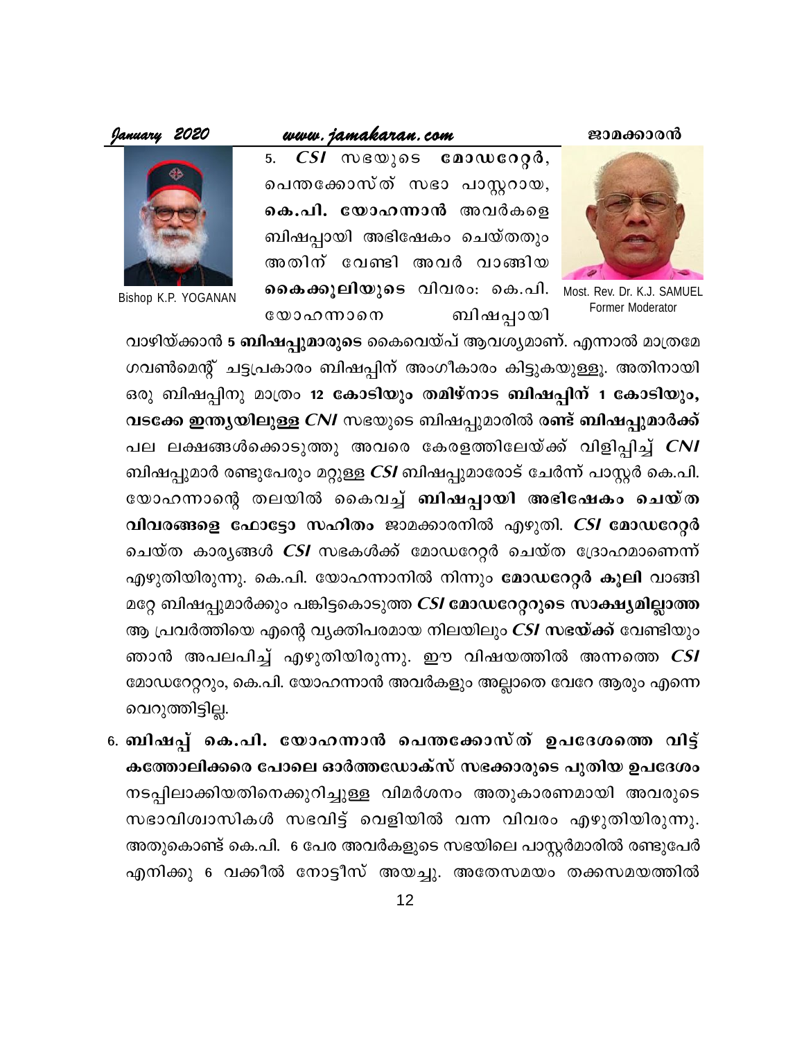Bishop K.P. YOGANAN

Most. Rev. Dr. K.J. SAMUEL
Former Moderator

5. ***CSI*** സഭയുടെ **മോഡറേറ്റർ**, പെന്തക്കോസ്ത് സഭാ പാസ്റ്ററായ, **കെ.പി. യോഹന്നാൻ** അവർകളെ ബിഷപ്പായി അഭിഷേകം ചെയ്തതും അതിന് വേണ്ടി അവർ വാങ്ങിയ **കൈക്കൂലിയുടെ** വിവരം: കെ.പി. യോഹന്നാനെ ബിഷപ്പായി വാഴിയ്ക്കാൻ **5 ബിഷപ്പുമാരുടെ** കൈവെയ്പ് ആവശ്യമാണ്. എന്നാൽ മാത്രമേ ഗവൺമെന്റ് ചട്ടപ്രകാരം ബിഷപ്പിന് അംഗീകാരം കിട്ടുകയുള്ളൂ. അതിനായി ഒരു ബിഷപ്പിനു മാത്രം **12 കോടിയും തമിഴ്നാട ബിഷപ്പിന് 1 കോടിയും, വടക്കേ ഇന്ത്യയിലുള്ള *CNI*** സഭയുടെ ബിഷപ്പുമാരിൽ **രണ്ട് ബിഷപ്പുമാർക്ക്** പല ലക്ഷങ്ങൾക്കൊടുത്തു അവരെ കേരളത്തിലേയ്ക്ക് വിളിപ്പിച്ച് ***CNI*** ബിഷപ്പുമാർ രണ്ടുപേരും മറ്റുള്ള ***CSI*** ബിഷപ്പുമാരോട് ചേർന്ന് പാസ്റ്റർ കെ.പി. യോഹന്നാന്റെ തലയിൽ കൈവച്ച് **ബിഷപ്പായി അഭിഷേകം ചെയ്ത വിവരങ്ങളെ ഫോട്ടോ സഹിതം** ജാമക്കാരനിൽ എഴുതി. ***CSI* മോഡറേറ്റർ** ചെയ്ത കാര്യങ്ങൾ ***CSI*** സഭകൾക്ക് മോഡറേറ്റർ ചെയ്ത ദ്രോഹമാണെന്ന് എഴുതിയിരുന്നു. കെ.പി. യോഹന്നാനിൽ നിന്നും **മോഡറേറ്റർ കൂലി** വാങ്ങി മറ്റേ ബിഷപ്പുമാർക്കും പങ്കിട്ടകൊടുത്ത ***CSI* മോഡറേറ്ററുടെ സാക്ഷ്യമില്ലാത്ത** ആ പ്രവർത്തിയെ എന്റെ വ്യക്തിപരമായ നിലയിലും ***CSI* സഭയ്ക്ക്** വേണ്ടിയും ഞാൻ അപലപിച്ച് എഴുതിയിരുന്നു. ഈ വിഷയത്തിൽ അന്നത്തെ ***CSI*** മോഡറേറ്ററും, കെ.പി. യോഹന്നാൻ അവർകളും അല്ലാതെ വേറേ ആരും എന്നെ വെറുത്തിട്ടില്ല.

6. **ബിഷപ്പ് കെ.പി. യോഹന്നാൻ പെന്തക്കോസ്ത് ഉപദേശത്തെ വിട്ട് കത്തോലിക്കരെ പോലെ ഓർത്തഡോക്സ് സഭക്കാരുടെ പുതിയ ഉപദേശം** നടപ്പിലാക്കിയതിനെക്കുറിച്ചുള്ള വിമർശനം അതുകാരണമായി അവരുടെ സഭാവിശ്വാസികൾ സഭവിട്ട് വെളിയിൽ വന്ന വിവരം എഴുതിയിരുന്നു. അതുകൊണ്ട് കെ.പി. 6 പേര അവർകളുടെ സഭയിലെ പാസ്റ്റർമാരിൽ രണ്ടുപേർ എനിക്കു 6 വക്കീൽ നോട്ടീസ് അയച്ചു. അതേസമയം തക്കസമയത്തിൽ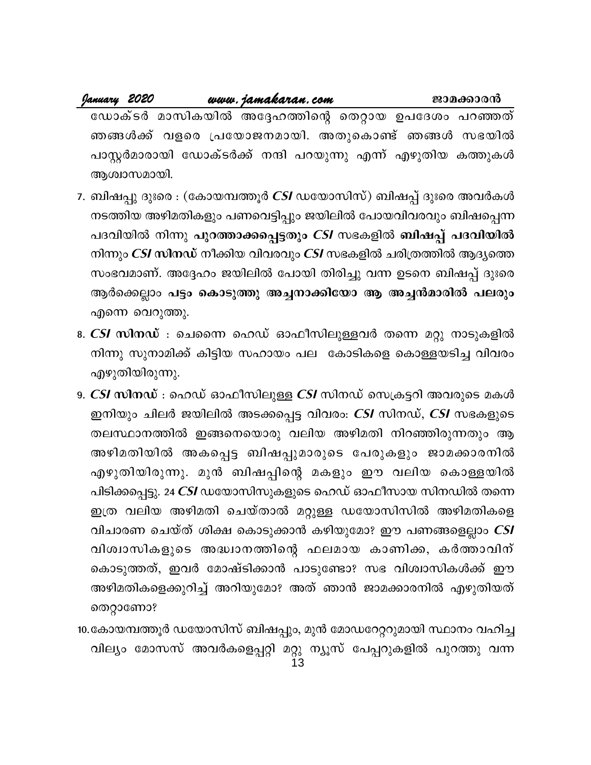ഡോക്ടർ മാസികയിൽ അദ്ദേഹത്തിന്റെ തെറ്റായ ഉപദേശം പറഞ്ഞത് ഞങ്ങൾക്ക് വളരെ പ്രയോജനമായി. അതുകൊണ്ട് ഞങ്ങൾ സഭയിൽ പാസ്റ്റർമാരായി ഡോക്ടർക്ക് നന്ദി പറയുന്നു എന്ന് എഴുതിയ കത്തുകൾ ആശ്വാസമായി.

7. ബിഷപ്പു ദുഃരെ : (കോയമ്പത്തൂർ *CSI* ഡയോസിസ്) ബിഷപ്പ് ദുഃരെ അവർകൾ നടത്തിയ അഴിമതികളും പണവെട്ടിപ്പും ജയിലിൽ പോയവിവരവും ബിഷപ്പെന്ന പദവിയിൽ നിന്നു **പുറത്താക്കപ്പെട്ടതും** *CSI* സഭകളിൽ **ബിഷപ്പ് പദവിയിൽ** നിന്നും ***CSI* സിനഡ്** നീക്കിയ വിവരവും *CSI* സഭകളിൽ ചരിത്രത്തിൽ ആദ്യത്തെ സംഭവമാണ്. അദ്ദേഹം ജയിലിൽ പോയി തിരിച്ചു വന്ന ഉടനെ ബിഷപ്പ് ദുഃരെ ആർക്കെല്ലാം **പട്ടം കൊടുത്തു അച്ചനാക്കിയോ ആ അച്ചൻമാരിൽ പലരും** എന്നെ വെറുത്തു.

8. ***CSI* സിനഡ്** : ചെന്നൈ ഹെഡ് ഓഫീസിലുള്ളവർ തന്നെ മറ്റു നാടുകളിൽ നിന്നു സുനാമിക്ക് കിട്ടിയ സഹായം പല കോടികളെ കൊള്ളയടിച്ച വിവരം എഴുതിയിരുന്നു.

9. ***CSI* സിനഡ്** : ഹെഡ് ഓഫീസിലുള്ള *CSI* സിനഡ് സെക്രട്ടറി അവരുടെ മകൾ ഇനിയും ചിലർ ജയിലിൽ അടക്കപ്പെട്ട വിവരം: *CSI* സിനഡ്, *CSI* സഭകളുടെ തലസ്ഥാനത്തിൽ ഇങ്ങനെയൊരു വലിയ അഴിമതി നിറഞ്ഞിരുന്നതും ആ അഴിമതിയിൽ അകപ്പെട്ട ബിഷപ്പുമാരുടെ പേരുകളും ജാമക്കാരനിൽ എഴുതിയിരുന്നു. മുൻ ബിഷപ്പിന്റെ മകളും ഈ വലിയ കൊള്ളയിൽ പിടിക്കപ്പെട്ടു. 24 *CSI* ഡയോസിസുകളുടെ ഹെഡ് ഓഫീസായ സിനഡിൽ തന്നെ ഇത്ര വലിയ അഴിമതി ചെയ്താൽ മറ്റുള്ള ഡയോസിസിൽ അഴിമതികളെ വിചാരണ ചെയ്ത് ശിക്ഷ കൊടുക്കാൻ കഴിയുമോ? ഈ പണങ്ങളെല്ലാം *CSI* വിശ്വാസികളുടെ അദ്ധ്വാനത്തിന്റെ ഫലമായ കാണിക്ക, കർത്താവിന് കൊടുത്തത്, ഇവർ മോഷ്ടിക്കാൻ പാടുണ്ടോ? സഭ വിശ്വാസികൾക്ക് ഈ അഴിമതികളെക്കുറിച്ച് അറിയുമോ? അത് ഞാൻ ജാമക്കാരനിൽ എഴുതിയത് തെറ്റാണോ?

10. കോയമ്പത്തൂർ ഡയോസിസ് ബിഷപ്പും, മുൻ മോഡറേറ്ററുമായി സ്ഥാനം വഹിച്ച വില്യം മോസസ് അവർകളെപ്പറ്റി മറ്റു ന്യൂസ് പേപ്പറുകളിൽ പുറത്തു വന്ന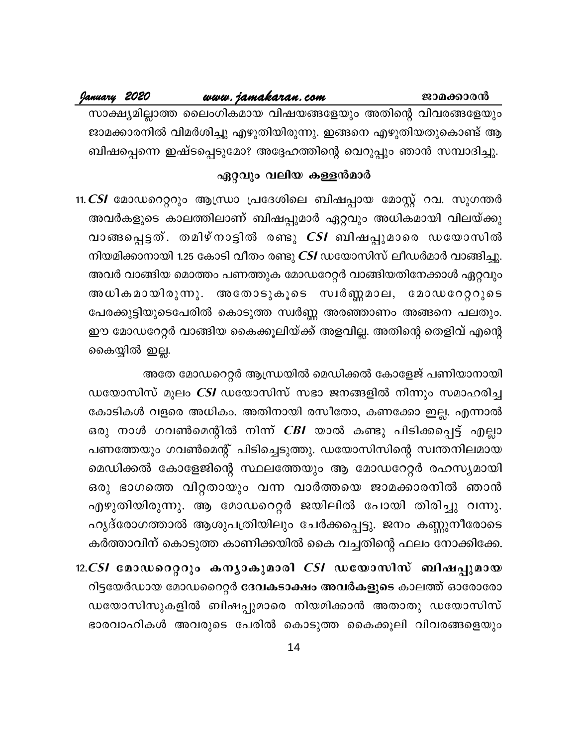സാക്ഷ്യമില്ലാത്ത ലൈംഗികമായ വിഷയങ്ങളേയും അതിന്റെ വിവരങ്ങളേയും ജാമക്കാരനിൽ വിമർശിച്ചു എഴുതിയിരുന്നു. ഇങ്ങനെ എഴുതിയതുകൊണ്ട് ആ ബിഷപ്പെന്നെ ഇഷ്ടപ്പെടുമോ? അദ്ദേഹത്തിന്റെ വെറുപ്പും ഞാൻ സമ്പാദിച്ചു.

## ഏറ്റവും വലിയ കള്ളൻമാർ

11. ***CSI*** മോഡറെറ്ററും ആന്ധ്രാ പ്രദേശിലെ ബിഷപ്പായ മോസ്റ്റ് റവ. സുഗന്തർ അവർകളുടെ കാലത്തിലാണ് ബിഷപ്പുമാർ ഏറ്റവും അധികമായി വിലയ്ക്കു വാങ്ങപ്പെട്ടത്. തമിഴ്നാട്ടിൽ രണ്ടു ***CSI*** ബിഷപ്പുമാരെ ഡയോസിൽ നിയമിക്കാനായി 1.25 കോടി വീതം രണ്ടു ***CSI*** ഡയോസിസ് ലീഡർമാർ വാങ്ങിച്ചു. അവർ വാങ്ങിയ മൊത്തം പണത്തുക മോഡറേറ്റർ വാങ്ങിയതിനേക്കാൾ ഏറ്റവും അധികമായിരുന്നു. അതോടുകൂടെ സ്വർണ്ണമാല, മോഡറേറ്ററുടെ പേരക്കുട്ടിയുടെപേരിൽ കൊടുത്ത സ്വർണ്ണ അരഞ്ഞാണം അങ്ങനെ പലതും. ഈ മോഡറേറ്റർ വാങ്ങിയ കൈക്കൂലിയ്ക്ക് അളവില്ല. അതിന്റെ തെളിവ് എന്റെ കൈയ്യിൽ ഇല്ല.

അതേ മോഡറെറ്റർ ആന്ധ്രയിൽ മെഡിക്കൽ കോളേജ് പണിയാനായി ഡയോസിസ് മൂലം ***CSI*** ഡയോസിസ് സഭാ ജനങ്ങളിൽ നിന്നും സമാഹരിച്ച കോടികൾ വളരെ അധികം. അതിനായി രസീതോ, കണക്കോ ഇല്ല. എന്നാൽ ഒരു നാൾ ഗവൺമെന്റിൽ നിന്ന് ***CBI*** യാൽ കണ്ടു പിടിക്കപ്പെട്ട് എല്ലാ പണത്തേയും ഗവൺമെന്റ് പിടിച്ചെടുത്തു. ഡയോസിസിന്റെ സ്വന്തനിലമായ മെഡിക്കൽ കോളേജിന്റെ സ്ഥലത്തേയും ആ മോഡറേറ്റർ രഹസ്യമായി ഒരു ഭാഗത്തെ വിറ്റതായും വന്ന വാർത്തയെ ജാമക്കാരനിൽ ഞാൻ എഴുതിയിരുന്നു. ആ മോഡറെറ്റർ ജയിലിൽ പോയി തിരിച്ചു വന്നു. ഹൃദ്രോഗത്താൽ ആശുപത്രിയിലും ചേർക്കപ്പെട്ടു. ജനം കണ്ണുനീരോടെ കർത്താവിന് കൊടുത്ത കാണിക്കയിൽ കൈ വച്ചതിന്റെ ഫലം നോക്കിക്കേ.

12. ***CSI*** **മോഡറെറ്ററും കന്യാകുമാരി** ***CSI*** **ഡയോസിസ് ബിഷപ്പുമായ** റിട്ടയേർഡായ മോഡറെറ്റർ **ദേവകടാക്ഷം അവർകളുടെ** കാലത്ത് ഓരോരോ ഡയോസിസുകളിൽ ബിഷപ്പുമാരെ നിയമിക്കാൻ അതാതു ഡയോസിസ് ഭാരവാഹികൾ അവരുടെ പേരിൽ കൊടുത്ത കൈക്കൂലി വിവരങ്ങളെയും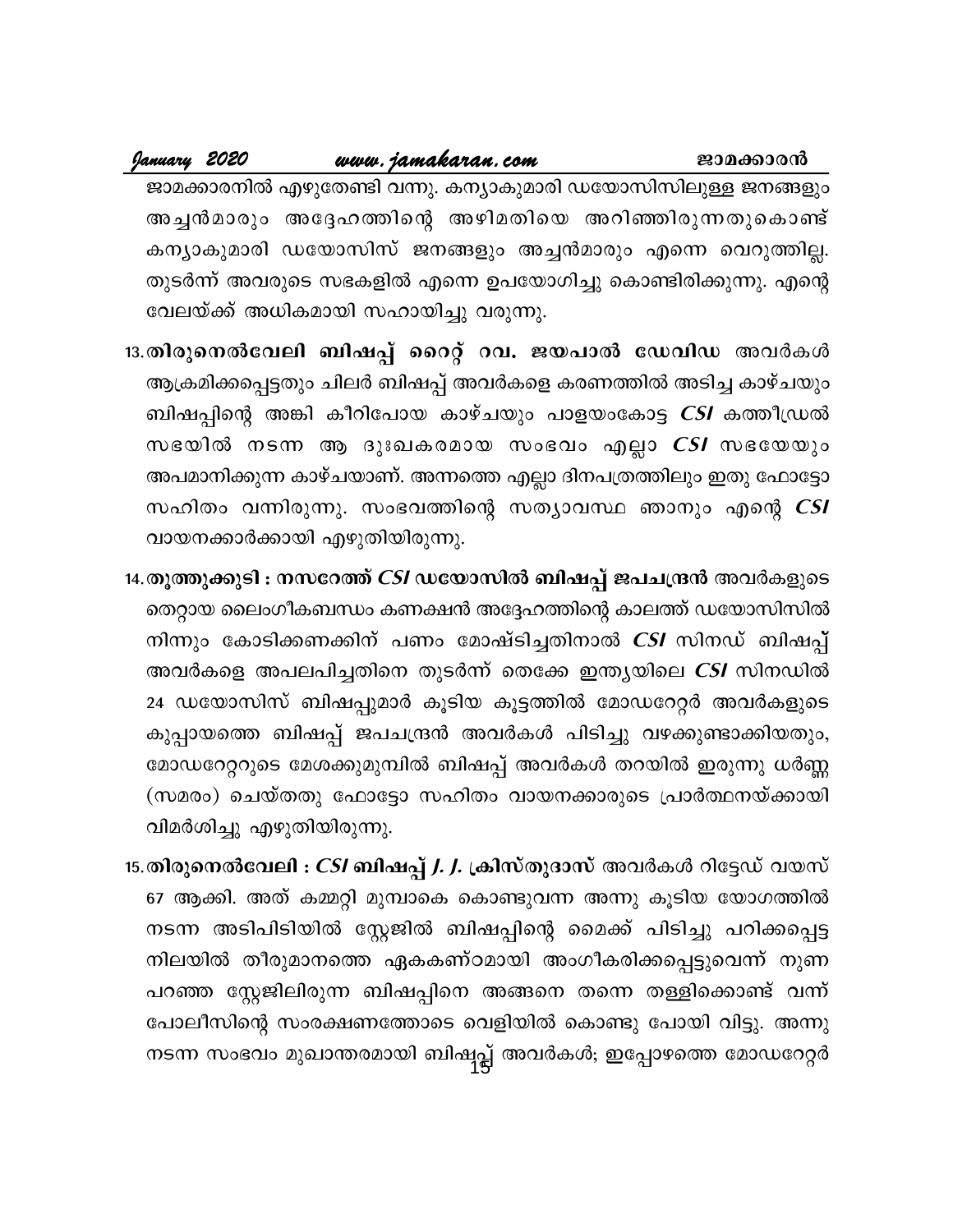ജാമക്കാരനിൽ എഴുതേണ്ടി വന്നു. കന്യാകുമാരി ഡയോസിസിലുള്ള ജനങ്ങളും അച്ചൻമാരും അദ്ദേഹത്തിന്റെ അഴിമതിയെ അറിഞ്ഞിരുന്നതുകൊണ്ട് കന്യാകുമാരി ഡയോസിസ് ജനങ്ങളും അച്ചൻമാരും എന്നെ വെറുത്തില്ല. തുടർന്ന് അവരുടെ സഭകളിൽ എന്നെ ഉപയോഗിച്ചു കൊണ്ടിരിക്കുന്നു. എന്റെ വേലയ്ക്ക് അധികമായി സഹായിച്ചു വരുന്നു.

13. **തിരുനെൽവേലി ബിഷപ്പ് റൈറ്റ് റവ. ജയപാൽ ഡേവിഡ** അവർകൾ ആക്രമിക്കപ്പെട്ടതും ചിലർ ബിഷപ്പ് അവർകളെ കരണത്തിൽ അടിച്ച കാഴ്ചയും ബിഷപ്പിന്റെ അങ്കി കീറിപോയ കാഴ്ചയും പാളയംകോട്ട *CSI* കത്തീഡ്രൽ സഭയിൽ നടന്ന ആ ദുഃഖകരമായ സംഭവം എല്ലാ *CSI* സഭയേയും അപമാനിക്കുന്ന കാഴ്ചയാണ്. അന്നത്തെ എല്ലാ ദിനപത്രത്തിലും ഇതു ഫോട്ടോ സഹിതം വന്നിരുന്നു. സംഭവത്തിന്റെ സത്യാവസ്ഥ ഞാനും എന്റെ *CSI* വായനക്കാർക്കായി എഴുതിയിരുന്നു.

14. **തൂത്തുക്കുടി : നസറേത്ത് *CSI* ഡയോസിൽ ബിഷപ്പ് ജപചന്ദ്രൻ** അവർകളുടെ തെറ്റായ ലൈംഗീകബന്ധം കണക്ഷൻ അദ്ദേഹത്തിന്റെ കാലത്ത് ഡയോസിസിൽ നിന്നും കോടിക്കണക്കിന് പണം മോഷ്ടിച്ചതിനാൽ *CSI* സിനഡ് ബിഷപ്പ് അവർകളെ അപലപിച്ചതിനെ തുടർന്ന് തെക്കേ ഇന്ത്യയിലെ *CSI* സിനഡിൽ 24 ഡയോസിസ് ബിഷപ്പുമാർ കൂടിയ കൂട്ടത്തിൽ മോഡറേറ്റർ അവർകളുടെ കുപ്പായത്തെ ബിഷപ്പ് ജപചന്ദ്രൻ അവർകൾ പിടിച്ചു വഴക്കുണ്ടാക്കിയതും, മോഡറേറ്ററുടെ മേശക്കുമുമ്പിൽ ബിഷപ്പ് അവർകൾ തറയിൽ ഇരുന്നു ധർണ്ണ (സമരം) ചെയ്തതു ഫോട്ടോ സഹിതം വായനക്കാരുടെ പ്രാർത്ഥനയ്ക്കായി വിമർശിച്ചു എഴുതിയിരുന്നു.

15. **തിരുനെൽവേലി : *CSI* ബിഷപ്പ് *J. J.* ക്രിസ്തുദാസ്** അവർകൾ റിട്ടേഡ് വയസ് 67 ആക്കി. അത് കമ്മറ്റി മുമ്പാകെ കൊണ്ടുവന്ന അന്നു കൂടിയ യോഗത്തിൽ നടന്ന അടിപിടിയിൽ സ്റ്റേജിൽ ബിഷപ്പിന്റെ മൈക്ക് പിടിച്ചു പറിക്കപ്പെട്ട നിലയിൽ തീരുമാനത്തെ ഏകകണ്ഠമായി അംഗീകരിക്കപ്പെട്ടുവെന്ന് നുണ പറഞ്ഞ സ്റ്റേജിലിരുന്ന ബിഷപ്പിനെ അങ്ങനെ തന്നെ തള്ളിക്കൊണ്ട് വന്ന് പോലീസിന്റെ സംരക്ഷണത്തോടെ വെളിയിൽ കൊണ്ടു പോയി വിട്ടു. അന്നു നടന്ന സംഭവം മുഖാന്തരമായി ബിഷപ്പ് അവർകൾ; ഇപ്പോഴത്തെ മോഡറേറ്റർ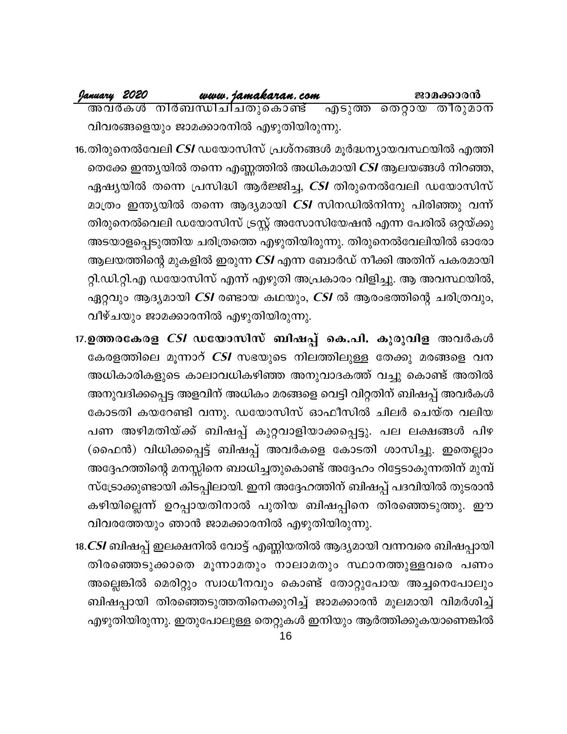അവർകൾ നിർബന്ധിച്ചതുകൊണ്ട് എടുത്ത തെറ്റായ തീരുമാന വിവരങ്ങളെയും ജാമക്കാരനിൽ എഴുതിയിരുന്നു.

16. തിരുനെൽവേലി *CSI* ഡയോസിസ് പ്രശ്നങ്ങൾ മൂർദ്ധന്യായവസ്ഥയിൽ എത്തി തെക്കേ ഇന്ത്യയിൽ തന്നെ എണ്ണത്തിൽ അധികമായി *CSI* ആലയങ്ങൾ നിറഞ്ഞ, ഏഷ്യയിൽ തന്നെ പ്രസിദ്ധി ആർജ്ജിച്ച, *CSI* തിരുനെൽവേലി ഡയോസിസ് മാത്രം ഇന്ത്യയിൽ തന്നെ ആദ്യമായി *CSI* സിനഡിൽനിന്നു പിരിഞ്ഞു വന്ന് തിരുനെൽവെലി ഡയോസിസ് ട്രസ്റ്റ് അസോസിയേഷൻ എന്ന പേരിൽ ഒറ്റയ്ക്കു അടയാളപ്പെടുത്തിയ ചരിത്രത്തെ എഴുതിയിരുന്നു. തിരുനെൽവേലിയിൽ ഓരോ ആലയത്തിന്റെ മുകളിൽ ഇരുന്ന *CSI* എന്ന ബോർഡ് നീക്കി അതിന് പകരമായി റ്റി.ഡി.റ്റി.എ ഡയോസിസ് എന്ന് എഴുതി അപ്രകാരം വിളിച്ചു. ആ അവസ്ഥയിൽ, ഏറ്റവും ആദ്യമായി *CSI* രണ്ടായ കഥയും, *CSI* ൽ ആരംഭത്തിന്റെ ചരിത്രവും, വീഴ്ചയും ജാമക്കാരനിൽ എഴുതിയിരുന്നു.

17. **ഉത്തരകേരള *CSI* ഡയോസിസ് ബിഷപ്പ് കെ.പി. കുരുവിള** അവർകൾ കേരളത്തിലെ മൂന്നാറ് *CSI* സഭയുടെ നിലത്തിലുള്ള തേക്കു മരങ്ങളെ വന അധികാരികളുടെ കാലാവധികഴിഞ്ഞ അനുവാദകത്ത് വച്ചു കൊണ്ട് അതിൽ അനുവദിക്കപ്പെട്ട അളവിന് അധികം മരങ്ങളെ വെട്ടി വിറ്റതിന് ബിഷപ്പ് അവർകൾ കോടതി കയറേണ്ടി വന്നു. ഡയോസിസ് ഓഫീസിൽ ചിലർ ചെയ്ത വലിയ പണ അഴിമതിയ്ക്ക് ബിഷപ്പ് കുറ്റവാളിയാക്കപ്പെട്ടു. പല ലക്ഷങ്ങൾ പിഴ (ഫൈൻ) വിധിക്കപ്പെട്ട് ബിഷപ്പ് അവർകളെ കോടതി ശാസിച്ചു. ഇതെല്ലാം അദ്ദേഹത്തിന്റെ മനസ്സിനെ ബാധിച്ചതുകൊണ്ട് അദ്ദേഹം റിട്ടേടാകുന്നതിന് മുമ്പ് സ്ട്രോക്കുണ്ടായി കിടപ്പിലായി. ഇനി അദ്ദേഹത്തിന് ബിഷപ്പ് പദവിയിൽ തുടരാൻ കഴിയില്ലെന്ന് ഉറപ്പായതിനാൽ പുതിയ ബിഷപ്പിനെ തിരഞ്ഞെടുത്തു. ഈ വിവരത്തേയും ഞാൻ ജാമക്കാരനിൽ എഴുതിയിരുന്നു.

18. *CSI* ബിഷപ്പ് ഇലക്ഷനിൽ വോട്ട് എണ്ണിയതിൽ ആദ്യമായി വന്നവരെ ബിഷപ്പായി തിരഞ്ഞെടുക്കാതെ മൂന്നാമതും നാലാമതും സ്ഥാനത്തുള്ളവരെ പണം അല്ലെങ്കിൽ മെരിറ്റും സ്വാധീനവും കൊണ്ട് തോറ്റുപോയ അച്ചനെപോലും ബിഷപ്പായി തിരഞ്ഞെടുത്തതിനെക്കുറിച്ച് ജാമക്കാരൻ മൂലമായി വിമർശിച്ച് എഴുതിയിരുന്നു. ഇതുപോലുള്ള തെറ്റുകൾ ഇനിയും ആർത്തിക്കുകയാണെങ്കിൽ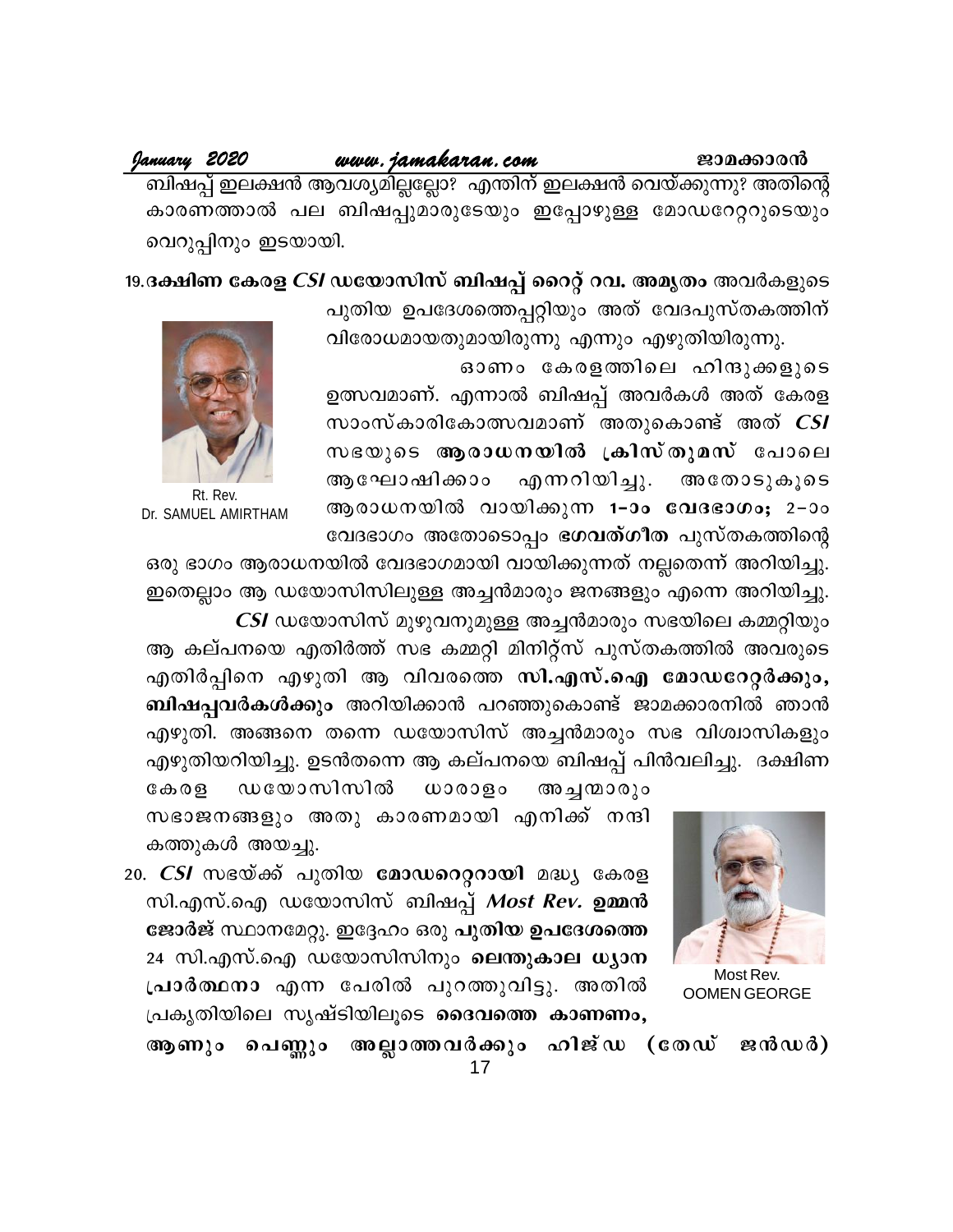ബിഷപ്പ് ഇലക്ഷൻ ആവശ്യമില്ലല്ലോ? എന്തിന് ഇലക്ഷൻ വെയ്ക്കുന്നു? അതിന്റെ കാരണത്താൽ പല ബിഷപ്പുമാരുടേയും ഇപ്പോഴുള്ള മോഡറേറ്ററുടെയും വെറുപ്പിനും ഇടയായി.

19. **ദക്ഷിണ കേരള *CSI* ഡയോസിസ് ബിഷപ്പ് റൈറ്റ് റവ. അമൃതം** അവർകളുടെ പുതിയ ഉപദേശത്തെപ്പറ്റിയും അത് വേദപുസ്തകത്തിന് വിരോധമായതുമായിരുന്നു എന്നും എഴുതിയിരുന്നു.

Rt. Rev. Dr. SAMUEL AMIRTHAM

ഓണം കേരളത്തിലെ ഹിന്ദുക്കളുടെ ഉത്സവമാണ്. എന്നാൽ ബിഷപ്പ് അവർകൾ അത് കേരള സാംസ്കാരികോത്സവമാണ് അതുകൊണ്ട് അത് ***CSI*** സഭയുടെ **ആരാധനയിൽ ക്രിസ്തുമസ്** പോലെ ആഘോഷിക്കാം എന്നറിയിച്ചു. അതോടുകൂടെ ആരാധനയിൽ വായിക്കുന്ന **1-ാം വേദഭാഗം;** 2-ാം വേദഭാഗം അതോടൊപ്പം **ഭഗവത്ഗീത** പുസ്തകത്തിന്റെ ഒരു ഭാഗം ആരാധനയിൽ വേദഭാഗമായി വായിക്കുന്നത് നല്ലതെന്ന് അറിയിച്ചു. ഇതെല്ലാം ആ ഡയോസിസിലുള്ള അച്ചൻമാരും ജനങ്ങളും എന്നെ അറിയിച്ചു.

***CSI*** ഡയോസിസ് മുഴുവനുമുള്ള അച്ചൻമാരും സഭയിലെ കമ്മറ്റിയും ആ കല്പനയെ എതിർത്ത് സഭ കമ്മറ്റി മിനിറ്റ്സ് പുസ്തകത്തിൽ അവരുടെ എതിർപ്പിനെ എഴുതി ആ വിവരത്തെ **സി.എസ്.ഐ മോഡറേറ്റർക്കും, ബിഷപ്പവർകൾക്കും** അറിയിക്കാൻ പറഞ്ഞുകൊണ്ട് ജാമക്കാരനിൽ ഞാൻ എഴുതി. അങ്ങനെ തന്നെ ഡയോസിസ് അച്ചൻമാരും സഭ വിശ്വാസികളും എഴുതിയറിയിച്ചു. ഉടൻതന്നെ ആ കല്പനയെ ബിഷപ്പ് പിൻവലിച്ചു. ദക്ഷിണ കേരള ഡയോസിസിൽ ധാരാളം അച്ചന്മാരും സഭാജനങ്ങളും അതു കാരണമായി എനിക്ക് നന്ദി കത്തുകൾ അയച്ചു.

20. ***CSI*** സഭയ്ക്ക് പുതിയ **മോഡറെറ്ററായി** മദ്ധ്യ കേരള സി.എസ്.ഐ ഡയോസിസ് ബിഷപ്പ് ***Most Rev.*** **ഉമ്മൻ ജോർജ്** സ്ഥാനമേറ്റു. ഇദ്ദേഹം ഒരു **പുതിയ ഉപദേശത്തെ** 24 സി.എസ്.ഐ ഡയോസിസിനും **ലെന്തുകാല ധ്യാന പ്രാർത്ഥനാ** എന്ന പേരിൽ പുറത്തുവിട്ടു. അതിൽ പ്രകൃതിയിലെ സൃഷ്ടിയിലൂടെ **ദൈവത്തെ കാണണം, ആണും പെണ്ണും അല്ലാത്തവർക്കും ഹിജ്ഡ (തേഡ് ജൻഡർ)**

Most Rev. OOMEN GEORGE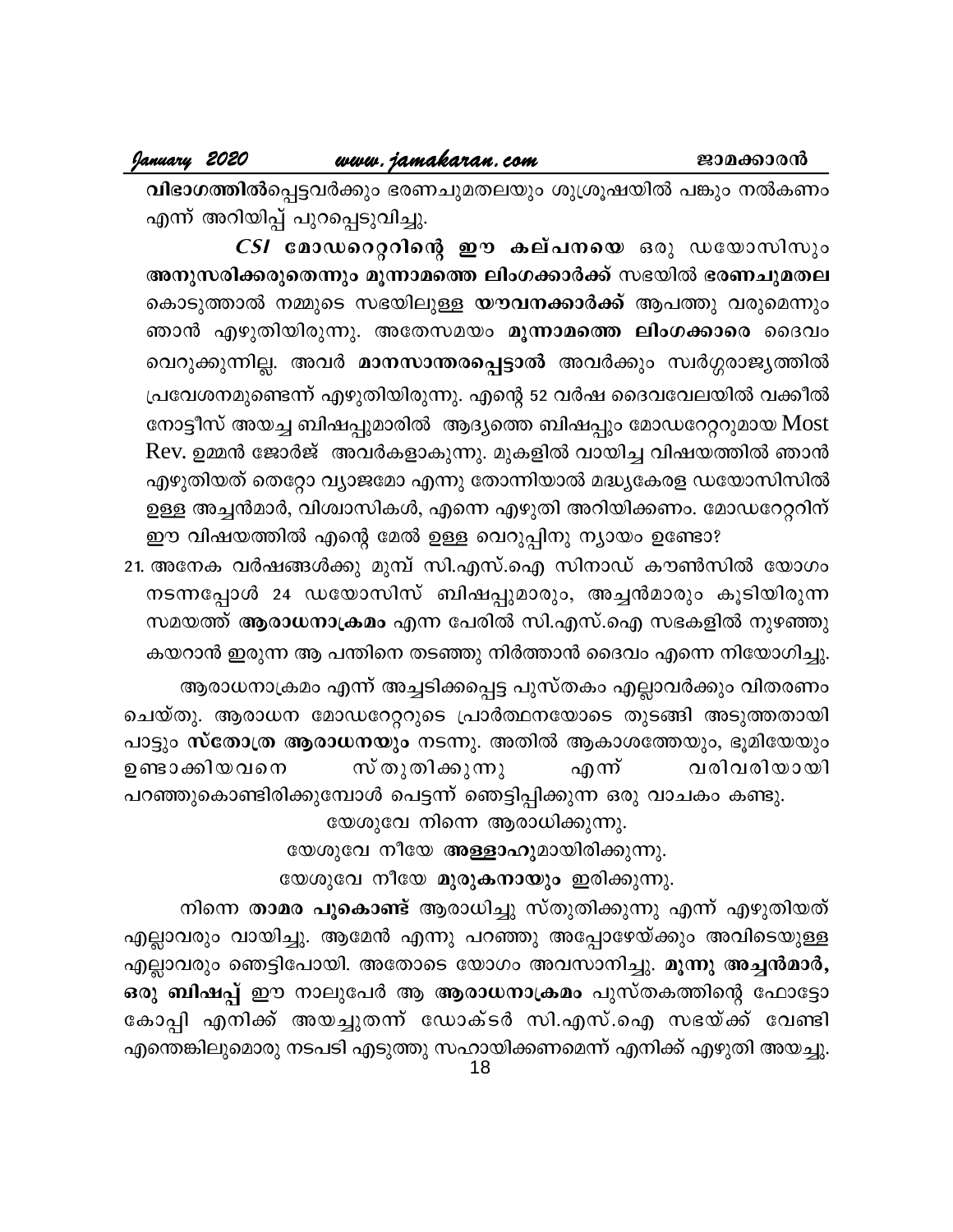**വിഭാഗത്തിൽ**പ്പെട്ടവർക്കും ഭരണചുമതലയും ശുശ്രൂഷയിൽ പങ്കും നൽകണം എന്ന് അറിയിപ്പ് പുറപ്പെടുവിച്ചു.

***CSI* മോഡറെറ്ററിന്റെ ഈ കല്പനയെ** ഒരു ഡയോസിസും **അനുസരിക്കരുതെന്നും മൂന്നാമത്തെ ലിംഗക്കാർക്ക്** സഭയിൽ **ഭരണചുമതല** കൊടുത്താൽ നമ്മുടെ സഭയിലുള്ള **യൗവനക്കാർക്ക്** ആപത്തു വരുമെന്നും ഞാൻ എഴുതിയിരുന്നു. അതേസമയം **മൂന്നാമത്തെ ലിംഗക്കാരെ** ദൈവം വെറുക്കുന്നില്ല. അവർ **മാനസാന്തരപ്പെട്ടാൽ** അവർക്കും സ്വർഗ്ഗരാജ്യത്തിൽ പ്രവേശനമുണ്ടെന്ന് എഴുതിയിരുന്നു. എന്റെ 52 വർഷ ദൈവവേലയിൽ വക്കീൽ നോട്ടീസ് അയച്ച ബിഷപ്പുമാരിൽ ആദ്യത്തെ ബിഷപ്പും മോഡറേറ്ററുമായ Most Rev. ഉമ്മൻ ജോർജ് അവർകളാകുന്നു. മുകളിൽ വായിച്ച വിഷയത്തിൽ ഞാൻ എഴുതിയത് തെറ്റോ വ്യാജമോ എന്നു തോന്നിയാൽ മദ്ധ്യകേരള ഡയോസിസിൽ ഉള്ള അച്ചൻമാർ, വിശ്വാസികൾ, എന്നെ എഴുതി അറിയിക്കണം. മോഡറേറ്ററിന് ഈ വിഷയത്തിൽ എന്റെ മേൽ ഉള്ള വെറുപ്പിനു ന്യായം ഉണ്ടോ?

21. അനേക വർഷങ്ങൾക്കു മുമ്പ് സി.എസ്.ഐ സിനാഡ് കൗൺസിൽ യോഗം നടന്നപ്പോൾ 24 ഡയോസിസ് ബിഷപ്പുമാരും, അച്ചൻമാരും കൂടിയിരുന്ന സമയത്ത് **ആരാധനാക്രമം** എന്ന പേരിൽ സി.എസ്.ഐ സഭകളിൽ നുഴഞ്ഞു കയറാൻ ഇരുന്ന ആ പന്തിനെ തടഞ്ഞു നിർത്താൻ ദൈവം എന്നെ നിയോഗിച്ചു.

ആരാധനാക്രമം എന്ന് അച്ചടിക്കപ്പെട്ട പുസ്തകം എല്ലാവർക്കും വിതരണം ചെയ്തു. ആരാധന മോഡറേറ്ററുടെ പ്രാർത്ഥനയോടെ തുടങ്ങി അടുത്തതായി പാട്ടും **സ്തോത്ര ആരാധനയും** നടന്നു. അതിൽ ആകാശത്തേയും, ഭൂമിയേയും ഉണ്ടാക്കിയവനെ സ്തുതിക്കുന്നു എന്ന് വരിവരിയായി പറഞ്ഞുകൊണ്ടിരിക്കുമ്പോൾ പെട്ടന്ന് ഞെട്ടിപ്പിക്കുന്ന ഒരു വാചകം കണ്ടു.

യേശുവേ നിന്നെ ആരാധിക്കുന്നു.

യേശുവേ നീയേ **അള്ളാഹു**മായിരിക്കുന്നു.

യേശുവേ നീയേ **മുരുകനായും** ഇരിക്കുന്നു.

നിന്നെ **താമര പൂകൊണ്ട്** ആരാധിച്ചു സ്തുതിക്കുന്നു എന്ന് എഴുതിയത് എല്ലാവരും വായിച്ചു. ആമേൻ എന്നു പറഞ്ഞു അപ്പോഴേയ്ക്കും അവിടെയുള്ള എല്ലാവരും ഞെട്ടിപോയി. അതോടെ യോഗം അവസാനിച്ചു. **മൂന്നു അച്ചൻമാർ, ഒരു ബിഷപ്പ്** ഈ നാലുപേർ ആ **ആരാധനാക്രമം** പുസ്തകത്തിന്റെ ഫോട്ടോ കോപ്പി എനിക്ക് അയച്ചുതന്ന് ഡോക്ടർ സി.എസ്.ഐ സഭയ്ക്ക് വേണ്ടി എന്തെങ്കിലുമൊരു നടപടി എടുത്തു സഹായിക്കണമെന്ന് എനിക്ക് എഴുതി അയച്ചു.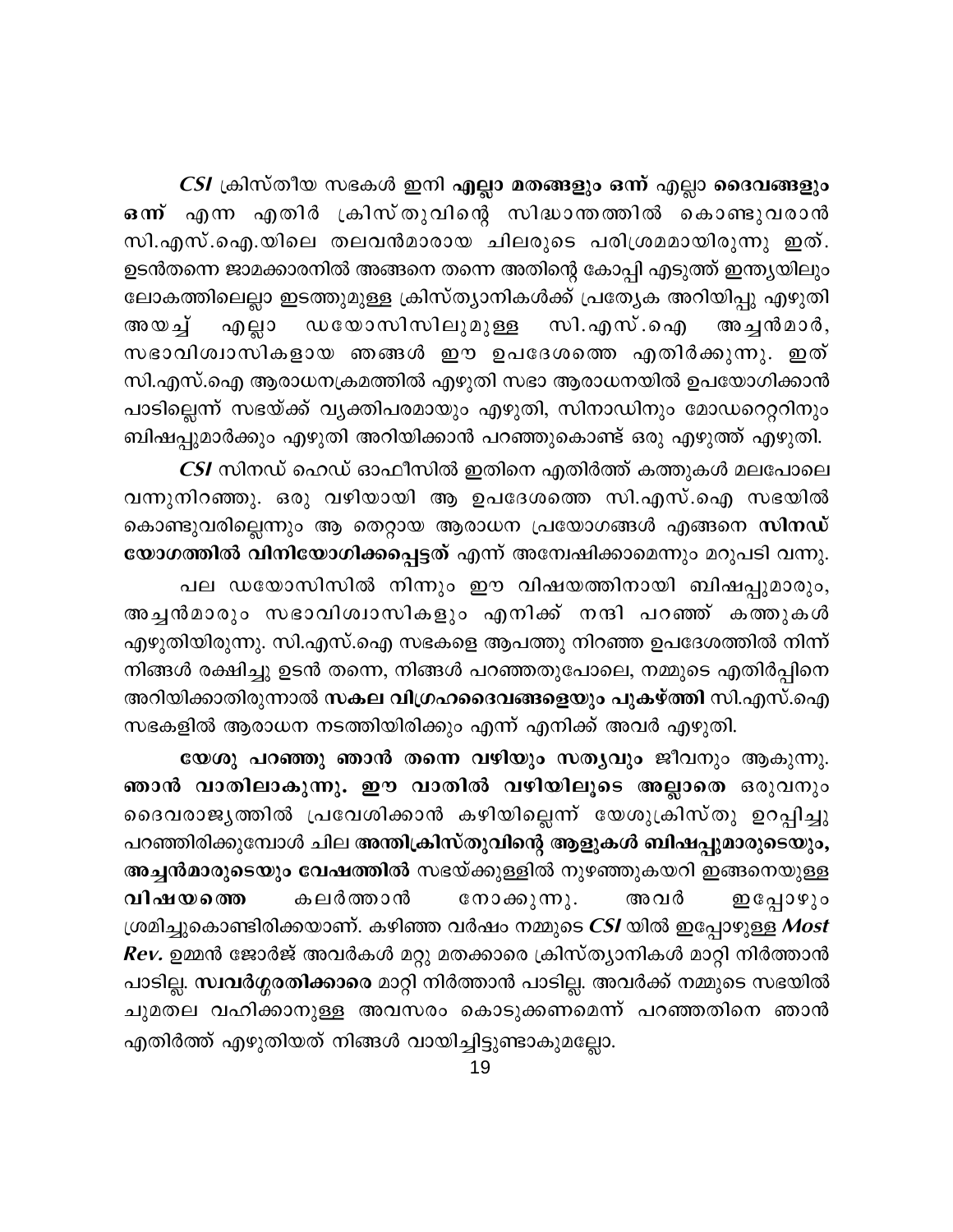***CSI*** ക്രിസ്തീയ സഭകൾ ഇനി **എല്ലാ മതങ്ങളും ഒന്ന്** എല്ലാ **ദൈവങ്ങളും ഒന്ന്** എന്ന എതിർ ക്രിസ്തുവിന്റെ സിദ്ധാന്തത്തിൽ കൊണ്ടുവരാൻ സി.എസ്.ഐ.യിലെ തലവൻമാരായ ചിലരുടെ പരിശ്രമമായിരുന്നു ഇത്. ഉടൻതന്നെ ജാമക്കാരനിൽ അങ്ങനെ തന്നെ അതിന്റെ കോപ്പി എടുത്ത് ഇന്ത്യയിലും ലോകത്തിലെല്ലാ ഇടത്തുമുള്ള ക്രിസ്ത്യാനികൾക്ക് പ്രത്യേക അറിയിപ്പു എഴുതി അയച്ച് എല്ലാ ഡയോസിസിലുമുള്ള സി.എസ്.ഐ അച്ചൻമാർ, സഭാവിശ്വാസികളായ ഞങ്ങൾ ഈ ഉപദേശത്തെ എതിർക്കുന്നു. ഇത് സി.എസ്.ഐ ആരാധനക്രമത്തിൽ എഴുതി സഭാ ആരാധനയിൽ ഉപയോഗിക്കാൻ പാടില്ലെന്ന് സഭയ്ക്ക് വ്യക്തിപരമായും എഴുതി, സിനാഡിനും മോഡറെറ്ററിനും ബിഷപ്പുമാർക്കും എഴുതി അറിയിക്കാൻ പറഞ്ഞുകൊണ്ട് ഒരു എഴുത്ത് എഴുതി.

***CSI*** സിനഡ് ഹെഡ് ഓഫീസിൽ ഇതിനെ എതിർത്ത് കത്തുകൾ മലപോലെ വന്നുനിറഞ്ഞു. ഒരു വഴിയായി ആ ഉപദേശത്തെ സി.എസ്.ഐ സഭയിൽ കൊണ്ടുവരില്ലെന്നും ആ തെറ്റായ ആരാധന പ്രയോഗങ്ങൾ എങ്ങനെ **സിനഡ് യോഗത്തിൽ വിനിയോഗിക്കപ്പെട്ടത്** എന്ന് അന്വേഷിക്കാമെന്നും മറുപടി വന്നു.

പല ഡയോസിസിൽ നിന്നും ഈ വിഷയത്തിനായി ബിഷപ്പുമാരും, അച്ചൻമാരും സഭാവിശ്വാസികളും എനിക്ക് നന്ദി പറഞ്ഞ് കത്തുകൾ എഴുതിയിരുന്നു. സി.എസ്.ഐ സഭകളെ ആപത്തു നിറഞ്ഞ ഉപദേശത്തിൽ നിന്ന് നിങ്ങൾ രക്ഷിച്ചു ഉടൻ തന്നെ, നിങ്ങൾ പറഞ്ഞതുപോലെ, നമ്മുടെ എതിർപ്പിനെ അറിയിക്കാതിരുന്നാൽ **സകല വിഗ്രഹദൈവങ്ങളെയും പുകഴ്ത്തി** സി.എസ്.ഐ സഭകളിൽ ആരാധന നടത്തിയിരിക്കും എന്ന് എനിക്ക് അവർ എഴുതി.

**യേശു പറഞ്ഞു ഞാൻ തന്നെ വഴിയും സത്യവും** ജീവനും ആകുന്നു. **ഞാൻ വാതിലാകുന്നു. ഈ വാതിൽ വഴിയിലൂടെ അല്ലാതെ** ഒരുവനും ദൈവരാജ്യത്തിൽ പ്രവേശിക്കാൻ കഴിയില്ലെന്ന് യേശുക്രിസ്തു ഉറപ്പിച്ചു പറഞ്ഞിരിക്കുമ്പോൾ ചില **അന്തിക്രിസ്തുവിന്റെ ആളുകൾ ബിഷപ്പുമാരുടെയും, അച്ചൻമാരുടെയും വേഷത്തിൽ** സഭയ്ക്കുള്ളിൽ നുഴഞ്ഞുകയറി ഇങ്ങനെയുള്ള **വിഷയത്തെ** കലർത്താൻ നോക്കുന്നു. അവർ ഇപ്പോഴും ശ്രമിച്ചുകൊണ്ടിരിക്കയാണ്. കഴിഞ്ഞ വർഷം നമ്മുടെ ***CSI*** യിൽ ഇപ്പോഴുള്ള ***Most Rev.*** ഉമ്മൻ ജോർജ് അവർകൾ മറ്റു മതക്കാരെ ക്രിസ്ത്യാനികൾ മാറ്റി നിർത്താൻ പാടില്ല. **സ്വവർഗ്ഗരതിക്കാരെ** മാറ്റി നിർത്താൻ പാടില്ല. അവർക്ക് നമ്മുടെ സഭയിൽ ചുമതല വഹിക്കാനുള്ള അവസരം കൊടുക്കണമെന്ന് പറഞ്ഞതിനെ ഞാൻ എതിർത്ത് എഴുതിയത് നിങ്ങൾ വായിച്ചിട്ടുണ്ടാകുമല്ലോ.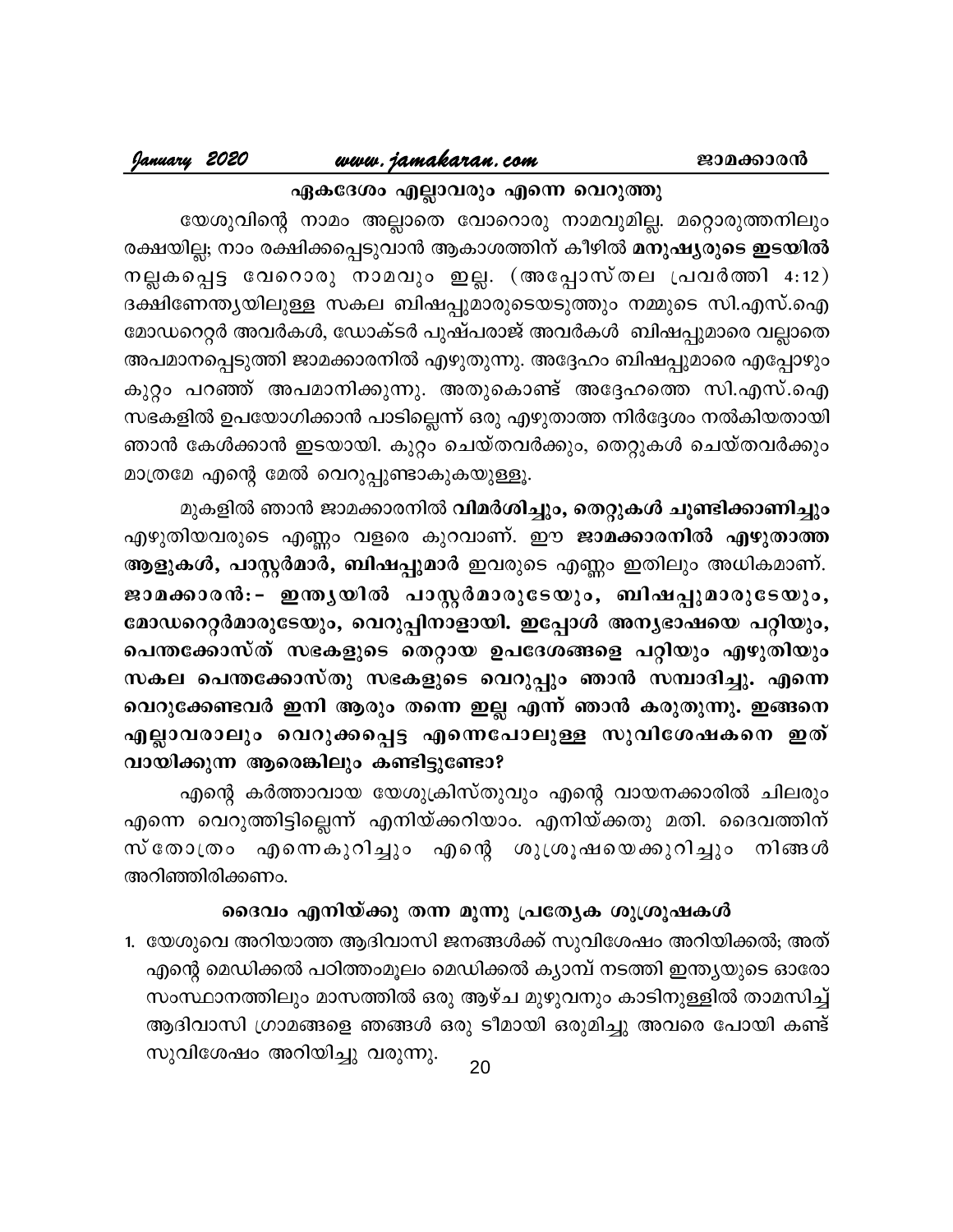## ഏകദേശം എല്ലാവരും എന്നെ വെറുത്തു

യേശുവിന്റെ നാമം അല്ലാതെ വേറൊരു നാമവുമില്ല. മറ്റൊരുത്തനിലും രക്ഷയില്ല; നാം രക്ഷിക്കപ്പെടുവാൻ ആകാശത്തിന് കീഴിൽ **മനുഷ്യരുടെ ഇടയിൽ** നല്ലകപ്പെട്ട വേറൊരു നാമവും ഇല്ല. (അപ്പോസ്തല പ്രവർത്തി 4:12) ദക്ഷിണേന്ത്യയിലുള്ള സകല ബിഷപ്പുമാരുടെയടുത്തും നമ്മുടെ സി.എസ്.ഐ മോഡറെറ്റർ അവർകൾ, ഡോക്ടർ പുഷ്പരാജ് അവർകൾ ബിഷപ്പുമാരെ വല്ലാതെ അപമാനപ്പെടുത്തി ജാമക്കാരനിൽ എഴുതുന്നു. അദ്ദേഹം ബിഷപ്പുമാരെ എപ്പോഴും കുറ്റം പറഞ്ഞ് അപമാനിക്കുന്നു. അതുകൊണ്ട് അദ്ദേഹത്തെ സി.എസ്.ഐ സഭകളിൽ ഉപയോഗിക്കാൻ പാടില്ലെന്ന് ഒരു എഴുതാത്ത നിർദ്ദേശം നൽകിയതായി ഞാൻ കേൾക്കാൻ ഇടയായി. കുറ്റം ചെയ്തവർക്കും, തെറ്റുകൾ ചെയ്തവർക്കും മാത്രമേ എന്റെ മേൽ വെറുപ്പുണ്ടാകുകയുള്ളൂ.

മുകളിൽ ഞാൻ ജാമക്കാരനിൽ **വിമർശിച്ചും, തെറ്റുകൾ ചൂണ്ടിക്കാണിച്ചും** എഴുതിയവരുടെ എണ്ണം വളരെ കുറവാണ്. ഈ **ജാമക്കാരനിൽ എഴുതാത്ത ആളുകൾ, പാസ്റ്റർമാർ, ബിഷപ്പുമാർ** ഇവരുടെ എണ്ണം ഇതിലും അധികമാണ്. **ജാമക്കാരൻ:- ഇന്ത്യയിൽ പാസ്റ്റർമാരുടേയും, ബിഷപ്പുമാരുടേയും, മോഡറെറ്റർമാരുടേയും, വെറുപ്പിനാളായി. ഇപ്പോൾ അന്യഭാഷയെ പറ്റിയും, പെന്തക്കോസ്ത് സഭകളുടെ തെറ്റായ ഉപദേശങ്ങളെ പറ്റിയും എഴുതിയും സകല പെന്തക്കോസ്തു സഭകളുടെ വെറുപ്പും ഞാൻ സമ്പാദിച്ചു. എന്നെ വെറുക്കേണ്ടവർ ഇനി ആരും തന്നെ ഇല്ല എന്ന് ഞാൻ കരുതുന്നു. ഇങ്ങനെ എല്ലാവരാലും വെറുക്കപ്പെട്ട എന്നെപോലുള്ള സുവിശേഷകനെ ഇത് വായിക്കുന്ന ആരെങ്കിലും കണ്ടിട്ടുണ്ടോ?**

എന്റെ കർത്താവായ യേശുക്രിസ്തുവും എന്റെ വായനക്കാരിൽ ചിലരും എന്നെ വെറുത്തിട്ടില്ലെന്ന് എനിയ്ക്കറിയാം. എനിയ്ക്കതു മതി. ദൈവത്തിന് സ്തോത്രം എന്നെകുറിച്ചും എന്റെ ശുശ്രൂഷയെക്കുറിച്ചും നിങ്ങൾ അറിഞ്ഞിരിക്കണം.

### ദൈവം എനിയ്ക്കു തന്ന മൂന്നു പ്രത്യേക ശുശ്രൂഷകൾ

1. യേശുവെ അറിയാത്ത ആദിവാസി ജനങ്ങൾക്ക് സുവിശേഷം അറിയിക്കൽ; അത് എന്റെ മെഡിക്കൽ പഠിത്തംമൂലം മെഡിക്കൽ ക്യാമ്പ് നടത്തി ഇന്ത്യയുടെ ഓരോ സംസ്ഥാനത്തിലും മാസത്തിൽ ഒരു ആഴ്ച മുഴുവനും കാടിനുള്ളിൽ താമസിച്ച് ആദിവാസി ഗ്രാമങ്ങളെ ഞങ്ങൾ ഒരു ടീമായി ഒരുമിച്ചു അവരെ പോയി കണ്ട് സുവിശേഷം അറിയിച്ചു വരുന്നു.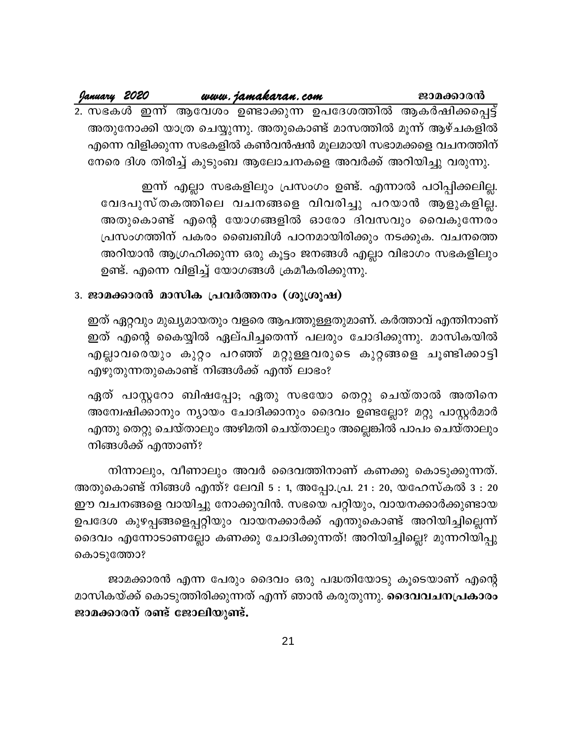2. സഭകൾ ഇന്ന് ആവേശം ഉണ്ടാക്കുന്ന ഉപദേശത്തിൽ ആകർഷിക്കപ്പെട്ട് അതുനോക്കി യാത്ര ചെയ്യുന്നു. അതുകൊണ്ട് മാസത്തിൽ മൂന്ന് ആഴ്ചകളിൽ എന്നെ വിളിക്കുന്ന സഭകളിൽ കൺവൻഷൻ മൂലമായി സഭാമക്കളെ വചനത്തിന് നേരെ ദിശ തിരിച്ച് കുടുംബ ആലോചനകളെ അവർക്ക് അറിയിച്ചു വരുന്നു.

ഇന്ന് എല്ലാ സഭകളിലും പ്രസംഗം ഉണ്ട്. എന്നാൽ പഠിപ്പിക്കലില്ല. വേദപുസ്തകത്തിലെ വചനങ്ങളെ വിവരിച്ചു പറയാൻ ആളുകളില്ല. അതുകൊണ്ട് എന്റെ യോഗങ്ങളിൽ ഓരോ ദിവസവും വൈകുന്നേരം പ്രസംഗത്തിന് പകരം ബൈബിൾ പഠനമായിരിക്കും നടക്കുക. വചനത്തെ അറിയാൻ ആഗ്രഹിക്കുന്ന ഒരു കൂട്ടം ജനങ്ങൾ എല്ലാ വിഭാഗം സഭകളിലും ഉണ്ട്. എന്നെ വിളിച്ച് യോഗങ്ങൾ ക്രമീകരിക്കുന്നു.

3. **ജാമക്കാരൻ മാസിക പ്രവർത്തനം (ശുശ്രൂഷ)**

ഇത് ഏറ്റവും മുഖ്യമായതും വളരെ ആപത്തുള്ളതുമാണ്. കർത്താവ് എന്തിനാണ് ഇത് എന്റെ കൈയ്യിൽ ഏല്പിച്ചതെന്ന് പലരും ചോദിക്കുന്നു. മാസികയിൽ എല്ലാവരെയും കുറ്റം പറഞ്ഞ് മറ്റുള്ളവരുടെ കുറ്റങ്ങളെ ചൂണ്ടിക്കാട്ടി എഴുതുന്നതുകൊണ്ട് നിങ്ങൾക്ക് എന്ത് ലാഭം?

ഏത് പാസ്റ്ററോ ബിഷപ്പോ; ഏതു സഭയോ തെറ്റു ചെയ്താൽ അതിനെ അന്വേഷിക്കാനും ന്യായം ചോദിക്കാനും ദൈവം ഉണ്ടല്ലോ? മറ്റു പാസ്റ്റർമാർ എന്തു തെറ്റു ചെയ്താലും അഴിമതി ചെയ്താലും അല്ലെങ്കിൽ പാപം ചെയ്താലും നിങ്ങൾക്ക് എന്താണ്?

നിന്നാലും, വീണാലും അവർ ദൈവത്തിനാണ് കണക്കു കൊടുക്കുന്നത്. അതുകൊണ്ട് നിങ്ങൾ എന്ത്? ലേവി 5 : 1, അപ്പോ.പ്ര. 21 : 20, യഹേസ്കൽ 3 : 20 ഈ വചനങ്ങളെ വായിച്ചു നോക്കുവിൻ. സഭയെ പറ്റിയും, വായനക്കാർക്കുണ്ടായ ഉപദേശ കുഴപ്പങ്ങളെപ്പറ്റിയും വായനക്കാർക്ക് എന്തുകൊണ്ട് അറിയിച്ചില്ലെന്ന് ദൈവം എന്നോടാണല്ലോ കണക്കു ചോദിക്കുന്നത്! അറിയിച്ചില്ലെ? മുന്നറിയിപ്പു കൊടുത്തോ?

ജാമക്കാരൻ എന്ന പേരും ദൈവം ഒരു പദ്ധതിയോടു കൂടെയാണ് എന്റെ മാസികയ്ക്ക് കൊടുത്തിരിക്കുന്നത് എന്ന് ഞാൻ കരുതുന്നു. **ദൈവവചനപ്രകാരം ജാമക്കാരന് രണ്ട് ജോലിയുണ്ട്.**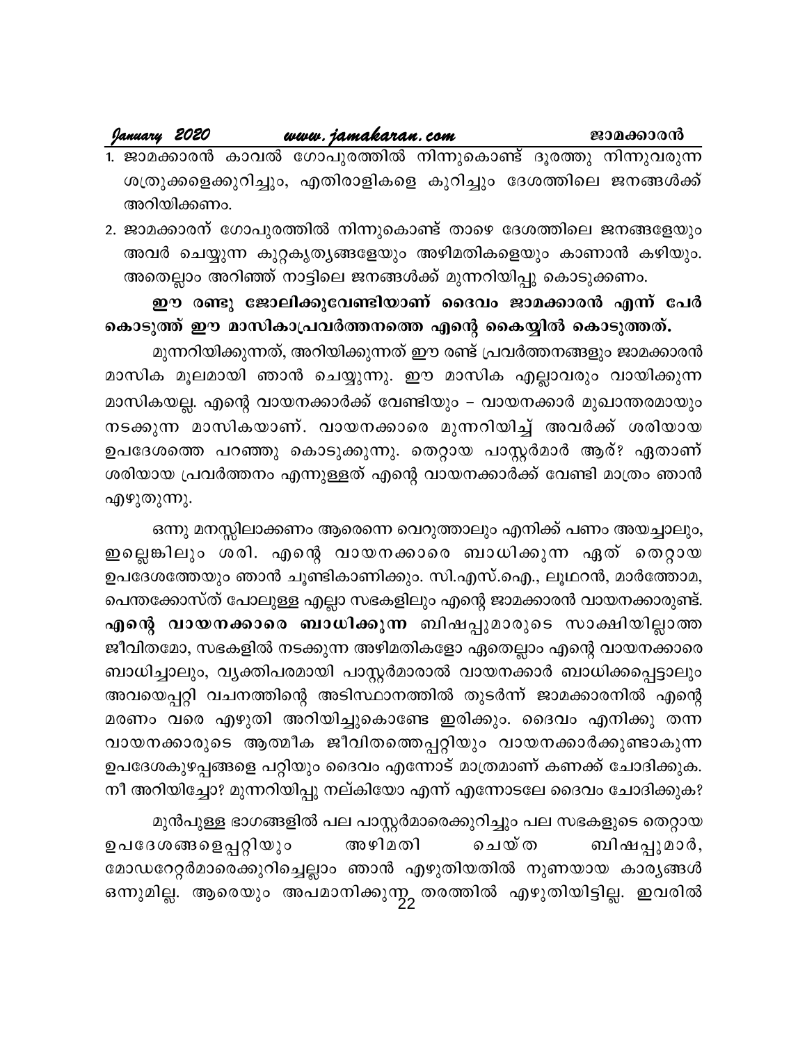1. ജാമക്കാരൻ കാവൽ ഗോപുരത്തിൽ നിന്നുകൊണ്ട് ദൂരത്തു നിന്നുവരുന്ന ശത്രുക്കളെക്കുറിച്ചും, എതിരാളികളെ കുറിച്ചും ദേശത്തിലെ ജനങ്ങൾക്ക് അറിയിക്കണം.
2. ജാമക്കാരന് ഗോപുരത്തിൽ നിന്നുകൊണ്ട് താഴെ ദേശത്തിലെ ജനങ്ങളേയും അവർ ചെയ്യുന്ന കുറ്റകൃത്യങ്ങളേയും അഴിമതികളെയും കാണാൻ കഴിയും. അതെല്ലാം അറിഞ്ഞ് നാട്ടിലെ ജനങ്ങൾക്ക് മുന്നറിയിപ്പു കൊടുക്കണം.

**ഈ രണ്ടു ജോലിക്കുവേണ്ടിയാണ് ദൈവം ജാമക്കാരൻ എന്ന് പേർ കൊടുത്ത് ഈ മാസികാപ്രവർത്തനത്തെ എന്റെ കൈയ്യിൽ കൊടുത്തത്.**

മുന്നറിയിക്കുന്നത്, അറിയിക്കുന്നത് ഈ രണ്ട് പ്രവർത്തനങ്ങളും ജാമക്കാരൻ മാസിക മൂലമായി ഞാൻ ചെയ്യുന്നു. ഈ മാസിക എല്ലാവരും വായിക്കുന്ന മാസികയല്ല. എന്റെ വായനക്കാർക്ക് വേണ്ടിയും – വായനക്കാർ മുഖാന്തരമായും നടക്കുന്ന മാസികയാണ്. വായനക്കാരെ മുന്നറിയിച്ച് അവർക്ക് ശരിയായ ഉപദേശത്തെ പറഞ്ഞു കൊടുക്കുന്നു. തെറ്റായ പാസ്റ്റർമാർ ആര്? ഏതാണ് ശരിയായ പ്രവർത്തനം എന്നുള്ളത് എന്റെ വായനക്കാർക്ക് വേണ്ടി മാത്രം ഞാൻ എഴുതുന്നു.

ഒന്നു മനസ്സിലാക്കണം ആരെന്നെ വെറുത്താലും എനിക്ക് പണം അയച്ചാലും, ഇല്ലെങ്കിലും ശരി. എന്റെ വായനക്കാരെ ബാധിക്കുന്ന ഏത് തെറ്റായ ഉപദേശത്തേയും ഞാൻ ചൂണ്ടികാണിക്കും. സി.എസ്.ഐ., ലൂഥറൻ, മാർത്തോമ, പെന്തക്കോസ്ത് പോലുള്ള എല്ലാ സഭകളിലും എന്റെ ജാമക്കാരൻ വായനക്കാരുണ്ട്. **എന്റെ വായനക്കാരെ ബാധിക്കുന്ന** ബിഷപ്പുമാരുടെ സാക്ഷിയില്ലാത്ത ജീവിതമോ, സഭകളിൽ നടക്കുന്ന അഴിമതികളോ ഏതെല്ലാം എന്റെ വായനക്കാരെ ബാധിച്ചാലും, വ്യക്തിപരമായി പാസ്റ്റർമാരാൽ വായനക്കാർ ബാധിക്കപ്പെട്ടാലും അവയെപ്പറ്റി വചനത്തിന്റെ അടിസ്ഥാനത്തിൽ തുടർന്ന് ജാമക്കാരനിൽ എന്റെ മരണം വരെ എഴുതി അറിയിച്ചുകൊണ്ടേ ഇരിക്കും. ദൈവം എനിക്കു തന്ന വായനക്കാരുടെ ആത്മീക ജീവിതത്തെപ്പറ്റിയും വായനക്കാർക്കുണ്ടാകുന്ന ഉപദേശകുഴപ്പങ്ങളെ പറ്റിയും ദൈവം എന്നോട് മാത്രമാണ് കണക്ക് ചോദിക്കുക. നീ അറിയിച്ചോ? മുന്നറിയിപ്പു നല്കിയോ എന്ന് എന്നോടലേ ദൈവം ചോദിക്കുക?

മുൻപുള്ള ഭാഗങ്ങളിൽ പല പാസ്റ്റർമാരെക്കുറിച്ചും പല സഭകളുടെ തെറ്റായ ഉപദേശങ്ങളെപ്പറ്റിയും അഴിമതി ചെയ്ത ബിഷപ്പുമാർ, മോഡറേറ്റർമാരെക്കുറിച്ചെല്ലാം ഞാൻ എഴുതിയതിൽ നുണയായ കാര്യങ്ങൾ ഒന്നുമില്ല. ആരെയും അപമാനിക്കുന്ന തരത്തിൽ എഴുതിയിട്ടില്ല. ഇവരിൽ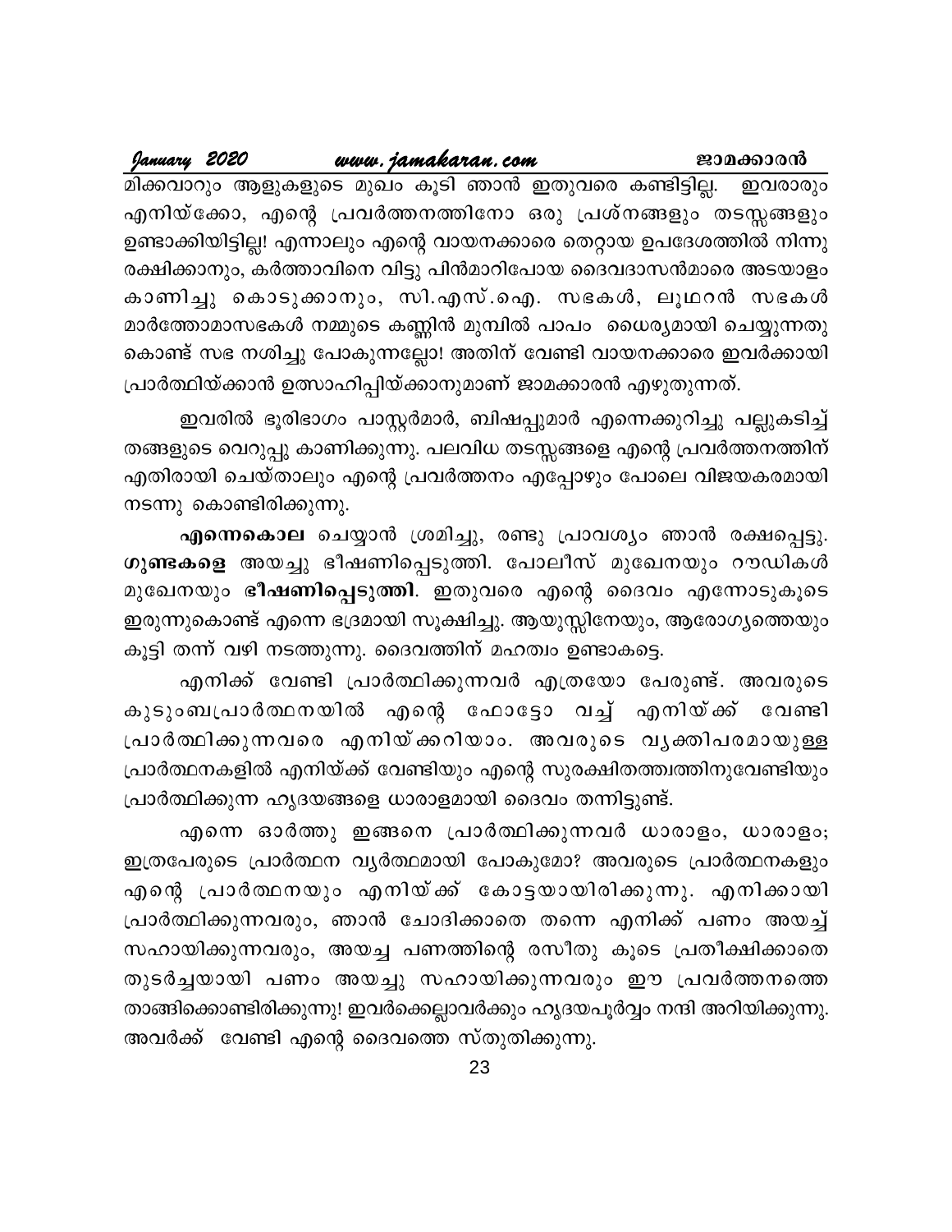മിക്കവാറും ആളുകളുടെ മുഖം കൂടി ഞാൻ ഇതുവരെ കണ്ടിട്ടില്ല. ഇവരാരും എനിയ്ക്കോ, എന്റെ പ്രവർത്തനത്തിനോ ഒരു പ്രശ്നങ്ങളും തടസ്സങ്ങളും ഉണ്ടാക്കിയിട്ടില്ല! എന്നാലും എന്റെ വായനക്കാരെ തെറ്റായ ഉപദേശത്തിൽ നിന്നു രക്ഷിക്കാനും, കർത്താവിനെ വിട്ടു പിൻമാറിപോയ ദൈവദാസൻമാരെ അടയാളം കാണിച്ചു കൊടുക്കാനും, സി.എസ്.ഐ. സഭകൾ, ലൂഥറൻ സഭകൾ മാർത്തോമാസഭകൾ നമ്മുടെ കണ്ണിൻ മുമ്പിൽ പാപം ധൈര്യമായി ചെയ്യുന്നതു കൊണ്ട് സഭ നശിച്ചു പോകുന്നല്ലോ! അതിന് വേണ്ടി വായനക്കാരെ ഇവർക്കായി പ്രാർത്ഥിയ്ക്കാൻ ഉത്സാഹിപ്പിയ്ക്കാനുമാണ് ജാമക്കാരൻ എഴുതുന്നത്.

ഇവരിൽ ഭൂരിഭാഗം പാസ്റ്റർമാർ, ബിഷപ്പുമാർ എന്നെക്കുറിച്ചു പല്ലുകടിച്ച് തങ്ങളുടെ വെറുപ്പു കാണിക്കുന്നു. പലവിധ തടസ്സങ്ങളെ എന്റെ പ്രവർത്തനത്തിന് എതിരായി ചെയ്താലും എന്റെ പ്രവർത്തനം എപ്പോഴും പോലെ വിജയകരമായി നടന്നു കൊണ്ടിരിക്കുന്നു.

**എന്നെകൊല** ചെയ്യാൻ ശ്രമിച്ചു, രണ്ടു പ്രാവശ്യം ഞാൻ രക്ഷപ്പെട്ടു. **ഗുണ്ടകളെ** അയച്ചു ഭീഷണിപ്പെടുത്തി. പോലീസ് മുഖേനയും റൗഡികൾ മുഖേനയും **ഭീഷണിപ്പെടുത്തി**. ഇതുവരെ എന്റെ ദൈവം എന്നോടുകൂടെ ഇരുന്നുകൊണ്ട് എന്നെ ഭദ്രമായി സൂക്ഷിച്ചു. ആയുസ്സിനേയും, ആരോഗ്യത്തെയും കൂട്ടി തന്ന് വഴി നടത്തുന്നു. ദൈവത്തിന് മഹത്വം ഉണ്ടാകട്ടെ.

എനിക്ക് വേണ്ടി പ്രാർത്ഥിക്കുന്നവർ എത്രയോ പേരുണ്ട്. അവരുടെ കുടുംബപ്രാർത്ഥനയിൽ എന്റെ ഫോട്ടോ വച്ച് എനിയ്ക്ക് വേണ്ടി പ്രാർത്ഥിക്കുന്നവരെ എനിയ്ക്കറിയാം. അവരുടെ വ്യക്തിപരമായുള്ള പ്രാർത്ഥനകളിൽ എനിയ്ക്ക് വേണ്ടിയും എന്റെ സുരക്ഷിതത്ത്വത്തിനുവേണ്ടിയും പ്രാർത്ഥിക്കുന്ന ഹൃദയങ്ങളെ ധാരാളമായി ദൈവം തന്നിട്ടുണ്ട്.

എന്നെ ഓർത്തു ഇങ്ങനെ പ്രാർത്ഥിക്കുന്നവർ ധാരാളം, ധാരാളം; ഇത്രപേരുടെ പ്രാർത്ഥന വ്യർത്ഥമായി പോകുമോ? അവരുടെ പ്രാർത്ഥനകളും എന്റെ പ്രാർത്ഥനയും എനിയ്ക്ക് കോട്ടയായിരിക്കുന്നു. എനിക്കായി പ്രാർത്ഥിക്കുന്നവരും, ഞാൻ ചോദിക്കാതെ തന്നെ എനിക്ക് പണം അയച്ച് സഹായിക്കുന്നവരും, അയച്ച പണത്തിന്റെ രസീതു കൂടെ പ്രതീക്ഷിക്കാതെ തുടർച്ചയായി പണം അയച്ചു സഹായിക്കുന്നവരും ഈ പ്രവർത്തനത്തെ താങ്ങിക്കൊണ്ടിരിക്കുന്നു! ഇവർക്കെല്ലാവർക്കും ഹൃദയപൂർവ്വം നന്ദി അറിയിക്കുന്നു. അവർക്ക് വേണ്ടി എന്റെ ദൈവത്തെ സ്തുതിക്കുന്നു.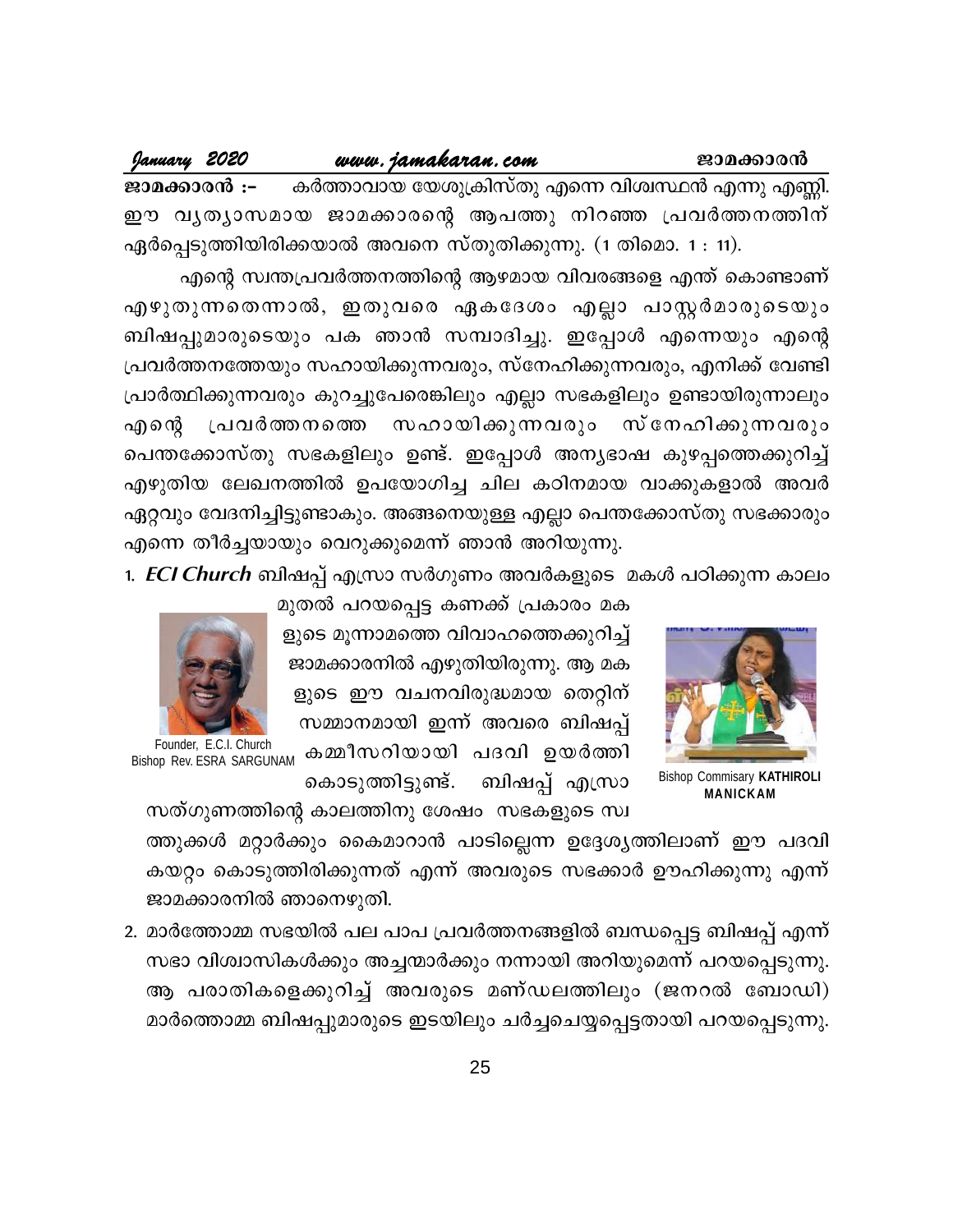**ജാമക്കാരൻ :-** കർത്താവായ യേശുക്രിസ്തു എന്നെ വിശ്വസ്ഥൻ എന്നു എണ്ണി. ഈ വ്യത്യാസമായ ജാമക്കാരന്റെ ആപത്തു നിറഞ്ഞ പ്രവർത്തനത്തിന് ഏർപ്പെടുത്തിയിരിക്കയാൽ അവനെ സ്തുതിക്കുന്നു. (1 തിമൊ. 1 : 11).

എന്റെ സ്വന്തപ്രവർത്തനത്തിന്റെ ആഴമായ വിവരങ്ങളെ എന്ത് കൊണ്ടാണ് എഴുതുന്നതെന്നാൽ, ഇതുവരെ ഏകദേശം എല്ലാ പാസ്റ്റർമാരുടെയും ബിഷപ്പുമാരുടെയും പക ഞാൻ സമ്പാദിച്ചു. ഇപ്പോൾ എന്നെയും എന്റെ പ്രവർത്തനത്തേയും സഹായിക്കുന്നവരും, സ്നേഹിക്കുന്നവരും, എനിക്ക് വേണ്ടി പ്രാർത്ഥിക്കുന്നവരും കുറച്ചുപേരെങ്കിലും എല്ലാ സഭകളിലും ഉണ്ടായിരുന്നാലും എന്റെ പ്രവർത്തനത്തെ സഹായിക്കുന്നവരും സ്നേഹിക്കുന്നവരും പെന്തക്കോസ്തു സഭകളിലും ഉണ്ട്. ഇപ്പോൾ അന്യഭാഷ കുഴപ്പത്തെക്കുറിച്ച് എഴുതിയ ലേഖനത്തിൽ ഉപയോഗിച്ച ചില കഠിനമായ വാക്കുകളാൽ അവർ ഏറ്റവും വേദനിച്ചിട്ടുണ്ടാകും. അങ്ങനെയുള്ള എല്ലാ പെന്തക്കോസ്തു സഭക്കാരും എന്നെ തീർച്ചയായും വെറുക്കുമെന്ന് ഞാൻ അറിയുന്നു.

1. ***ECI Church*** ബിഷപ്പ് എസ്രാ സർഗുണം അവർകളുടെ മകൾ പഠിക്കുന്ന കാലം മുതൽ പറയപ്പെട്ട കണക്ക് പ്രകാരം മകളുടെ മൂന്നാമത്തെ വിവാഹത്തെക്കുറിച്ച് ജാമക്കാരനിൽ എഴുതിയിരുന്നു. ആ മകളുടെ ഈ വചനവിരുദ്ധമായ തെറ്റിന് സമ്മാനമായി ഇന്ന് അവരെ ബിഷപ്പ് കമ്മീസറിയായി പദവി ഉയർത്തി കൊടുത്തിട്ടുണ്ട്. ബിഷപ്പ് എസ്രാ സത്ഗുണത്തിന്റെ കാലത്തിനു ശേഷം സഭകളുടെ സ്വത്തുക്കൾ മറ്റാർക്കും കൈമാറാൻ പാടില്ലെന്ന ഉദ്ദേശ്യത്തിലാണ് ഈ പദവി കയറ്റം കൊടുത്തിരിക്കുന്നത് എന്ന് അവരുടെ സഭക്കാർ ഊഹിക്കുന്നു എന്ന് ജാമക്കാരനിൽ ഞാനെഴുതി.

Founder, E.C.I. Church
Bishop Rev. ESRA SARGUNAM

Bishop Commisary **KATHIROLI MANICKAM**

2. മാർത്തോമ്മ സഭയിൽ പല പാപ പ്രവർത്തനങ്ങളിൽ ബന്ധപ്പെട്ട ബിഷപ്പ് എന്ന് സഭാ വിശ്വാസികൾക്കും അച്ചന്മാർക്കും നന്നായി അറിയുമെന്ന് പറയപ്പെടുന്നു. ആ പരാതികളെക്കുറിച്ച് അവരുടെ മണ്ഡലത്തിലും (ജനറൽ ബോഡി) മാർത്തൊമ്മ ബിഷപ്പുമാരുടെ ഇടയിലും ചർച്ചചെയ്യപ്പെട്ടതായി പറയപ്പെടുന്നു.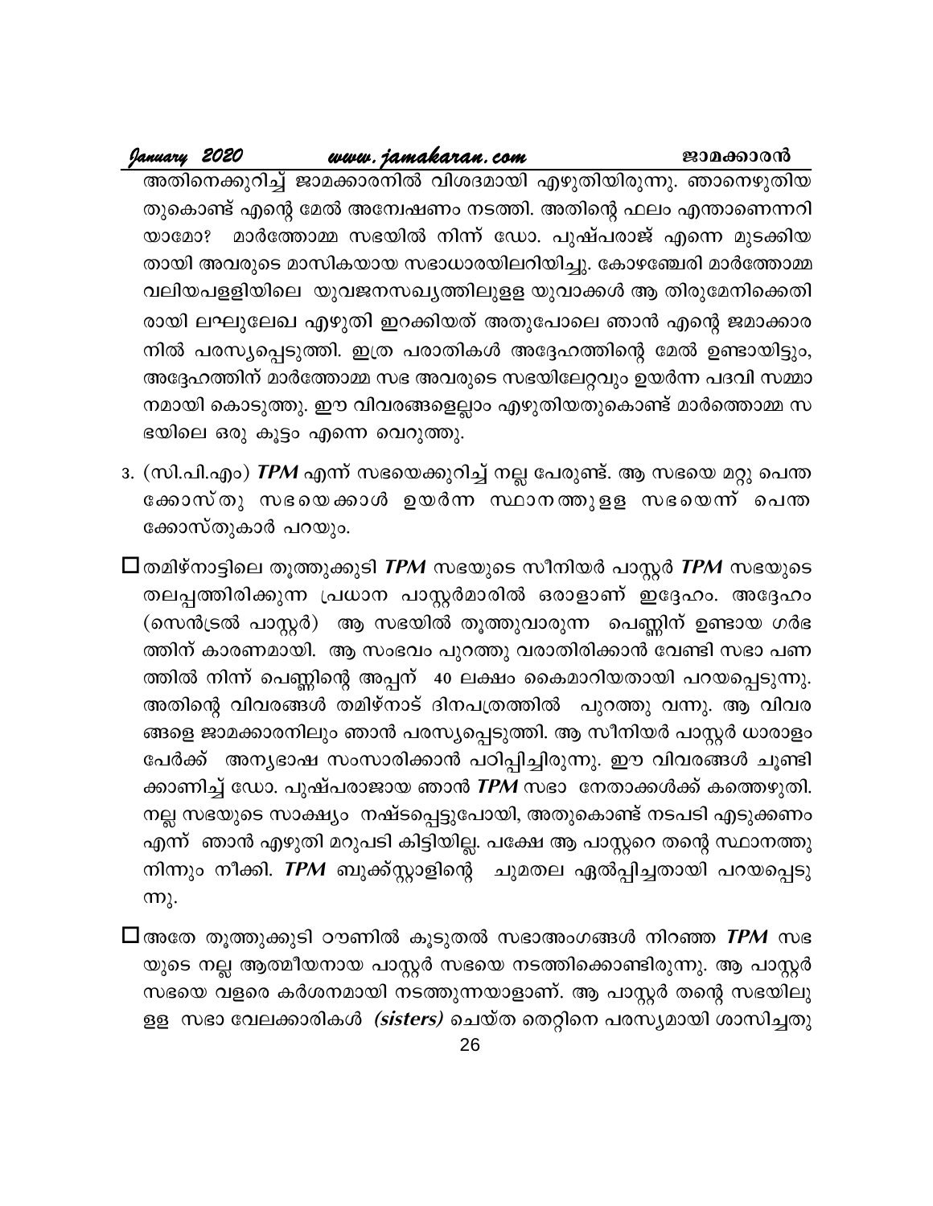അതിനെക്കുറിച്ച് ജാമക്കാരനിൽ വിശദമായി എഴുതിയിരുന്നു. ഞാനെഴുതിയതുകൊണ്ട് എന്റെ മേൽ അന്വേഷണം നടത്തി. അതിന്റെ ഫലം എന്താണെന്നറിയാമോ? മാർത്തോമ്മ സഭയിൽ നിന്ന് ഡോ. പുഷ്പരാജ് എന്നെ മുടക്കിയതായി അവരുടെ മാസികയായ സഭാധാരയിലറിയിച്ചു. കോഴഞ്ചേരി മാർത്തോമ്മ വലിയപള്ളിയിലെ യുവജനസഖ്യത്തിലുള്ള യുവാക്കൾ ആ തിരുമേനിക്കെതിരായി ലഘുലേഖ എഴുതി ഇറക്കിയത് അതുപോലെ ഞാൻ എന്റെ ജമാക്കാരനിൽ പരസ്യപ്പെടുത്തി. ഇത്ര പരാതികൾ അദ്ദേഹത്തിന്റെ മേൽ ഉണ്ടായിട്ടും, അദ്ദേഹത്തിന് മാർത്തോമ്മ സഭ അവരുടെ സഭയിലേറ്റവും ഉയർന്ന പദവി സമ്മാനമായി കൊടുത്തു. ഈ വിവരങ്ങളെല്ലാം എഴുതിയതുകൊണ്ട് മാർത്തൊമ്മ സഭയിലെ ഒരു കൂട്ടം എന്നെ വെറുത്തു.

3. (സി.പി.എം) ***TPM*** എന്ന് സഭയെക്കുറിച്ച് നല്ല പേരുണ്ട്. ആ സഭയെ മറ്റു പെന്തക്കോസ്തു സഭയെക്കാൾ ഉയർന്ന സ്ഥാനത്തുള്ള സഭയെന്ന് പെന്തക്കോസ്തുകാർ പറയും.

- തമിഴ്നാട്ടിലെ തൂത്തുക്കുടി ***TPM*** സഭയുടെ സീനിയർ പാസ്റ്റർ ***TPM*** സഭയുടെ തലപ്പത്തിരിക്കുന്ന പ്രധാന പാസ്റ്റർമാരിൽ ഒരാളാണ് ഇദ്ദേഹം. അദ്ദേഹം (സെൻട്രൽ പാസ്റ്റർ) ആ സഭയിൽ തൂത്തുവാരുന്ന പെണ്ണിന് ഉണ്ടായ ഗർഭത്തിന് കാരണമായി. ആ സംഭവം പുറത്തു വരാതിരിക്കാൻ വേണ്ടി സഭാ പണത്തിൽ നിന്ന് പെണ്ണിന്റെ അപ്പന് 40 ലക്ഷം കൈമാറിയതായി പറയപ്പെടുന്നു. അതിന്റെ വിവരങ്ങൾ തമിഴ്നാട് ദിനപത്രത്തിൽ പുറത്തു വന്നു. ആ വിവരങ്ങളെ ജാമക്കാരനിലും ഞാൻ പരസ്യപ്പെടുത്തി. ആ സീനിയർ പാസ്റ്റർ ധാരാളം പേർക്ക് അന്യഭാഷ സംസാരിക്കാൻ പഠിപ്പിച്ചിരുന്നു. ഈ വിവരങ്ങൾ ചൂണ്ടിക്കാണിച്ച് ഡോ. പുഷ്പരാജായ ഞാൻ ***TPM*** സഭാ നേതാക്കൾക്ക് കത്തെഴുതി. നല്ല സഭയുടെ സാക്ഷ്യം നഷ്ടപ്പെട്ടുപോയി, അതുകൊണ്ട് നടപടി എടുക്കണം എന്ന് ഞാൻ എഴുതി മറുപടി കിട്ടിയില്ല. പക്ഷേ ആ പാസ്റ്ററെ തന്റെ സ്ഥാനത്തു നിന്നും നീക്കി. ***TPM*** ബുക്ക്സ്റ്റാളിന്റെ ചുമതല ഏൽപ്പിച്ചതായി പറയപ്പെടുന്നു.

- അതേ തൂത്തുക്കുടി ൗണിൽ കൂടുതൽ സഭാഅംഗങ്ങൾ നിറഞ്ഞ ***TPM*** സഭയുടെ നല്ല ആത്മീയനായ പാസ്റ്റർ സഭയെ നടത്തിക്കൊണ്ടിരുന്നു. ആ പാസ്റ്റർ സഭയെ വളരെ കർശനമായി നടത്തുന്നയാളാണ്. ആ പാസ്റ്റർ തന്റെ സഭയിലുള്ള സഭാ വേലക്കാരികൾ ***(sisters)*** ചെയ്ത തെറ്റിനെ പരസ്യമായി ശാസിച്ചതു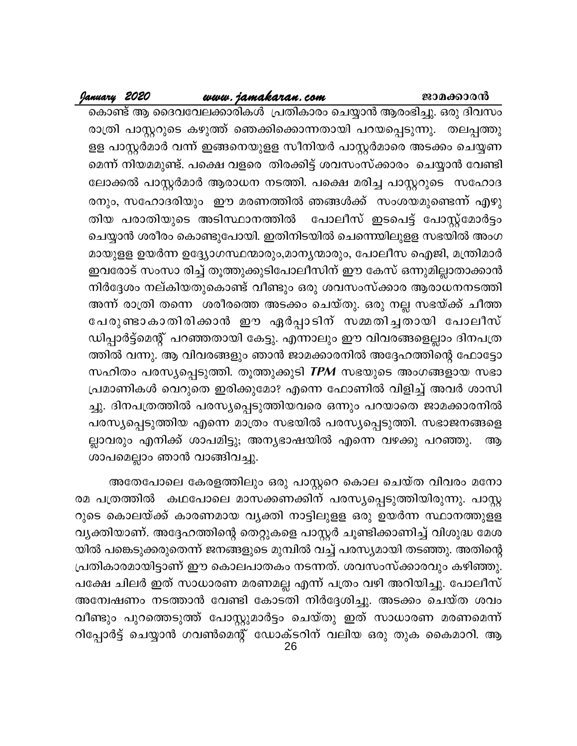കൊണ്ട് ആ ദൈവവേലക്കാരികൾ പ്രതികാരം ചെയ്യാൻ ആരംഭിച്ചു. ഒരു ദിവസം രാത്രി പാസ്റ്ററുടെ കഴുത്ത് ഞെക്കിക്കൊന്നതായി പറയപ്പെടുന്നു. തലപ്പത്തുള്ള പാസ്റ്റർമാർ വന്ന് ഇങ്ങനെയുള്ള സീനിയർ പാസ്റ്റർമാരെ അടക്കം ചെയ്യണമെന്ന് നിയമമുണ്ട്. പക്ഷെ വളരെ തിരക്കിട്ട് ശവസംസ്ക്കാരം ചെയ്യാൻ വേണ്ടി ലോക്കൽ പാസ്റ്റർമാർ ആരാധന നടത്തി. പക്ഷെ മരിച്ച പാസ്റ്ററുടെ സഹോദരനും, സഹോദരിയും ഈ മരണത്തിൽ ഞങ്ങൾക്ക് സംശയമുണ്ടെന്ന് എഴുതിയ പരാതിയുടെ അടിസ്ഥാനത്തിൽ പോലീസ് ഇടപെട്ട് പോസ്റ്റ്മോർട്ടം ചെയ്യാൻ ശരീരം കൊണ്ടുപോയി. ഇതിനിടയിൽ ചെന്നൈയിലുള്ള സഭയിൽ അംഗമായുള്ള ഉയർന്ന ഉദ്യോഗസ്ഥന്മാരും,മാന്യന്മാരും, പോലീസ ഐജി, മന്ത്രിമാർ ഇവരോട് സംസാ രിച്ച് തൂത്തുക്കുടിപോലീസിന് ഈ കേസ് ഒന്നുമില്ലാതാക്കാൻ നിർദ്ദേശം നല്കിയതുകൊണ്ട് വീണ്ടും ഒരു ശവസംസ്ക്കാര ആരാധനനടത്തി അന്ന് രാത്രി തന്നെ ശരീരത്തെ അടക്കം ചെയ്തു. ഒരു നല്ല സഭയ്ക്ക് ചീത്ത പേരുണ്ടാകാതിരിക്കാൻ ഈ ഏർപ്പാടിന് സമ്മതിച്ചതായി പോലീസ് ഡിപ്പാർട്ട്മെന്റ് പറഞ്ഞതായി കേട്ടു. എന്നാലും ഈ വിവരങ്ങളെല്ലാം ദിനപത്രത്തിൽ വന്നു. ആ വിവരങ്ങളും ഞാൻ ജാമക്കാരനിൽ അദ്ദേഹത്തിന്റെ ഫോട്ടോ സഹിതം പരസ്യപ്പെടുത്തി. തൂത്തുക്കുടി ***TPM*** സഭയുടെ അംഗങ്ങളായ സഭാ പ്രമാണികൾ വെറുതെ ഇരിക്കുമോ? എന്നെ ഫോണിൽ വിളിച്ച് അവർ ശാസിച്ചു. ദിനപത്രത്തിൽ പരസ്യപ്പെടുത്തിയവരെ ഒന്നും പറയാതെ ജാമക്കാരനിൽ പരസ്യപ്പെടുത്തിയ എന്നെ മാത്രം സഭയിൽ പരസ്യപ്പെടുത്തി. സഭാജനങ്ങളെല്ലാവരും എനിക്ക് ശാപമിട്ടു; അന്യഭാഷയിൽ എന്നെ വഴക്കു പറഞ്ഞു. ആ ശാപമെല്ലാം ഞാൻ വാങ്ങിവച്ചു.

അതേപോലെ കേരളത്തിലും ഒരു പാസ്റ്ററെ കൊല ചെയ്ത വിവരം മനോരമ പത്രത്തിൽ കഥപോലെ മാസക്കണക്കിന് പരസ്യപ്പെടുത്തിയിരുന്നു. പാസ്റ്ററുടെ കൊലയ്ക്ക് കാരണമായ വ്യക്തി നാട്ടിലുള്ള ഒരു ഉയർന്ന സ്ഥാനത്തുള്ള വ്യക്തിയാണ്. അദ്ദേഹത്തിന്റെ തെറ്റുകളെ പാസ്റ്റർ ചൂണ്ടിക്കാണിച്ച് വിശുദ്ധ മേശയിൽ പങ്കെടുക്കരുതെന്ന് ജനങ്ങളുടെ മുമ്പിൽ വച്ച് പരസ്യമായി തടഞ്ഞു. അതിന്റെ പ്രതികാരമായിട്ടാണ് ഈ കൊലപാതകം നടന്നത്. ശവസംസ്ക്കാരവും കഴിഞ്ഞു. പക്ഷേ ചിലർ ഇത് സാധാരണ മരണമല്ല എന്ന് പത്രം വഴി അറിയിച്ചു. പോലീസ് അന്വേഷണം നടത്താൻ വേണ്ടി കോടതി നിർദ്ദേശിച്ചു. അടക്കം ചെയ്ത ശവം വീണ്ടും പുറത്തെടുത്ത് പോസ്റ്റുമാർട്ടം ചെയ്തു ഇത് സാധാരണ മരണമെന്ന് റിപ്പോർട്ട് ചെയ്യാൻ ഗവൺമെന്റ് ഡോക്ടറിന് വലിയ ഒരു തുക കൈമാറി. ആ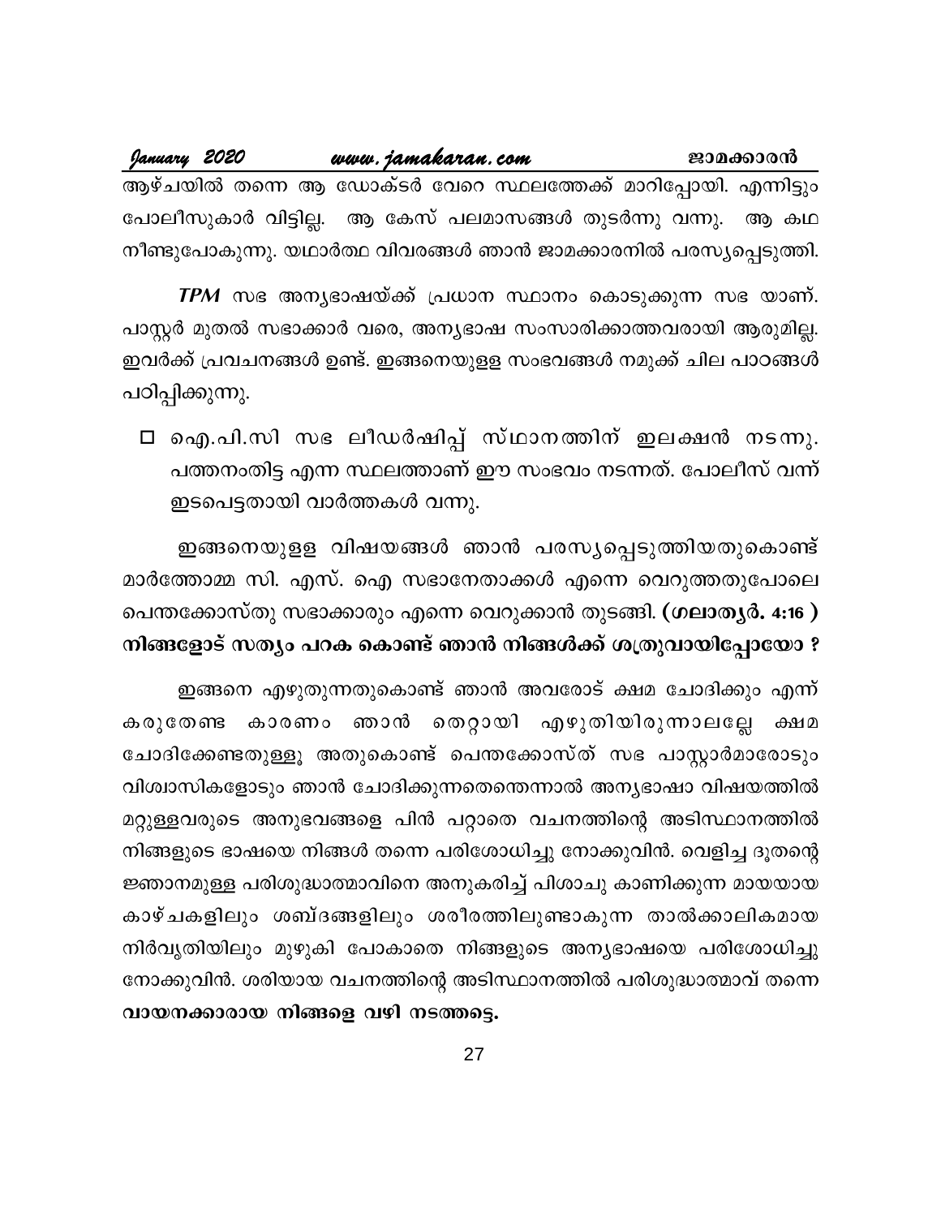ആഴ്ചയിൽ തന്നെ ആ ഡോക്ടർ വേറെ സ്ഥലത്തേക്ക് മാറിപ്പോയി. എന്നിട്ടും പോലീസുകാർ വിട്ടില്ല. ആ കേസ് പലമാസങ്ങൾ തുടർന്നു വന്നു. ആ കഥ നീണ്ടുപോകുന്നു. യഥാർത്ഥ വിവരങ്ങൾ ഞാൻ ജാമക്കാരനിൽ പരസ്യപ്പെടുത്തി.

***TPM*** സഭ അന്യഭാഷയ്ക്ക് പ്രധാന സ്ഥാനം കൊടുക്കുന്ന സഭ യാണ്. പാസ്റ്റർ മുതൽ സഭാക്കാർ വരെ, അന്യഭാഷ സംസാരിക്കാത്തവരായി ആരുമില്ല. ഇവർക്ക് പ്രവചനങ്ങൾ ഉണ്ട്. ഇങ്ങനെയുളള സംഭവങ്ങൾ നമുക്ക് ചില പാഠങ്ങൾ പഠിപ്പിക്കുന്നു.

- ഐ.പി.സി സഭ ലീഡർഷിപ്പ് സ്ഥാനത്തിന് ഇലക്ഷൻ നടന്നു. പത്തനംതിട്ട എന്ന സ്ഥലത്താണ് ഈ സംഭവം നടന്നത്. പോലീസ് വന്ന് ഇടപെട്ടതായി വാർത്തകൾ വന്നു.

ഇങ്ങനെയുളള വിഷയങ്ങൾ ഞാൻ പരസ്യപ്പെടുത്തിയതുകൊണ്ട് മാർത്തോമ്മ സി. എസ്. ഐ സഭാനേതാക്കൾ എന്നെ വെറുത്തതുപോലെ പെന്തക്കോസ്തു സഭാക്കാരും എന്നെ വെറുക്കാൻ തുടങ്ങി. **(ഗലാതൃർ. 4:16 ) നിങ്ങളോട് സത്യം പറക കൊണ്ട് ഞാൻ നിങ്ങൾക്ക് ശത്രുവായിപ്പോയോ ?**

ഇങ്ങനെ എഴുതുന്നതുകൊണ്ട് ഞാൻ അവരോട് ക്ഷമ ചോദിക്കും എന്ന് കരുതേണ്ട കാരണം ഞാൻ തെറ്റായി എഴുതിയിരുന്നാലല്ലേ ക്ഷമ ചോദിക്കേണ്ടതുള്ളൂ അതുകൊണ്ട് പെന്തക്കോസ്ത് സഭ പാസ്റ്റർമാരോടും വിശ്വാസികളോടും ഞാൻ ചോദിക്കുന്നതെന്തെന്നാൽ അന്യഭാഷാ വിഷയത്തിൽ മറ്റുള്ളവരുടെ അനുഭവങ്ങളെ പിൻ പറ്റാതെ വചനത്തിന്റെ അടിസ്ഥാനത്തിൽ നിങ്ങളുടെ ഭാഷയെ നിങ്ങൾ തന്നെ പരിശോധിച്ചു നോക്കുവിൻ. വെളിച്ച ദൂതന്റെ ജ്ഞാനമുള്ള പരിശുദ്ധാത്മാവിനെ അനുകരിച്ച് പിശാചു കാണിക്കുന്ന മായയായ കാഴ്ചകളിലും ശബ്ദങ്ങളിലും ശരീരത്തിലുണ്ടാകുന്ന താൽക്കാലികമായ നിർവൃതിയിലും മുഴുകി പോകാതെ നിങ്ങളുടെ അന്യഭാഷയെ പരിശോധിച്ചു നോക്കുവിൻ. ശരിയായ വചനത്തിന്റെ അടിസ്ഥാനത്തിൽ പരിശുദ്ധാത്മാവ് തന്നെ **വായനക്കാരായ നിങ്ങളെ വഴി നടത്തട്ടെ.**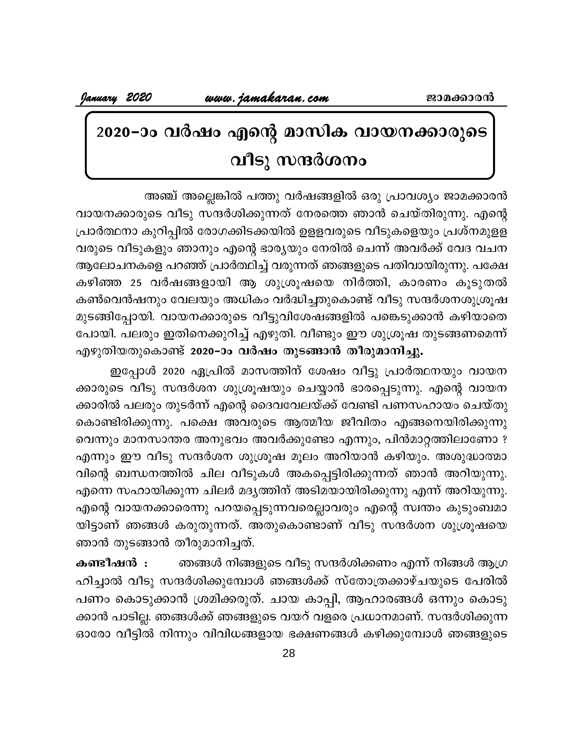# 2020-ാം വർഷം എന്റെ മാസിക വായനക്കാരുടെ വീടു സന്ദർശനം

അഞ്ച് അല്ലെങ്കിൽ പത്തു വർഷങ്ങളിൽ ഒരു പ്രാവശ്യം ജാമക്കാരൻ വായനക്കാരുടെ വീടു സന്ദർശിക്കുന്നത് നേരത്തെ ഞാൻ ചെയ്തിരുന്നു. എന്റെ പ്രാർത്ഥനാ കുറിപ്പിൽ രോഗക്കിടക്കയിൽ ഉള്ളവരുടെ വീടുകളെയും പ്രശ്നമുള്ള വരുടെ വീടുകളും ഞാനും എന്റെ ഭാര്യയും നേരിൽ ചെന്ന് അവർക്ക് വേദ വചന ആലോചനകളെ പറഞ്ഞ് പ്രാർത്ഥിച്ച് വരുന്നത് ഞങ്ങളുടെ പതിവായിരുന്നു. പക്ഷേ കഴിഞ്ഞ 25 വർഷങ്ങളായി ആ ശുശ്രൂഷയെ നിർത്തി, കാരണം കൂടുതൽ കൺവെൻഷനും വേലയും അധികം വർദ്ധിച്ചതുകൊണ്ട് വീടു സന്ദർശനശുശ്രൂഷ മുടങ്ങിപ്പോയി. വായനക്കാരുടെ വീട്ടുവിശേഷങ്ങളിൽ പങ്കെടുക്കാൻ കഴിയാതെ പോയി. പലരും ഇതിനെക്കുറിച്ച് എഴുതി. വീണ്ടും ഈ ശുശ്രൂഷ തുടങ്ങണമെന്ന് എഴുതിയതുകൊണ്ട് **2020-ാം വർഷം തുടങ്ങാൻ തീരുമാനിച്ചു.**

ഇപ്പോൾ 2020 ഏപ്രിൽ മാസത്തിന് ശേഷം വീട്ടു പ്രാർത്ഥനയും വായന ക്കാരുടെ വീടു സന്ദർശന ശുശ്രൂഷയും ചെയ്യാൻ ഭാരപ്പെടുന്നു. എന്റെ വായന ക്കാരിൽ പലരും തുടർന്ന് എന്റെ ദൈവവേലയ്ക്ക് വേണ്ടി പണസഹായം ചെയ്തു കൊണ്ടിരിക്കുന്നു. പക്ഷെ അവരുടെ ആത്മീയ ജീവിതം എങ്ങനെയിരിക്കുന്നു വെന്നും മാനസാന്തര അനുഭവം അവർക്കുണ്ടോ എന്നും, പിൻമാറ്റത്തിലാണോ ? എന്നും ഈ വീടു സന്ദർശന ശുശ്രൂഷ മൂലം അറിയാൻ കഴിയും. അശുദ്ധാത്മാ വിന്റെ ബന്ധനത്തിൽ ചില വീടുകൾ അകപ്പെട്ടിരിക്കുന്നത് ഞാൻ അറിയുന്നു. എന്നെ സഹായിക്കുന്ന ചിലർ മദ്യത്തിന് അടിമയായിരിക്കുന്നു എന്ന് അറിയുന്നു. എന്റെ വായനക്കാരെന്നു പറയപ്പെടുന്നവരെല്ലാവരും എന്റെ സ്വന്തം കുടുംബമാ യിട്ടാണ് ഞങ്ങൾ കരുതുന്നത്. അതുകൊണ്ടാണ് വീടു സന്ദർശന ശുശ്രൂഷയെ ഞാൻ തുടങ്ങാൻ തീരുമാനിച്ചത്.

**കണ്ടീഷൻ :** ഞങ്ങൾ നിങ്ങളുടെ വീടു സന്ദർശിക്കണം എന്ന് നിങ്ങൾ ആഗ്ര ഹിച്ചാൽ വീടു സന്ദർശിക്കുമ്പോൾ ഞങ്ങൾക്ക് സ്തോത്രക്കാഴ്ചയുടെ പേരിൽ പണം കൊടുക്കാൻ ശ്രമിക്കരുത്. ചായ കാപ്പി, ആഹാരങ്ങൾ ഒന്നും കൊടു ക്കാൻ പാടില്ല. ഞങ്ങൾക്ക് ഞങ്ങളുടെ വയറ് വളരെ പ്രധാനമാണ്. സന്ദർശിക്കുന്ന ഓരോ വീട്ടിൽ നിന്നും വിവിധങ്ങളായ ഭക്ഷണങ്ങൾ കഴിക്കുമ്പോൾ ഞങ്ങളുടെ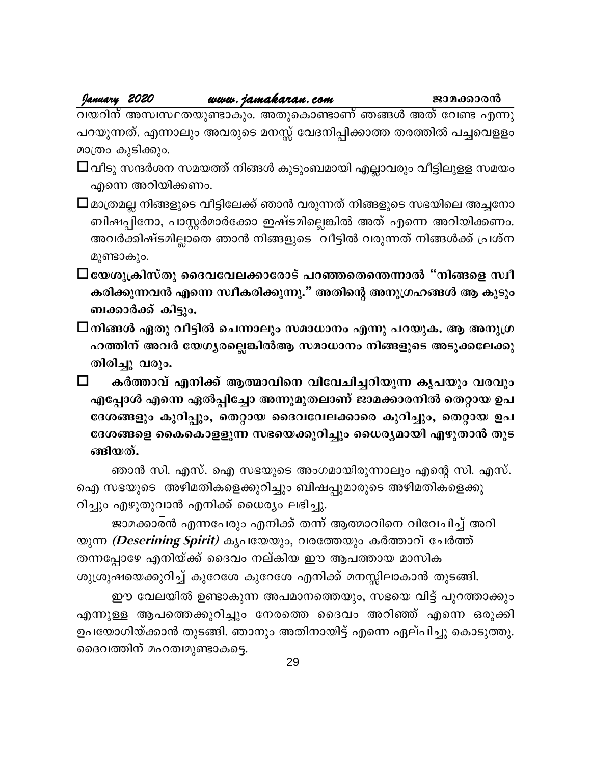വയറിന് അസ്വസ്ഥതയുണ്ടാകും. അതുകൊണ്ടാണ് ഞങ്ങൾ അത് വേണ്ട എന്നു പറയുന്നത്. എന്നാലും അവരുടെ മനസ്സ് വേദനിപ്പിക്കാത്ത തരത്തിൽ പച്ചവെള്ളം മാത്രം കുടിക്കും.

- ☐ വീടു സന്ദർശന സമയത്ത് നിങ്ങൾ കുടുംബമായി എല്ലാവരും വീട്ടിലുള്ള സമയം എന്നെ അറിയിക്കണം.
- ☐ മാത്രമല്ല നിങ്ങളുടെ വീട്ടിലേക്ക് ഞാൻ വരുന്നത് നിങ്ങളുടെ സഭയിലെ അച്ചനോ ബിഷപ്പിനോ, പാസ്റ്റർമാർക്കോ ഇഷ്ടമില്ലെങ്കിൽ അത് എന്നെ അറിയിക്കണം. അവർക്കിഷ്ടമില്ലാതെ ഞാൻ നിങ്ങളുടെ വീട്ടിൽ വരുന്നത് നിങ്ങൾക്ക് പ്രശ്നമുണ്ടാകും.
- ☐ **യേശുക്രിസ്തു ദൈവവേലക്കാരോട് പറഞ്ഞതെന്തെന്നാൽ "നിങ്ങളെ സ്വീകരിക്കുന്നവൻ എന്നെ സ്വീകരിക്കുന്നു." അതിന്റെ അനുഗ്രഹങ്ങൾ ആ കുടുംബക്കാർക്ക് കിട്ടും.**
- ☐ **നിങ്ങൾ ഏതു വീട്ടിൽ ചെന്നാലും സമാധാനം എന്നു പറയുക. ആ അനുഗ്രഹത്തിന് അവർ യേഗ്യരല്ലെങ്കിൽആ സമാധാനം നിങ്ങളുടെ അടുക്കലേക്കു തിരിച്ചു വരും.**
- ☐ **കർത്താവ് എനിക്ക് ആത്മാവിനെ വിവേചിച്ചറിയുന്ന കൃപയും വരവും എപ്പോൾ എന്നെ ഏൽപ്പിച്ചോ അന്നുമുതലാണ് ജാമക്കാരനിൽ തെറ്റായ ഉപദേശങ്ങളും കുറിപ്പും, തെറ്റായ ദൈവവേലക്കാരെ കുറിച്ചും, തെറ്റായ ഉപദേശങ്ങളെ കൈകൊളളുന്ന സഭയെക്കുറിച്ചും ധൈര്യമായി എഴുതാൻ തുടങ്ങിയത്.**

ഞാൻ സി. എസ്. ഐ സഭയുടെ അംഗമായിരുന്നാലും എന്റെ സി. എസ്. ഐ സഭയുടെ അഴിമതികളെക്കുറിച്ചും ബിഷപ്പുമാരുടെ അഴിമതികളെക്കുറിച്ചും എഴുതുവാൻ എനിക്ക് ധൈര്യം ലഭിച്ചു.

ജാമക്കാരൻ എന്നപേരും എനിക്ക് തന്ന് ആത്മാവിനെ വിവേചിച്ച് അറിയുന്ന ***(Deserining Spirit)*** കൃപയേയും, വരത്തേയും കർത്താവ് ചേർത്ത് തന്നപ്പോഴേ എനിയ്ക്ക് ദൈവം നല്കിയ ഈ ആപത്തായ മാസിക ശുശ്രൂഷയെക്കുറിച്ച് കുറേശേ കുറേശേ എനിക്ക് മനസ്സിലാകാൻ തുടങ്ങി.

ഈ വേലയിൽ ഉണ്ടാകുന്ന അപമാനത്തെയും, സഭയെ വിട്ട് പുറത്താക്കും എന്നുള്ള ആപത്തെക്കുറിച്ചും നേരത്തെ ദൈവം അറിഞ്ഞ് എന്നെ ഒരുക്കി ഉപയോഗിയ്ക്കാൻ തുടങ്ങി. ഞാനും അതിനായിട്ട് എന്നെ ഏല്പിച്ചു കൊടുത്തു. ദൈവത്തിന് മഹത്വമുണ്ടാകട്ടെ.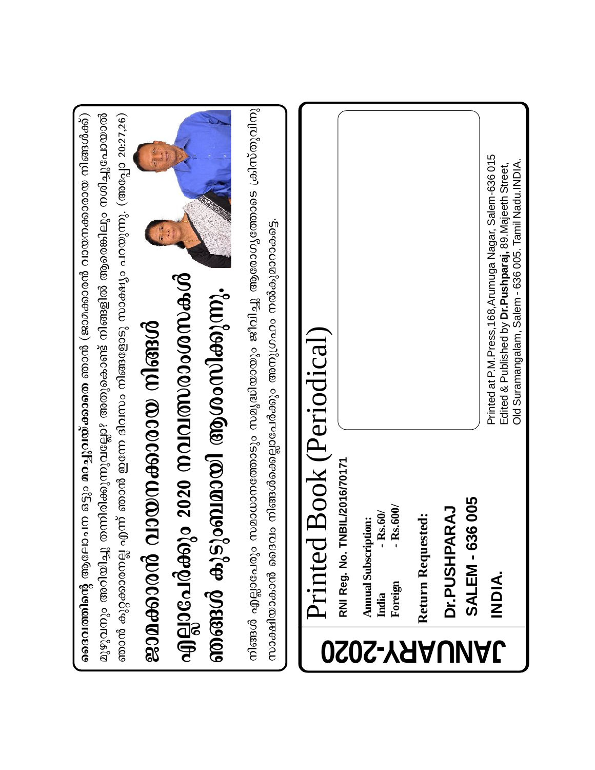**ദൈവത്തിന്റെ** ആലോചന ഒട്ടും **മറച്ചുവയ്ക്കാതെ** ഞാൻ (ജാമക്കാരൻ വായനക്കാരായ നിങ്ങൾക്ക്) മുഴുവനും അറിയിച്ചു തന്നിരിക്കുന്നുവല്ലോ? അതുകൊണ്ട് നിങ്ങളിൽ ആരെങ്കിലും നശിച്ചുപോയാൽ ഞാൻ കുറ്റക്കാരനല്ല എന്ന് ഞാൻ ഇന്നേ ദിവസം നിങ്ങളോടു സാക്ഷ്യം പറയുന്നു. (അപ്പോ 20:27,26)

# ജാമക്കാരൻ വായനക്കാരായ നിങ്ങൾ ഏല്ലാപേർക്കും 2020 നവവത്സരാശംസകൾ ഞങ്ങൾ കുടുംബമായി ആശംസിക്കുന്നു.

നിങ്ങൾ ഏല്ലാപേരും സമാധാനത്തോടും സമൃദ്ധിയായും ജീവിച്ചു ആരോഗ്യത്തോടെ ക്രിസ്തുവിനു സാക്ഷിയാകാൻ ദൈവം നിങ്ങൾക്കെല്ലാപേർക്കും അനുഗ്രഹം നൽകുമാറാകട്ടെ.

# JANUARY-2020

## Printed Book (Periodical)

**RNI Reg. No. TNBIL/2016/70171**

**Annual Subscription:**
**India - Rs.60/**
**Foreign - Rs.600/**

**Return Requested:**

**Dr.PUSHPARAJ**
**SALEM - 636 005**
**INDIA.**

Printed at P.M.Press,168,Arumuga Nagar, Salem-636 015
Edited & Published by **Dr.Pushparaj,** 89.Majeeth Street,
Old Suramangalam, Salem - 636 005. Tamil Nadu.INDIA.